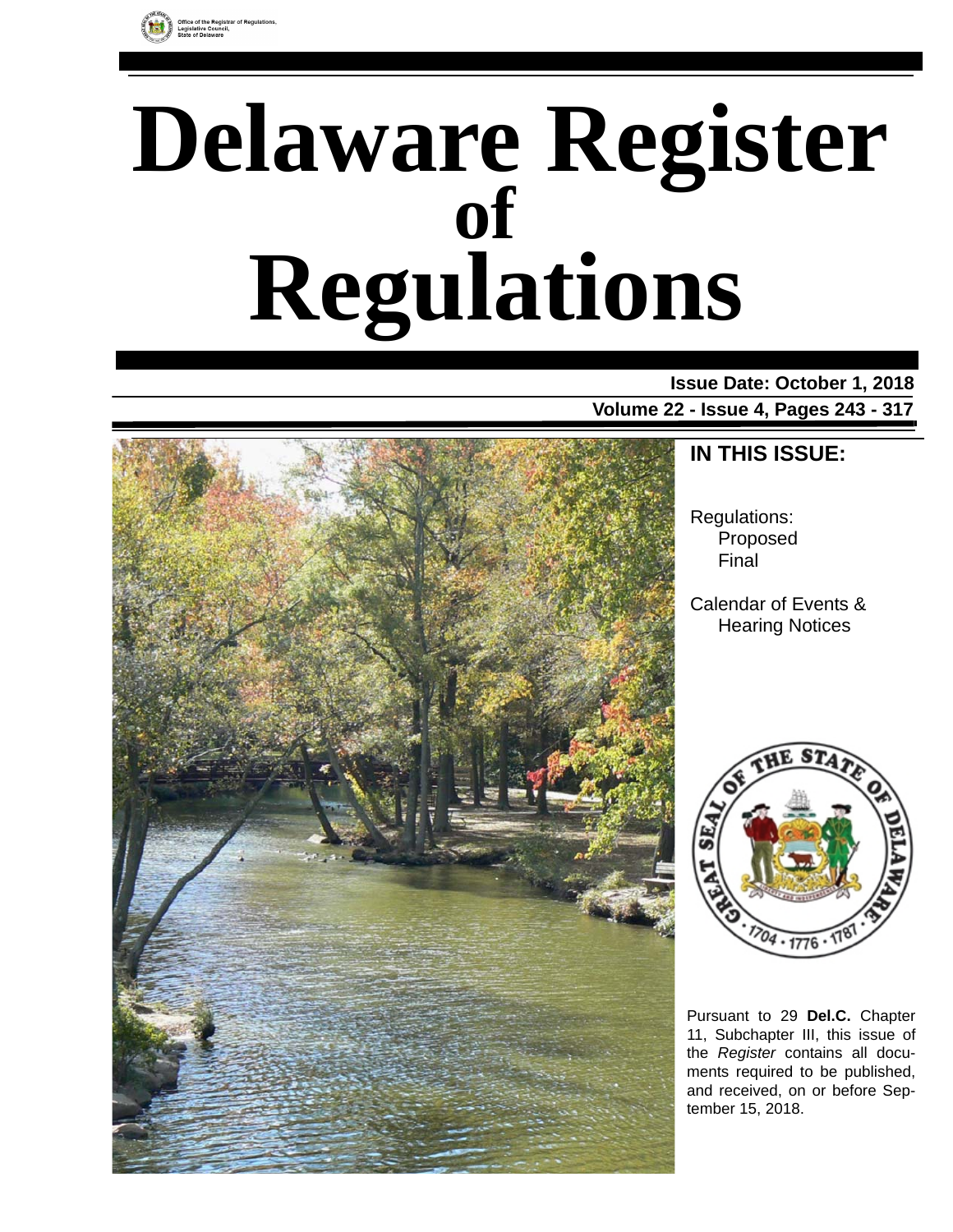Office of the Registrar of Regulations,
Legislative Council,
State of Delaware

# Delaware Register of Regulations

**Issue Date: October 1, 2018**

**Volume 22 - Issue 4, Pages 243 - 317**

## IN THIS ISSUE:

Regulations:
- Proposed
- Final

Calendar of Events & Hearing Notices

Pursuant to 29 **Del.C.** Chapter 11, Subchapter III, this issue of the *Register* contains all documents required to be published, and received, on or before September 15, 2018.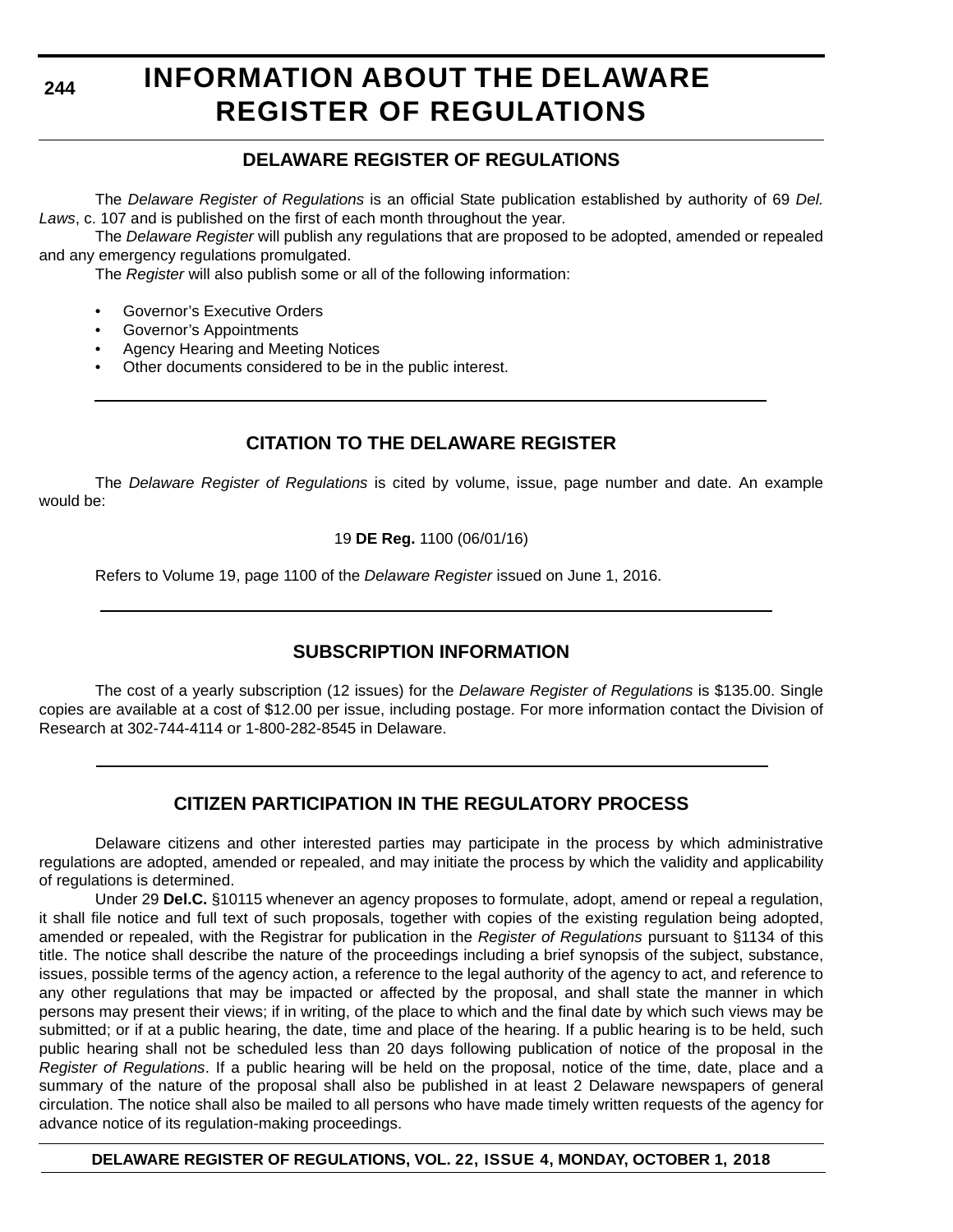# INFORMATION ABOUT THE DELAWARE REGISTER OF REGULATIONS

## DELAWARE REGISTER OF REGULATIONS

The *Delaware Register of Regulations* is an official State publication established by authority of 69 *Del. Laws*, c. 107 and is published on the first of each month throughout the year.

The *Delaware Register* will publish any regulations that are proposed to be adopted, amended or repealed and any emergency regulations promulgated.

The *Register* will also publish some or all of the following information:

- Governor's Executive Orders
- Governor's Appointments
- Agency Hearing and Meeting Notices
- Other documents considered to be in the public interest.

## CITATION TO THE DELAWARE REGISTER

The *Delaware Register of Regulations* is cited by volume, issue, page number and date. An example would be:

19 **DE Reg.** 1100 (06/01/16)

Refers to Volume 19, page 1100 of the *Delaware Register* issued on June 1, 2016.

## SUBSCRIPTION INFORMATION

The cost of a yearly subscription (12 issues) for the *Delaware Register of Regulations* is $135.00. Single copies are available at a cost of $12.00 per issue, including postage. For more information contact the Division of Research at 302-744-4114 or 1-800-282-8545 in Delaware.

## CITIZEN PARTICIPATION IN THE REGULATORY PROCESS

Delaware citizens and other interested parties may participate in the process by which administrative regulations are adopted, amended or repealed, and may initiate the process by which the validity and applicability of regulations is determined.

Under 29 **Del.C.** §10115 whenever an agency proposes to formulate, adopt, amend or repeal a regulation, it shall file notice and full text of such proposals, together with copies of the existing regulation being adopted, amended or repealed, with the Registrar for publication in the *Register of Regulations* pursuant to §1134 of this title. The notice shall describe the nature of the proceedings including a brief synopsis of the subject, substance, issues, possible terms of the agency action, a reference to the legal authority of the agency to act, and reference to any other regulations that may be impacted or affected by the proposal, and shall state the manner in which persons may present their views; if in writing, of the place to which and the final date by which such views may be submitted; or if at a public hearing, the date, time and place of the hearing. If a public hearing is to be held, such public hearing shall not be scheduled less than 20 days following publication of notice of the proposal in the *Register of Regulations*. If a public hearing will be held on the proposal, notice of the time, date, place and a summary of the nature of the proposal shall also be published in at least 2 Delaware newspapers of general circulation. The notice shall also be mailed to all persons who have made timely written requests of the agency for advance notice of its regulation-making proceedings.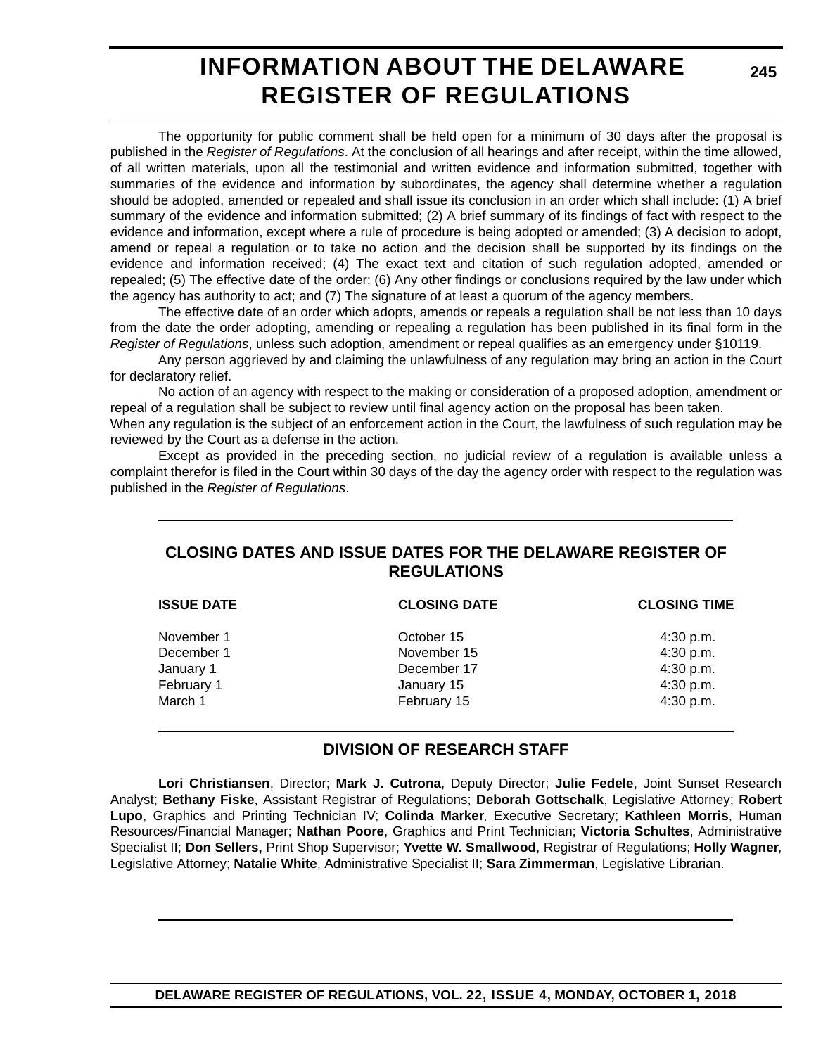# INFORMATION ABOUT THE DELAWARE REGISTER OF REGULATIONS

The opportunity for public comment shall be held open for a minimum of 30 days after the proposal is published in the *Register of Regulations*. At the conclusion of all hearings and after receipt, within the time allowed, of all written materials, upon all the testimonial and written evidence and information submitted, together with summaries of the evidence and information by subordinates, the agency shall determine whether a regulation should be adopted, amended or repealed and shall issue its conclusion in an order which shall include: (1) A brief summary of the evidence and information submitted; (2) A brief summary of its findings of fact with respect to the evidence and information, except where a rule of procedure is being adopted or amended; (3) A decision to adopt, amend or repeal a regulation or to take no action and the decision shall be supported by its findings on the evidence and information received; (4) The exact text and citation of such regulation adopted, amended or repealed; (5) The effective date of the order; (6) Any other findings or conclusions required by the law under which the agency has authority to act; and (7) The signature of at least a quorum of the agency members.

The effective date of an order which adopts, amends or repeals a regulation shall be not less than 10 days from the date the order adopting, amending or repealing a regulation has been published in its final form in the *Register of Regulations*, unless such adoption, amendment or repeal qualifies as an emergency under §10119.

Any person aggrieved by and claiming the unlawfulness of any regulation may bring an action in the Court for declaratory relief.

No action of an agency with respect to the making or consideration of a proposed adoption, amendment or repeal of a regulation shall be subject to review until final agency action on the proposal has been taken.

When any regulation is the subject of an enforcement action in the Court, the lawfulness of such regulation may be reviewed by the Court as a defense in the action.

Except as provided in the preceding section, no judicial review of a regulation is available unless a complaint therefor is filed in the Court within 30 days of the day the agency order with respect to the regulation was published in the *Register of Regulations*.

## CLOSING DATES AND ISSUE DATES FOR THE DELAWARE REGISTER OF REGULATIONS

| ISSUE DATE | CLOSING DATE | CLOSING TIME |
|---|---|---|
| November 1 | October 15 | 4:30 p.m. |
| December 1 | November 15 | 4:30 p.m. |
| January 1 | December 17 | 4:30 p.m. |
| February 1 | January 15 | 4:30 p.m. |
| March 1 | February 15 | 4:30 p.m. |

## DIVISION OF RESEARCH STAFF

**Lori Christiansen**, Director; **Mark J. Cutrona**, Deputy Director; **Julie Fedele**, Joint Sunset Research Analyst; **Bethany Fiske**, Assistant Registrar of Regulations; **Deborah Gottschalk**, Legislative Attorney; **Robert Lupo**, Graphics and Printing Technician IV; **Colinda Marker**, Executive Secretary; **Kathleen Morris**, Human Resources/Financial Manager; **Nathan Poore**, Graphics and Print Technician; **Victoria Schultes**, Administrative Specialist II; **Don Sellers,** Print Shop Supervisor; **Yvette W. Smallwood**, Registrar of Regulations; **Holly Wagner**, Legislative Attorney; **Natalie White**, Administrative Specialist II; **Sara Zimmerman**, Legislative Librarian.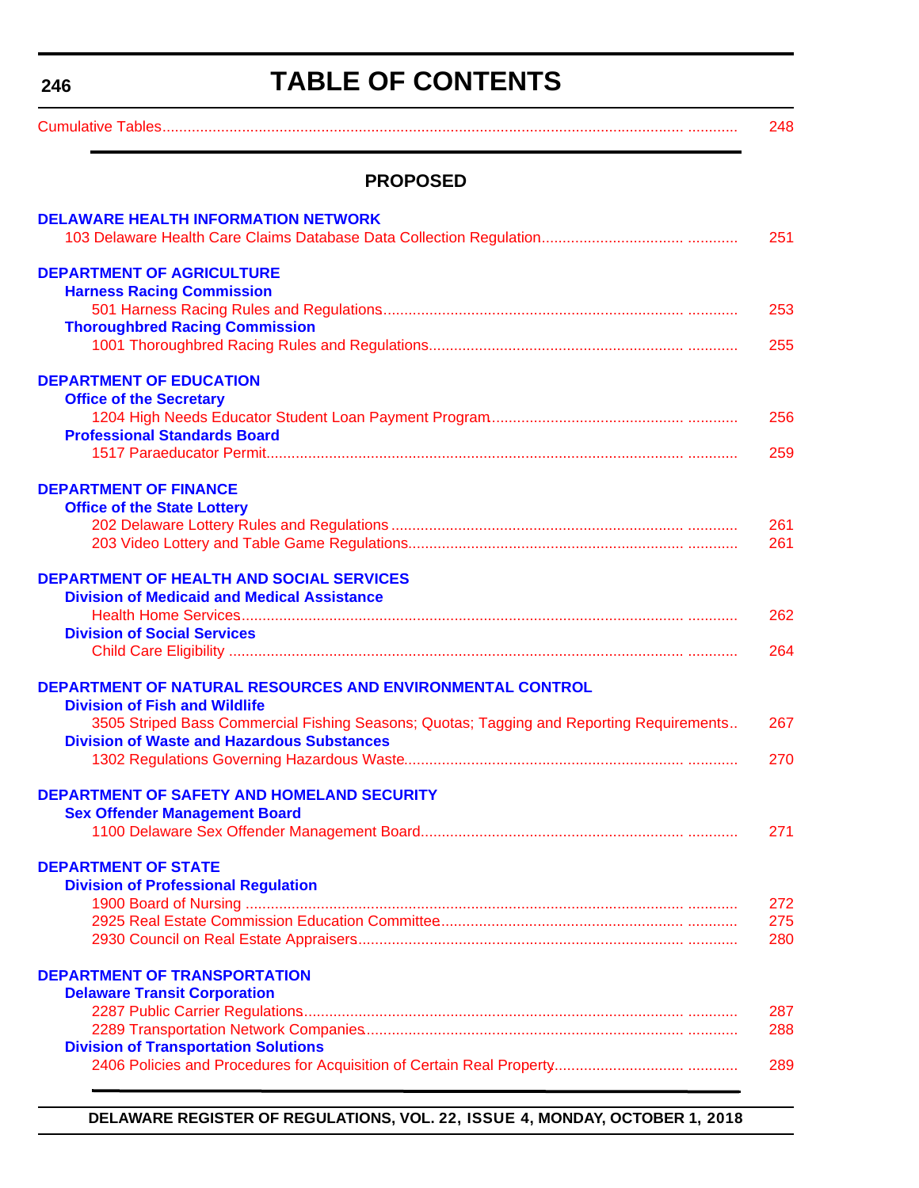# TABLE OF CONTENTS

Cumulative Tables ............ 248

## PROPOSED

**DELAWARE HEALTH INFORMATION NETWORK**

103 Delaware Health Care Claims Database Data Collection Regulation ............ 251

**DEPARTMENT OF AGRICULTURE**

**Harness Racing Commission**

501 Harness Racing Rules and Regulations ............ 253

**Thoroughbred Racing Commission**

1001 Thoroughbred Racing Rules and Regulations ............ 255

**DEPARTMENT OF EDUCATION**

**Office of the Secretary**

1204 High Needs Educator Student Loan Payment Program ............ 256

**Professional Standards Board**

1517 Paraeducator Permit ............ 259

**DEPARTMENT OF FINANCE**

**Office of the State Lottery**

202 Delaware Lottery Rules and Regulations ............ 261

203 Video Lottery and Table Game Regulations ............ 261

**DEPARTMENT OF HEALTH AND SOCIAL SERVICES**

**Division of Medicaid and Medical Assistance**

Health Home Services ............ 262

**Division of Social Services**

Child Care Eligibility ............ 264

**DEPARTMENT OF NATURAL RESOURCES AND ENVIRONMENTAL CONTROL**

**Division of Fish and Wildlife**

3505 Striped Bass Commercial Fishing Seasons; Quotas; Tagging and Reporting Requirements.. 267

**Division of Waste and Hazardous Substances**

1302 Regulations Governing Hazardous Waste ............ 270

**DEPARTMENT OF SAFETY AND HOMELAND SECURITY**

**Sex Offender Management Board**

1100 Delaware Sex Offender Management Board ............ 271

**DEPARTMENT OF STATE**

**Division of Professional Regulation**

1900 Board of Nursing ............ 272

2925 Real Estate Commission Education Committee ............ 275

2930 Council on Real Estate Appraisers ............ 280

**DEPARTMENT OF TRANSPORTATION**

**Delaware Transit Corporation**

2287 Public Carrier Regulations ............ 287

2289 Transportation Network Companies ............ 288

**Division of Transportation Solutions**

2406 Policies and Procedures for Acquisition of Certain Real Property ............ 289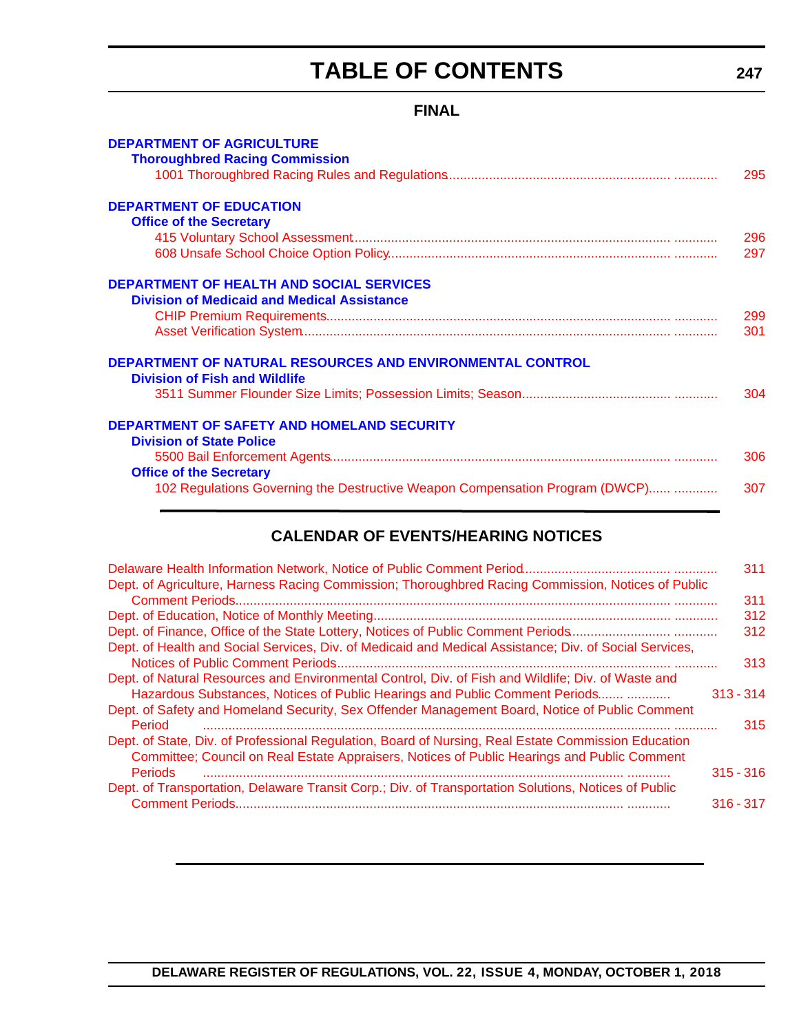# TABLE OF CONTENTS

## FINAL

**DEPARTMENT OF AGRICULTURE**

**Thoroughbred Racing Commission**

1001 Thoroughbred Racing Rules and Regulations ............ 295

**DEPARTMENT OF EDUCATION**

**Office of the Secretary**

415 Voluntary School Assessment ............ 296

608 Unsafe School Choice Option Policy ............ 297

**DEPARTMENT OF HEALTH AND SOCIAL SERVICES**

**Division of Medicaid and Medical Assistance**

CHIP Premium Requirements ............ 299

Asset Verification System ............ 301

**DEPARTMENT OF NATURAL RESOURCES AND ENVIRONMENTAL CONTROL**

**Division of Fish and Wildlife**

3511 Summer Flounder Size Limits; Possession Limits; Season ............ 304

**DEPARTMENT OF SAFETY AND HOMELAND SECURITY**

**Division of State Police**

5500 Bail Enforcement Agents ............ 306

**Office of the Secretary**

102 Regulations Governing the Destructive Weapon Compensation Program (DWCP) ............ 307

## CALENDAR OF EVENTS/HEARING NOTICES

Delaware Health Information Network, Notice of Public Comment Period ............ 311

Dept. of Agriculture, Harness Racing Commission; Thoroughbred Racing Commission, Notices of Public Comment Periods ............ 311

Dept. of Education, Notice of Monthly Meeting ............ 312

Dept. of Finance, Office of the State Lottery, Notices of Public Comment Periods ............ 312

Dept. of Health and Social Services, Div. of Medicaid and Medical Assistance; Div. of Social Services, Notices of Public Comment Periods ............ 313

Dept. of Natural Resources and Environmental Control, Div. of Fish and Wildlife; Div. of Waste and Hazardous Substances, Notices of Public Hearings and Public Comment Periods ............ 313 - 314

Dept. of Safety and Homeland Security, Sex Offender Management Board, Notice of Public Comment Period ............ 315

Dept. of State, Div. of Professional Regulation, Board of Nursing, Real Estate Commission Education Committee; Council on Real Estate Appraisers, Notices of Public Hearings and Public Comment Periods ............ 315 - 316

Dept. of Transportation, Delaware Transit Corp.; Div. of Transportation Solutions, Notices of Public Comment Periods ............ 316 - 317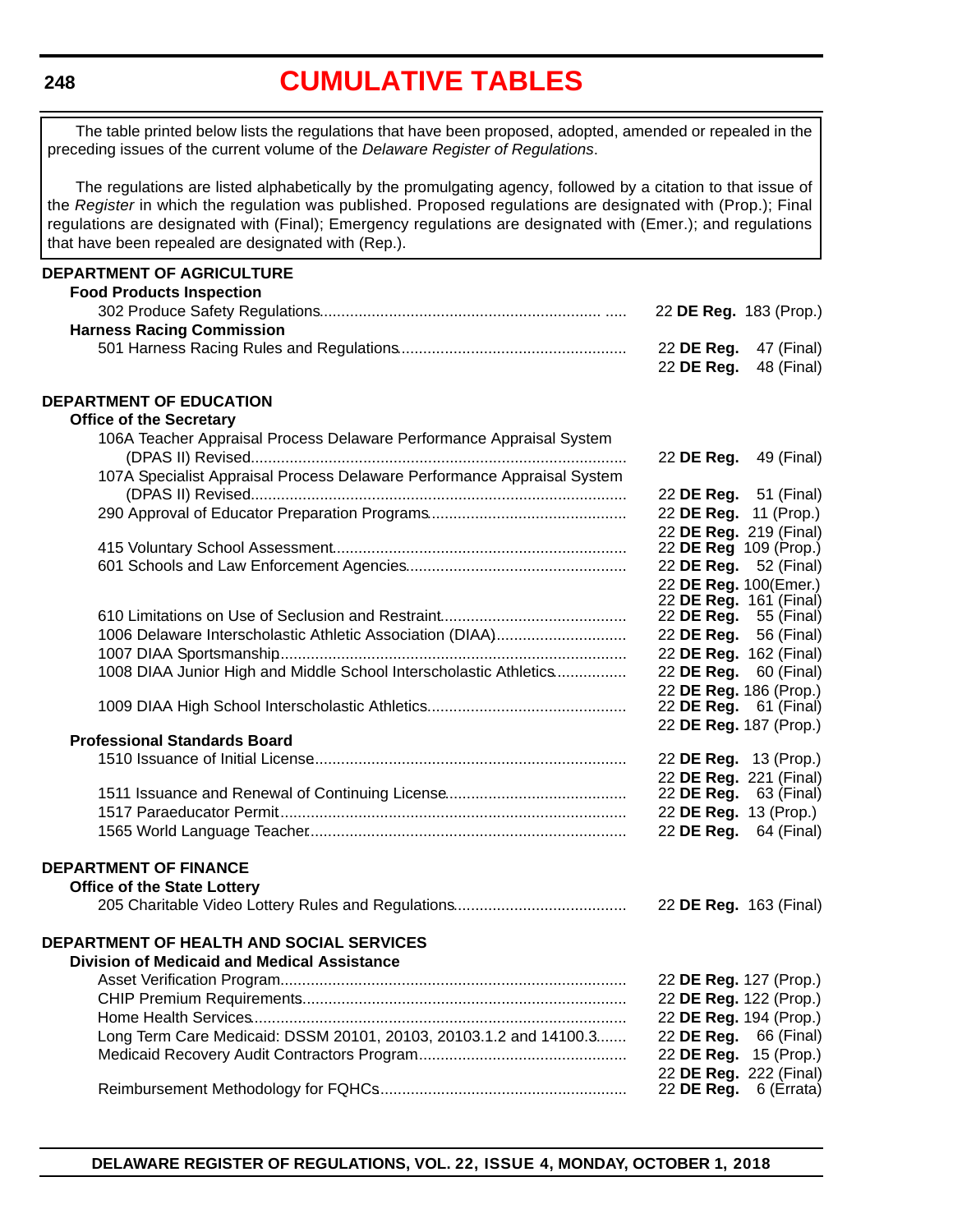# CUMULATIVE TABLES

The table printed below lists the regulations that have been proposed, adopted, amended or repealed in the preceding issues of the current volume of the *Delaware Register of Regulations*.

The regulations are listed alphabetically by the promulgating agency, followed by a citation to that issue of the *Register* in which the regulation was published. Proposed regulations are designated with (Prop.); Final regulations are designated with (Final); Emergency regulations are designated with (Emer.); and regulations that have been repealed are designated with (Rep.).

**DEPARTMENT OF AGRICULTURE**

**Food Products Inspection**

302 Produce Safety Regulations ..... 22 **DE Reg.** 183 (Prop.)

**Harness Racing Commission**

501 Harness Racing Rules and Regulations ..... 22 **DE Reg.** 47 (Final)
22 **DE Reg.** 48 (Final)

**DEPARTMENT OF EDUCATION**

**Office of the Secretary**

106A Teacher Appraisal Process Delaware Performance Appraisal System (DPAS II) Revised ..... 22 **DE Reg.** 49 (Final)

107A Specialist Appraisal Process Delaware Performance Appraisal System (DPAS II) Revised ..... 22 **DE Reg.** 51 (Final)

290 Approval of Educator Preparation Programs ..... 22 **DE Reg.** 11 (Prop.)
22 **DE Reg.** 219 (Final)

415 Voluntary School Assessment ..... 22 **DE Reg** 109 (Prop.)

601 Schools and Law Enforcement Agencies ..... 22 **DE Reg.** 52 (Final)
22 **DE Reg.** 100(Emer.)
22 **DE Reg.** 161 (Final)

610 Limitations on Use of Seclusion and Restraint ..... 22 **DE Reg.** 55 (Final)

1006 Delaware Interscholastic Athletic Association (DIAA) ..... 22 **DE Reg.** 56 (Final)

1007 DIAA Sportsmanship ..... 22 **DE Reg.** 162 (Final)

1008 DIAA Junior High and Middle School Interscholastic Athletics ..... 22 **DE Reg.** 60 (Final)
22 **DE Reg.** 186 (Prop.)

1009 DIAA High School Interscholastic Athletics ..... 22 **DE Reg.** 61 (Final)
22 **DE Reg.** 187 (Prop.)

**Professional Standards Board**

1510 Issuance of Initial License ..... 22 **DE Reg.** 13 (Prop.)
22 **DE Reg.** 221 (Final)

1511 Issuance and Renewal of Continuing License ..... 22 **DE Reg.** 63 (Final)

1517 Paraeducator Permit ..... 22 **DE Reg.** 13 (Prop.)

1565 World Language Teacher ..... 22 **DE Reg.** 64 (Final)

**DEPARTMENT OF FINANCE**

**Office of the State Lottery**

205 Charitable Video Lottery Rules and Regulations ..... 22 **DE Reg.** 163 (Final)

**DEPARTMENT OF HEALTH AND SOCIAL SERVICES**

**Division of Medicaid and Medical Assistance**

Asset Verification Program ..... 22 **DE Reg.** 127 (Prop.)

CHIP Premium Requirements ..... 22 **DE Reg.** 122 (Prop.)

Home Health Services ..... 22 **DE Reg.** 194 (Prop.)

Long Term Care Medicaid: DSSM 20101, 20103, 20103.1.2 and 14100.3 ..... 22 **DE Reg.** 66 (Final)

Medicaid Recovery Audit Contractors Program ..... 22 **DE Reg.** 15 (Prop.)
22 **DE Reg.** 222 (Final)

Reimbursement Methodology for FQHCs ..... 22 **DE Reg.** 6 (Errata)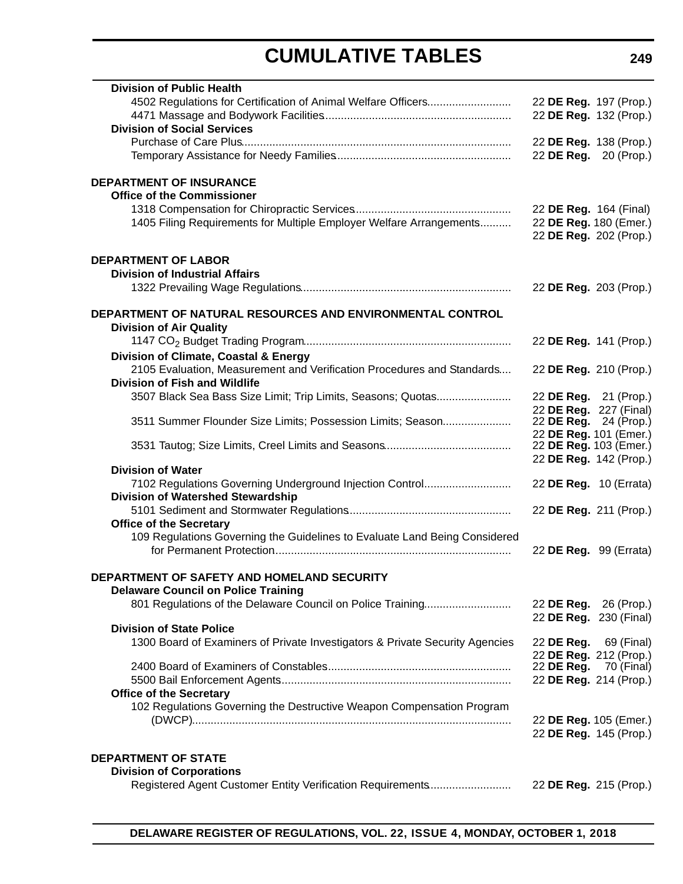# CUMULATIVE TABLES

**Division of Public Health**

4502 Regulations for Certification of Animal Welfare Officers.......................... 22 **DE Reg.** 197 (Prop.)

4471 Massage and Bodywork Facilities.......................................................... 22 **DE Reg.** 132 (Prop.)

**Division of Social Services**

Purchase of Care Plus..................................................................................... 22 **DE Reg.** 138 (Prop.)

Temporary Assistance for Needy Families....................................................... 22 **DE Reg.** 20 (Prop.)

**DEPARTMENT OF INSURANCE**

**Office of the Commissioner**

1318 Compensation for Chiropractic Services................................................. 22 **DE Reg.** 164 (Final)

1405 Filing Requirements for Multiple Employer Welfare Arrangements.......... 22 **DE Reg.** 180 (Emer.)
22 **DE Reg.** 202 (Prop.)

**DEPARTMENT OF LABOR**

**Division of Industrial Affairs**

1322 Prevailing Wage Regulations.................................................................. 22 **DE Reg.** 203 (Prop.)

**DEPARTMENT OF NATURAL RESOURCES AND ENVIRONMENTAL CONTROL**

**Division of Air Quality**

1147 $CO_2$ Budget Trading Program.................................................................. 22 **DE Reg.** 141 (Prop.)

**Division of Climate, Coastal & Energy**

2105 Evaluation, Measurement and Verification Procedures and Standards.... 22 **DE Reg.** 210 (Prop.)

**Division of Fish and Wildlife**

3507 Black Sea Bass Size Limit; Trip Limits, Seasons; Quotas........................ 22 **DE Reg.** 21 (Prop.)
22 **DE Reg.** 227 (Final)

3511 Summer Flounder Size Limits; Possession Limits; Season...................... 22 **DE Reg.** 24 (Prop.)
22 **DE Reg.** 101 (Emer.)

3531 Tautog; Size Limits, Creel Limits and Seasons........................................ 22 **DE Reg.** 103 (Emer.)
22 **DE Reg.** 142 (Prop.)

**Division of Water**

7102 Regulations Governing Underground Injection Control............................ 22 **DE Reg.** 10 (Errata)

**Division of Watershed Stewardship**

5101 Sediment and Stormwater Regulations................................................... 22 **DE Reg.** 211 (Prop.)

**Office of the Secretary**

109 Regulations Governing the Guidelines to Evaluate Land Being Considered for Permanent Protection........................................................................... 22 **DE Reg.** 99 (Errata)

**DEPARTMENT OF SAFETY AND HOMELAND SECURITY**

**Delaware Council on Police Training**

801 Regulations of the Delaware Council on Police Training........................... 22 **DE Reg.** 26 (Prop.)
22 **DE Reg.** 230 (Final)

**Division of State Police**

1300 Board of Examiners of Private Investigators & Private Security Agencies 22 **DE Reg.** 69 (Final)
22 **DE Reg.** 212 (Prop.)

2400 Board of Examiners of Constables.......................................................... 22 **DE Reg.** 70 (Final)

5500 Bail Enforcement Agents......................................................................... 22 **DE Reg.** 214 (Prop.)

**Office of the Secretary**

102 Regulations Governing the Destructive Weapon Compensation Program (DWCP)...................................................................................................... 22 **DE Reg.** 105 (Emer.)
22 **DE Reg.** 145 (Prop.)

**DEPARTMENT OF STATE**

**Division of Corporations**

Registered Agent Customer Entity Verification Requirements.......................... 22 **DE Reg.** 215 (Prop.)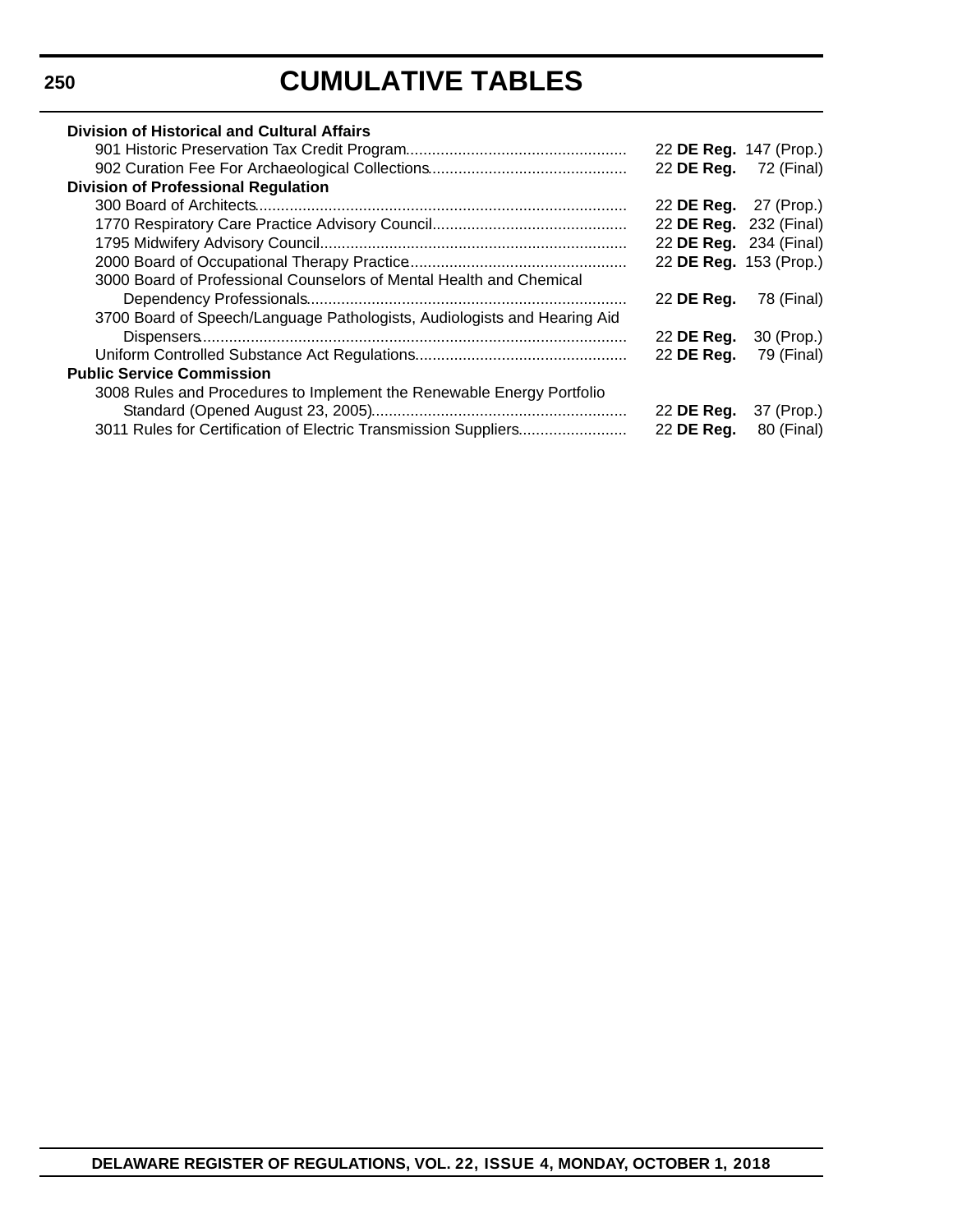**Division of Historical and Cultural Affairs**

901 Historic Preservation Tax Credit Program .......... 22 **DE Reg.** 147 (Prop.)

902 Curation Fee For Archaeological Collections .......... 22 **DE Reg.** 72 (Final)

**Division of Professional Regulation**

300 Board of Architects .......... 22 **DE Reg.** 27 (Prop.)

1770 Respiratory Care Practice Advisory Council .......... 22 **DE Reg.** 232 (Final)

1795 Midwifery Advisory Council .......... 22 **DE Reg.** 234 (Final)

2000 Board of Occupational Therapy Practice .......... 22 **DE Reg.** 153 (Prop.)

3000 Board of Professional Counselors of Mental Health and Chemical Dependency Professionals .......... 22 **DE Reg.** 78 (Final)

3700 Board of Speech/Language Pathologists, Audiologists and Hearing Aid Dispensers .......... 22 **DE Reg.** 30 (Prop.)

Uniform Controlled Substance Act Regulations .......... 22 **DE Reg.** 79 (Final)

**Public Service Commission**

3008 Rules and Procedures to Implement the Renewable Energy Portfolio Standard (Opened August 23, 2005) .......... 22 **DE Reg.** 37 (Prop.)

3011 Rules for Certification of Electric Transmission Suppliers .......... 22 **DE Reg.** 80 (Final)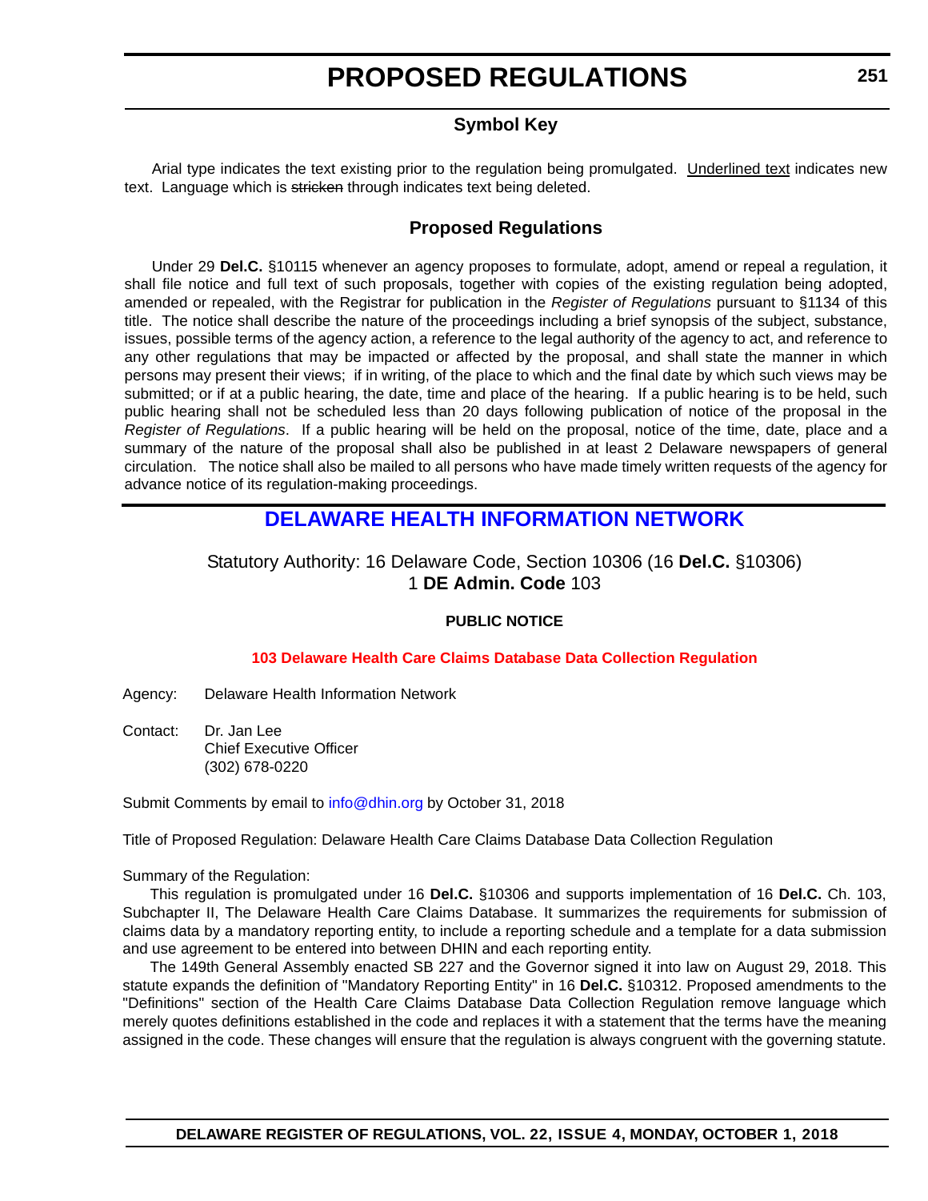# PROPOSED REGULATIONS

## Symbol Key

Arial type indicates the text existing prior to the regulation being promulgated. Underlined text indicates new text. Language which is ~~stricken~~ through indicates text being deleted.

## Proposed Regulations

Under 29 **Del.C.** §10115 whenever an agency proposes to formulate, adopt, amend or repeal a regulation, it shall file notice and full text of such proposals, together with copies of the existing regulation being adopted, amended or repealed, with the Registrar for publication in the *Register of Regulations* pursuant to §1134 of this title. The notice shall describe the nature of the proceedings including a brief synopsis of the subject, substance, issues, possible terms of the agency action, a reference to the legal authority of the agency to act, and reference to any other regulations that may be impacted or affected by the proposal, and shall state the manner in which persons may present their views; if in writing, of the place to which and the final date by which such views may be submitted; or if at a public hearing, the date, time and place of the hearing. If a public hearing is to be held, such public hearing shall not be scheduled less than 20 days following publication of notice of the proposal in the *Register of Regulations*. If a public hearing will be held on the proposal, notice of the time, date, place and a summary of the nature of the proposal shall also be published in at least 2 Delaware newspapers of general circulation. The notice shall also be mailed to all persons who have made timely written requests of the agency for advance notice of its regulation-making proceedings.

## DELAWARE HEALTH INFORMATION NETWORK

Statutory Authority: 16 Delaware Code, Section 10306 (16 **Del.C.** §10306)
1 **DE Admin. Code** 103

**PUBLIC NOTICE**

**103 Delaware Health Care Claims Database Data Collection Regulation**

Agency: Delaware Health Information Network

Contact: Dr. Jan Lee
Chief Executive Officer
(302) 678-0220

Submit Comments by email to info@dhin.org by October 31, 2018

Title of Proposed Regulation: Delaware Health Care Claims Database Data Collection Regulation

Summary of the Regulation:

This regulation is promulgated under 16 **Del.C.** §10306 and supports implementation of 16 **Del.C.** Ch. 103, Subchapter II, The Delaware Health Care Claims Database. It summarizes the requirements for submission of claims data by a mandatory reporting entity, to include a reporting schedule and a template for a data submission and use agreement to be entered into between DHIN and each reporting entity.

The 149th General Assembly enacted SB 227 and the Governor signed it into law on August 29, 2018. This statute expands the definition of "Mandatory Reporting Entity" in 16 **Del.C.** §10312. Proposed amendments to the "Definitions" section of the Health Care Claims Database Data Collection Regulation remove language which merely quotes definitions established in the code and replaces it with a statement that the terms have the meaning assigned in the code. These changes will ensure that the regulation is always congruent with the governing statute.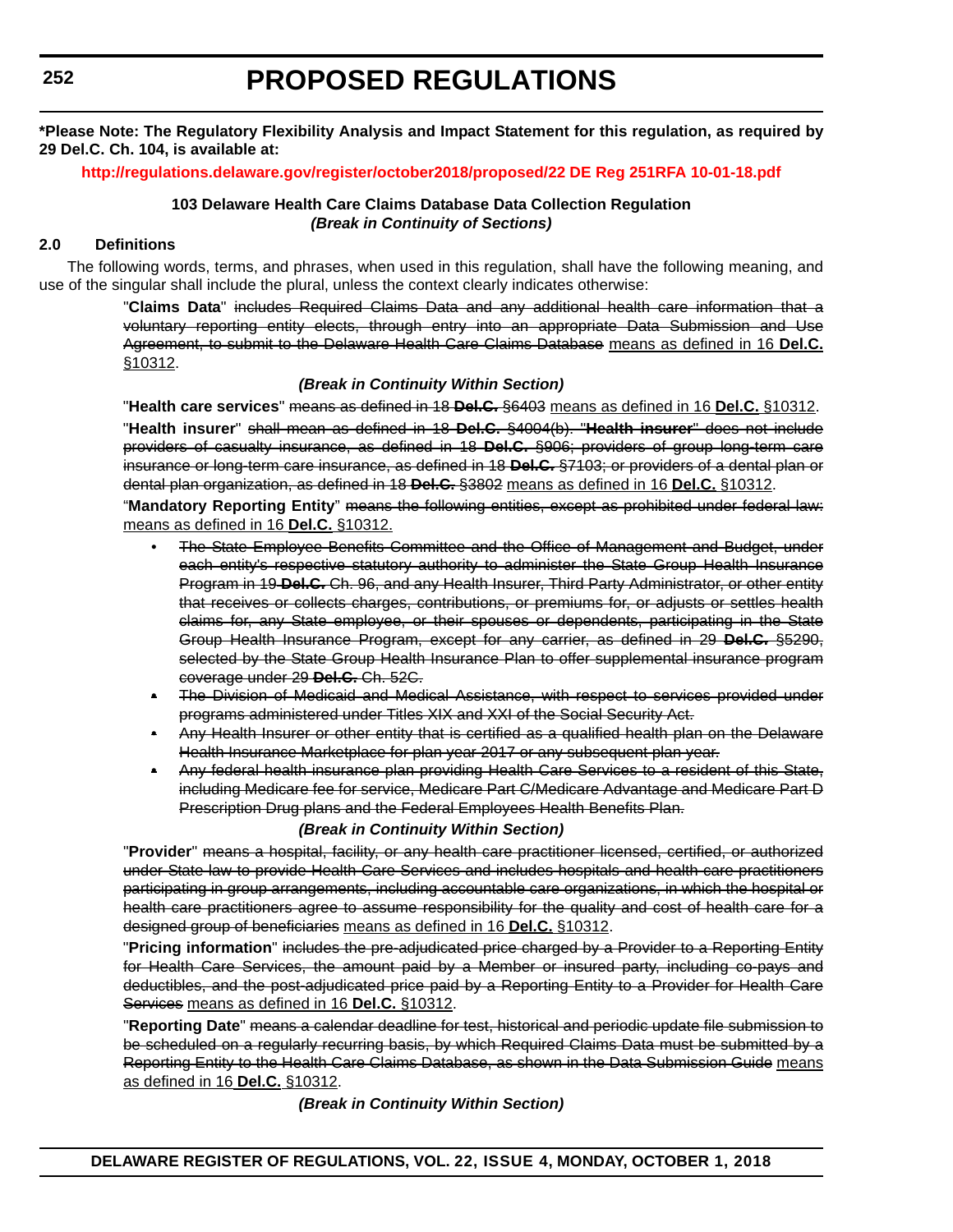# PROPOSED REGULATIONS

**\*Please Note: The Regulatory Flexibility Analysis and Impact Statement for this regulation, as required by 29 Del.C. Ch. 104, is available at:**

**http://regulations.delaware.gov/register/october2018/proposed/22 DE Reg 251RFA 10-01-18.pdf**

**103 Delaware Health Care Claims Database Data Collection Regulation**
***(Break in Continuity of Sections)***

**2.0 Definitions**

The following words, terms, and phrases, when used in this regulation, shall have the following meaning, and use of the singular shall include the plural, unless the context clearly indicates otherwise:

"**Claims Data**" ~~includes Required Claims Data and any additional health care information that a voluntary reporting entity elects, through entry into an appropriate Data Submission and Use Agreement, to submit to the Delaware Health Care Claims Database~~ <u>means as defined in 16 **Del.C.** §10312</u>.

***(Break in Continuity Within Section)***

"**Health care services**" ~~means as defined in 18 **Del.C.** §6403~~ <u>means as defined in 16 **Del.C.** §10312</u>.

"**Health insurer**" ~~shall mean as defined in 18 **Del.C.** §4004(b). "**Health insurer**" does not include providers of casualty insurance, as defined in 18 **Del.C.** §906; providers of group long-term care insurance or long-term care insurance, as defined in 18 **Del.C.** §7103; or providers of a dental plan or dental plan organization, as defined in 18 **Del.C.** §3802~~ <u>means as defined in 16 **Del.C.** §10312</u>.

"**Mandatory Reporting Entity**" ~~means the following entities, except as prohibited under federal law:~~ <u>means as defined in 16 **Del.C.** §10312.</u>

- ~~The State Employee Benefits Committee and the Office of Management and Budget, under each entity's respective statutory authority to administer the State Group Health Insurance Program in 19 **Del.C.** Ch. 96, and any Health Insurer, Third Party Administrator, or other entity that receives or collects charges, contributions, or premiums for, or adjusts or settles health claims for, any State employee, or their spouses or dependents, participating in the State Group Health Insurance Program, except for any carrier, as defined in 29 **Del.C.** §5290, selected by the State Group Health Insurance Plan to offer supplemental insurance program coverage under 29 **Del.C.** Ch. 52C.~~
- ~~The Division of Medicaid and Medical Assistance, with respect to services provided under programs administered under Titles XIX and XXI of the Social Security Act.~~
- ~~Any Health Insurer or other entity that is certified as a qualified health plan on the Delaware Health Insurance Marketplace for plan year 2017 or any subsequent plan year.~~
- ~~Any federal health insurance plan providing Health Care Services to a resident of this State, including Medicare fee for service, Medicare Part C/Medicare Advantage and Medicare Part D Prescription Drug plans and the Federal Employees Health Benefits Plan.~~

***(Break in Continuity Within Section)***

"**Provider**" ~~means a hospital, facility, or any health care practitioner licensed, certified, or authorized under State law to provide Health Care Services and includes hospitals and health care practitioners participating in group arrangements, including accountable care organizations, in which the hospital or health care practitioners agree to assume responsibility for the quality and cost of health care for a designed group of beneficiaries~~ <u>means as defined in 16 **Del.C.** §10312</u>.

"**Pricing information**" ~~includes the pre-adjudicated price charged by a Provider to a Reporting Entity for Health Care Services, the amount paid by a Member or insured party, including co-pays and deductibles, and the post-adjudicated price paid by a Reporting Entity to a Provider for Health Care Services~~ <u>means as defined in 16 **Del.C.** §10312</u>.

"**Reporting Date**" ~~means a calendar deadline for test, historical and periodic update file submission to be scheduled on a regularly recurring basis, by which Required Claims Data must be submitted by a Reporting Entity to the Health Care Claims Database, as shown in the Data Submission Guide~~ <u>means as defined in 16 **Del.C.** §10312</u>.

***(Break in Continuity Within Section)***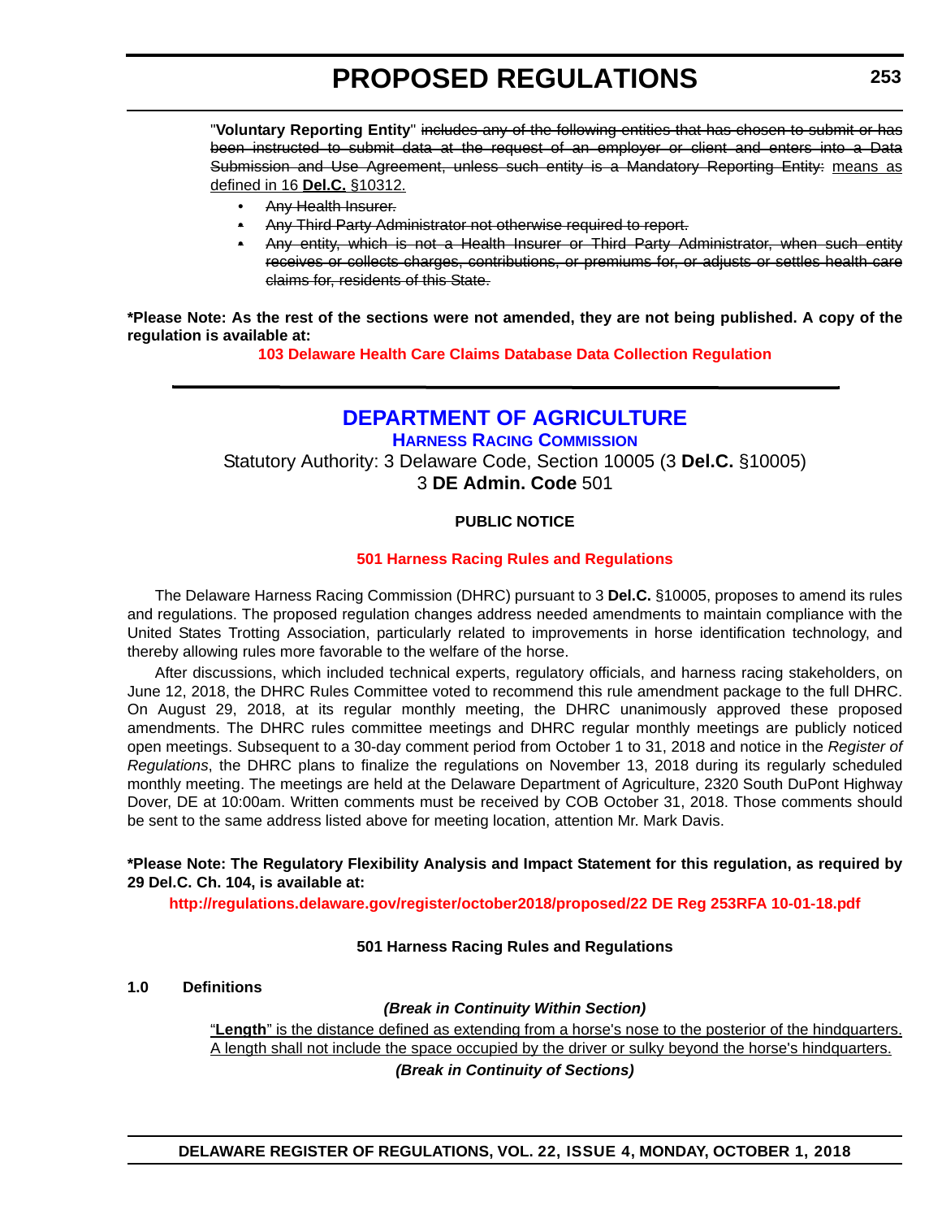"**Voluntary Reporting Entity**" ~~includes any of the following entities that has chosen to submit or has been instructed to submit data at the request of an employer or client and enters into a Data Submission and Use Agreement, unless such entity is a Mandatory Reporting Entity:~~ <u>means as defined in 16 **Del.C.** §10312.</u>

- ~~Any Health Insurer.~~
- ~~Any Third Party Administrator not otherwise required to report.~~
- ~~Any entity, which is not a Health Insurer or Third Party Administrator, when such entity receives or collects charges, contributions, or premiums for, or adjusts or settles health care claims for, residents of this State.~~

**\*Please Note: As the rest of the sections were not amended, they are not being published. A copy of the regulation is available at:**

**103 Delaware Health Care Claims Database Data Collection Regulation**

---

# DEPARTMENT OF AGRICULTURE

## HARNESS RACING COMMISSION

Statutory Authority: 3 Delaware Code, Section 10005 (3 **Del.C.** §10005)
3 **DE Admin. Code** 501

### PUBLIC NOTICE

**501 Harness Racing Rules and Regulations**

The Delaware Harness Racing Commission (DHRC) pursuant to 3 **Del.C.** §10005, proposes to amend its rules and regulations. The proposed regulation changes address needed amendments to maintain compliance with the United States Trotting Association, particularly related to improvements in horse identification technology, and thereby allowing rules more favorable to the welfare of the horse.

After discussions, which included technical experts, regulatory officials, and harness racing stakeholders, on June 12, 2018, the DHRC Rules Committee voted to recommend this rule amendment package to the full DHRC. On August 29, 2018, at its regular monthly meeting, the DHRC unanimously approved these proposed amendments. The DHRC rules committee meetings and DHRC regular monthly meetings are publicly noticed open meetings. Subsequent to a 30-day comment period from October 1 to 31, 2018 and notice in the *Register of Regulations*, the DHRC plans to finalize the regulations on November 13, 2018 during its regularly scheduled monthly meeting. The meetings are held at the Delaware Department of Agriculture, 2320 South DuPont Highway Dover, DE at 10:00am. Written comments must be received by COB October 31, 2018. Those comments should be sent to the same address listed above for meeting location, attention Mr. Mark Davis.

**\*Please Note: The Regulatory Flexibility Analysis and Impact Statement for this regulation, as required by 29 Del.C. Ch. 104, is available at:**

**http://regulations.delaware.gov/register/october2018/proposed/22 DE Reg 253RFA 10-01-18.pdf**

**501 Harness Racing Rules and Regulations**

**1.0 Definitions**

***(Break in Continuity Within Section)***

<u>"**Length**" is the distance defined as extending from a horse's nose to the posterior of the hindquarters. A length shall not include the space occupied by the driver or sulky beyond the horse's hindquarters.</u>

***(Break in Continuity of Sections)***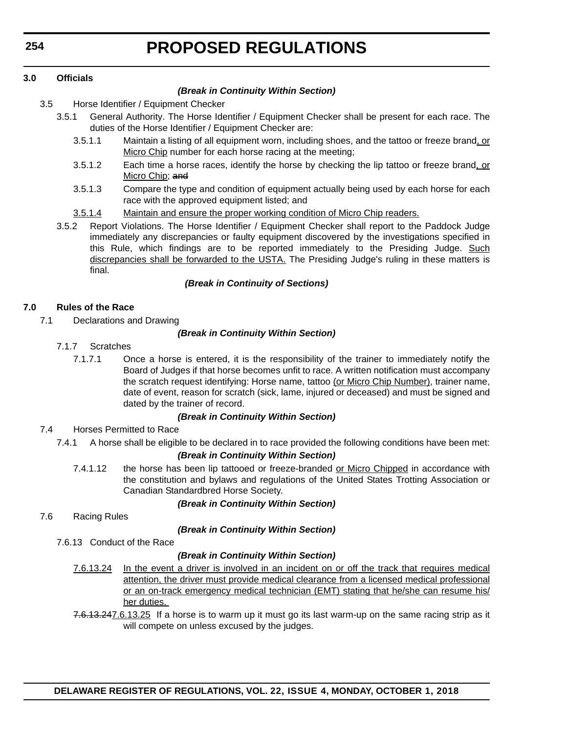**3.0 Officials**

***(Break in Continuity Within Section)***

3.5 Horse Identifier / Equipment Checker

3.5.1 General Authority. The Horse Identifier / Equipment Checker shall be present for each race. The duties of the Horse Identifier / Equipment Checker are:

3.5.1.1 Maintain a listing of all equipment worn, including shoes, and the tattoo or freeze brand, or Micro Chip number for each horse racing at the meeting;

3.5.1.2 Each time a horse races, identify the horse by checking the lip tattoo or freeze brand, or Micro Chip; ~~and~~

3.5.1.3 Compare the type and condition of equipment actually being used by each horse for each race with the approved equipment listed; and

3.5.1.4 Maintain and ensure the proper working condition of Micro Chip readers.

3.5.2 Report Violations. The Horse Identifier / Equipment Checker shall report to the Paddock Judge immediately any discrepancies or faulty equipment discovered by the investigations specified in this Rule, which findings are to be reported immediately to the Presiding Judge. Such discrepancies shall be forwarded to the USTA. The Presiding Judge's ruling in these matters is final.

***(Break in Continuity of Sections)***

**7.0 Rules of the Race**

7.1 Declarations and Drawing

***(Break in Continuity Within Section)***

7.1.7 Scratches

7.1.7.1 Once a horse is entered, it is the responsibility of the trainer to immediately notify the Board of Judges if that horse becomes unfit to race. A written notification must accompany the scratch request identifying: Horse name, tattoo (or Micro Chip Number), trainer name, date of event, reason for scratch (sick, lame, injured or deceased) and must be signed and dated by the trainer of record.

***(Break in Continuity Within Section)***

7.4 Horses Permitted to Race

7.4.1 A horse shall be eligible to be declared in to race provided the following conditions have been met:

***(Break in Continuity Within Section)***

7.4.1.12 the horse has been lip tattooed or freeze-branded or Micro Chipped in accordance with the constitution and bylaws and regulations of the United States Trotting Association or Canadian Standardbred Horse Society.

***(Break in Continuity Within Section)***

7.6 Racing Rules

***(Break in Continuity Within Section)***

7.6.13 Conduct of the Race

***(Break in Continuity Within Section)***

7.6.13.24 In the event a driver is involved in an incident on or off the track that requires medical attention, the driver must provide medical clearance from a licensed medical professional or an on-track emergency medical technician (EMT) stating that he/she can resume his/her duties.

~~7.6.13.24~~7.6.13.25 If a horse is to warm up it must go its last warm-up on the same racing strip as it will compete on unless excused by the judges.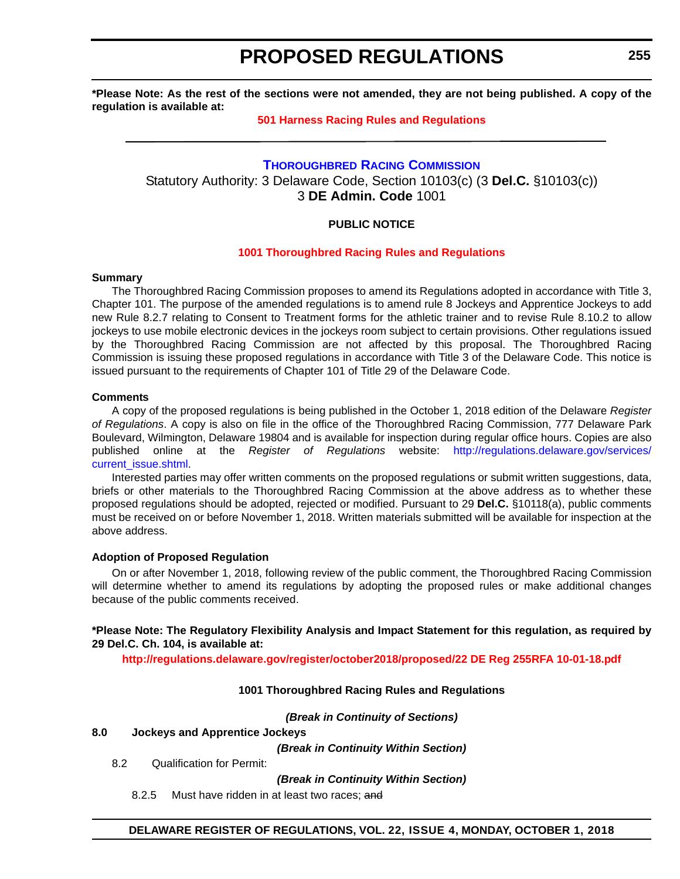**\*Please Note: As the rest of the sections were not amended, they are not being published. A copy of the regulation is available at:**

**501 Harness Racing Rules and Regulations**

---

## THOROUGHBRED RACING COMMISSION

Statutory Authority: 3 Delaware Code, Section 10103(c) (3 **Del.C.** §10103(c))
3 **DE Admin. Code** 1001

**PUBLIC NOTICE**

**1001 Thoroughbred Racing Rules and Regulations**

**Summary**

The Thoroughbred Racing Commission proposes to amend its Regulations adopted in accordance with Title 3, Chapter 101. The purpose of the amended regulations is to amend rule 8 Jockeys and Apprentice Jockeys to add new Rule 8.2.7 relating to Consent to Treatment forms for the athletic trainer and to revise Rule 8.10.2 to allow jockeys to use mobile electronic devices in the jockeys room subject to certain provisions. Other regulations issued by the Thoroughbred Racing Commission are not affected by this proposal. The Thoroughbred Racing Commission is issuing these proposed regulations in accordance with Title 3 of the Delaware Code. This notice is issued pursuant to the requirements of Chapter 101 of Title 29 of the Delaware Code.

**Comments**

A copy of the proposed regulations is being published in the October 1, 2018 edition of the Delaware *Register of Regulations*. A copy is also on file in the office of the Thoroughbred Racing Commission, 777 Delaware Park Boulevard, Wilmington, Delaware 19804 and is available for inspection during regular office hours. Copies are also published online at the *Register of Regulations* website: http://regulations.delaware.gov/services/current_issue.shtml.

Interested parties may offer written comments on the proposed regulations or submit written suggestions, data, briefs or other materials to the Thoroughbred Racing Commission at the above address as to whether these proposed regulations should be adopted, rejected or modified. Pursuant to 29 **Del.C.** §10118(a), public comments must be received on or before November 1, 2018. Written materials submitted will be available for inspection at the above address.

**Adoption of Proposed Regulation**

On or after November 1, 2018, following review of the public comment, the Thoroughbred Racing Commission will determine whether to amend its regulations by adopting the proposed rules or make additional changes because of the public comments received.

**\*Please Note: The Regulatory Flexibility Analysis and Impact Statement for this regulation, as required by 29 Del.C. Ch. 104, is available at:**

**http://regulations.delaware.gov/register/october2018/proposed/22 DE Reg 255RFA 10-01-18.pdf**

**1001 Thoroughbred Racing Rules and Regulations**

***(Break in Continuity of Sections)***

**8.0 Jockeys and Apprentice Jockeys**

***(Break in Continuity Within Section)***

8.2 Qualification for Permit:

***(Break in Continuity Within Section)***

8.2.5 Must have ridden in at least two races; ~~and~~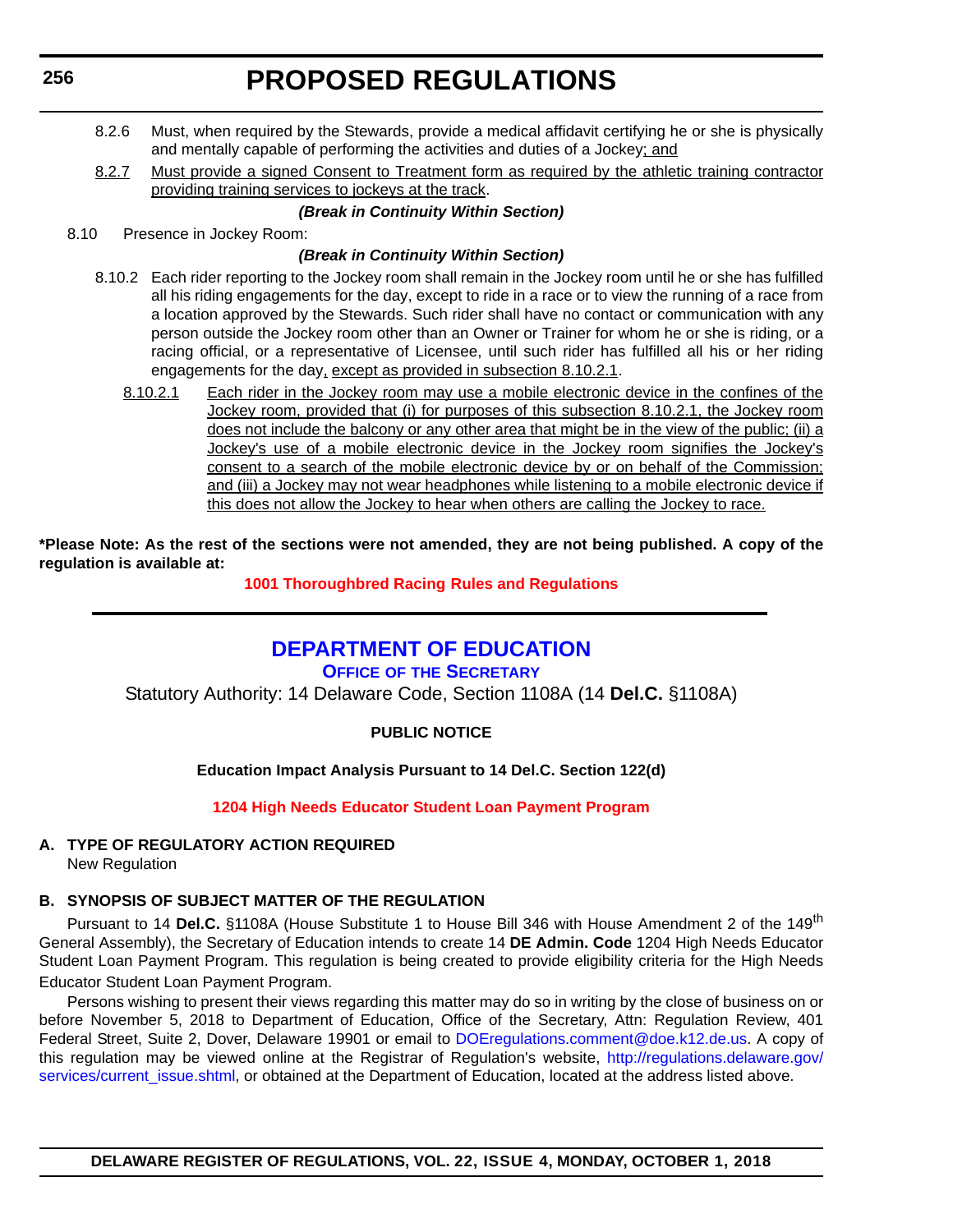8.2.6 Must, when required by the Stewards, provide a medical affidavit certifying he or she is physically and mentally capable of performing the activities and duties of a Jockey; and

8.2.7 Must provide a signed Consent to Treatment form as required by the athletic training contractor providing training services to jockeys at the track.

***(Break in Continuity Within Section)***

8.10 Presence in Jockey Room:

***(Break in Continuity Within Section)***

8.10.2 Each rider reporting to the Jockey room shall remain in the Jockey room until he or she has fulfilled all his riding engagements for the day, except to ride in a race or to view the running of a race from a location approved by the Stewards. Such rider shall have no contact or communication with any person outside the Jockey room other than an Owner or Trainer for whom he or she is riding, or a racing official, or a representative of Licensee, until such rider has fulfilled all his or her riding engagements for the day, except as provided in subsection 8.10.2.1.

8.10.2.1 Each rider in the Jockey room may use a mobile electronic device in the confines of the Jockey room, provided that (i) for purposes of this subsection 8.10.2.1, the Jockey room does not include the balcony or any other area that might be in the view of the public; (ii) a Jockey's use of a mobile electronic device in the Jockey room signifies the Jockey's consent to a search of the mobile electronic device by or on behalf of the Commission; and (iii) a Jockey may not wear headphones while listening to a mobile electronic device if this does not allow the Jockey to hear when others are calling the Jockey to race.

**\*Please Note: As the rest of the sections were not amended, they are not being published. A copy of the regulation is available at:**

**1001 Thoroughbred Racing Rules and Regulations**

---

## DEPARTMENT OF EDUCATION

### Office of the Secretary

Statutory Authority: 14 Delaware Code, Section 1108A (14 **Del.C.** §1108A)

**PUBLIC NOTICE**

**Education Impact Analysis Pursuant to 14 Del.C. Section 122(d)**

**1204 High Needs Educator Student Loan Payment Program**

**A. TYPE OF REGULATORY ACTION REQUIRED**

New Regulation

**B. SYNOPSIS OF SUBJECT MATTER OF THE REGULATION**

Pursuant to 14 **Del.C.** §1108A (House Substitute 1 to House Bill 346 with House Amendment 2 of the 149th General Assembly), the Secretary of Education intends to create 14 **DE Admin. Code** 1204 High Needs Educator Student Loan Payment Program. This regulation is being created to provide eligibility criteria for the High Needs Educator Student Loan Payment Program.

Persons wishing to present their views regarding this matter may do so in writing by the close of business on or before November 5, 2018 to Department of Education, Office of the Secretary, Attn: Regulation Review, 401 Federal Street, Suite 2, Dover, Delaware 19901 or email to DOEregulations.comment@doe.k12.de.us. A copy of this regulation may be viewed online at the Registrar of Regulation's website, http://regulations.delaware.gov/services/current_issue.shtml, or obtained at the Department of Education, located at the address listed above.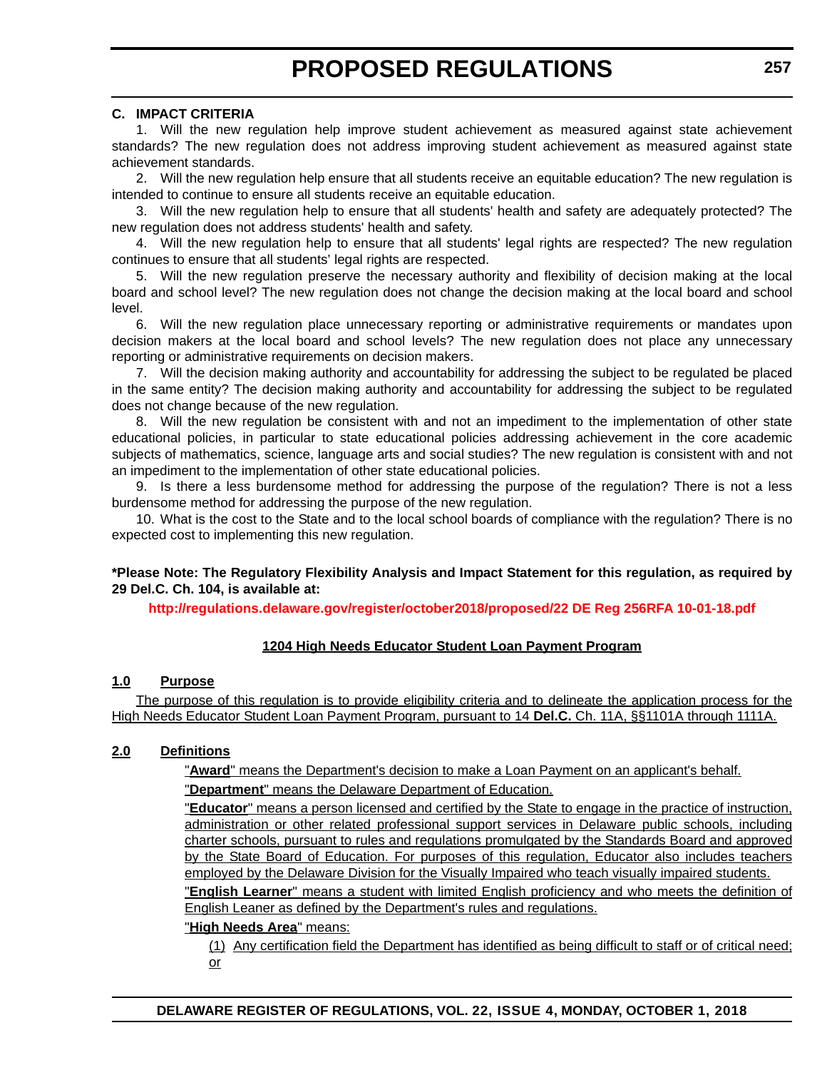**C. IMPACT CRITERIA**

1. Will the new regulation help improve student achievement as measured against state achievement standards? The new regulation does not address improving student achievement as measured against state achievement standards.

2. Will the new regulation help ensure that all students receive an equitable education? The new regulation is intended to continue to ensure all students receive an equitable education.

3. Will the new regulation help to ensure that all students' health and safety are adequately protected? The new regulation does not address students' health and safety.

4. Will the new regulation help to ensure that all students' legal rights are respected? The new regulation continues to ensure that all students' legal rights are respected.

5. Will the new regulation preserve the necessary authority and flexibility of decision making at the local board and school level? The new regulation does not change the decision making at the local board and school level.

6. Will the new regulation place unnecessary reporting or administrative requirements or mandates upon decision makers at the local board and school levels? The new regulation does not place any unnecessary reporting or administrative requirements on decision makers.

7. Will the decision making authority and accountability for addressing the subject to be regulated be placed in the same entity? The decision making authority and accountability for addressing the subject to be regulated does not change because of the new regulation.

8. Will the new regulation be consistent with and not an impediment to the implementation of other state educational policies, in particular to state educational policies addressing achievement in the core academic subjects of mathematics, science, language arts and social studies? The new regulation is consistent with and not an impediment to the implementation of other state educational policies.

9. Is there a less burdensome method for addressing the purpose of the regulation? There is not a less burdensome method for addressing the purpose of the new regulation.

10. What is the cost to the State and to the local school boards of compliance with the regulation? There is no expected cost to implementing this new regulation.

**\*Please Note: The Regulatory Flexibility Analysis and Impact Statement for this regulation, as required by 29 Del.C. Ch. 104, is available at:**

**http://regulations.delaware.gov/register/october2018/proposed/22 DE Reg 256RFA 10-01-18.pdf**

**1204 High Needs Educator Student Loan Payment Program**

**1.0 Purpose**

The purpose of this regulation is to provide eligibility criteria and to delineate the application process for the High Needs Educator Student Loan Payment Program, pursuant to 14 **Del.C.** Ch. 11A, §§1101A through 1111A.

**2.0 Definitions**

"**Award**" means the Department's decision to make a Loan Payment on an applicant's behalf.

"**Department**" means the Delaware Department of Education.

"**Educator**" means a person licensed and certified by the State to engage in the practice of instruction, administration or other related professional support services in Delaware public schools, including charter schools, pursuant to rules and regulations promulgated by the Standards Board and approved by the State Board of Education. For purposes of this regulation, Educator also includes teachers employed by the Delaware Division for the Visually Impaired who teach visually impaired students.

"**English Learner**" means a student with limited English proficiency and who meets the definition of English Leaner as defined by the Department's rules and regulations.

"**High Needs Area**" means:

(1) Any certification field the Department has identified as being difficult to staff or of critical need; or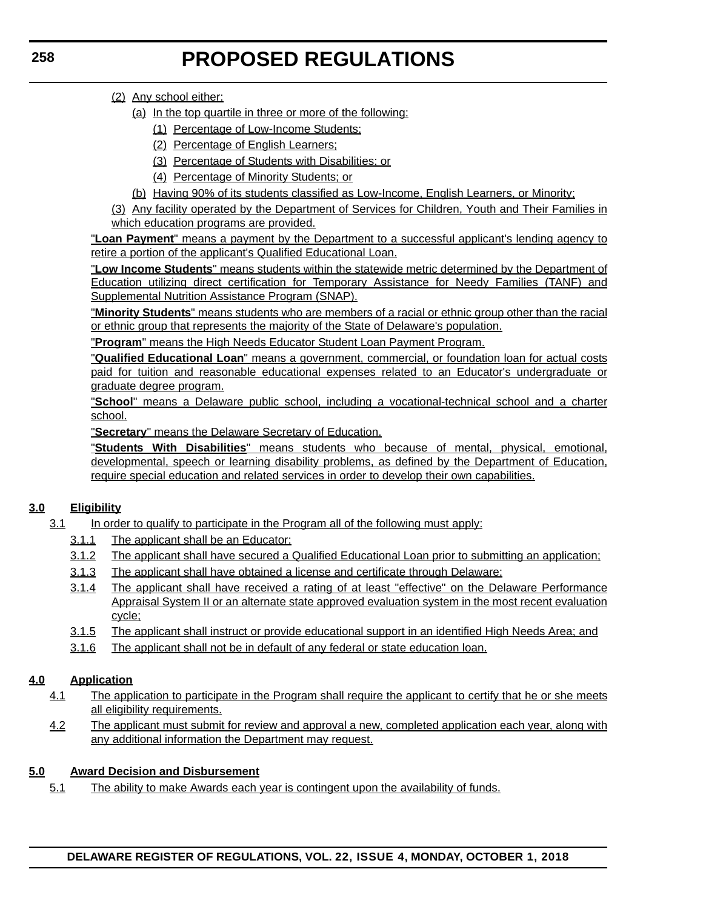(2) Any school either:

(a) In the top quartile in three or more of the following:

(1) Percentage of Low-Income Students;

(2) Percentage of English Learners;

(3) Percentage of Students with Disabilities; or

(4) Percentage of Minority Students; or

(b) Having 90% of its students classified as Low-Income, English Learners, or Minority;

(3) Any facility operated by the Department of Services for Children, Youth and Their Families in which education programs are provided.

"**Loan Payment**" means a payment by the Department to a successful applicant's lending agency to retire a portion of the applicant's Qualified Educational Loan.

"**Low Income Students**" means students within the statewide metric determined by the Department of Education utilizing direct certification for Temporary Assistance for Needy Families (TANF) and Supplemental Nutrition Assistance Program (SNAP).

"**Minority Students**" means students who are members of a racial or ethnic group other than the racial or ethnic group that represents the majority of the State of Delaware's population.

"**Program**" means the High Needs Educator Student Loan Payment Program.

"**Qualified Educational Loan**" means a government, commercial, or foundation loan for actual costs paid for tuition and reasonable educational expenses related to an Educator's undergraduate or graduate degree program.

"**School**" means a Delaware public school, including a vocational-technical school and a charter school.

"**Secretary**" means the Delaware Secretary of Education.

"**Students With Disabilities**" means students who because of mental, physical, emotional, developmental, speech or learning disability problems, as defined by the Department of Education, require special education and related services in order to develop their own capabilities.

**3.0 Eligibility**

3.1 In order to qualify to participate in the Program all of the following must apply:

3.1.1 The applicant shall be an Educator;

3.1.2 The applicant shall have secured a Qualified Educational Loan prior to submitting an application;

3.1.3 The applicant shall have obtained a license and certificate through Delaware;

3.1.4 The applicant shall have received a rating of at least "effective" on the Delaware Performance Appraisal System II or an alternate state approved evaluation system in the most recent evaluation cycle;

3.1.5 The applicant shall instruct or provide educational support in an identified High Needs Area; and

3.1.6 The applicant shall not be in default of any federal or state education loan.

**4.0 Application**

4.1 The application to participate in the Program shall require the applicant to certify that he or she meets all eligibility requirements.

4.2 The applicant must submit for review and approval a new, completed application each year, along with any additional information the Department may request.

**5.0 Award Decision and Disbursement**

5.1 The ability to make Awards each year is contingent upon the availability of funds.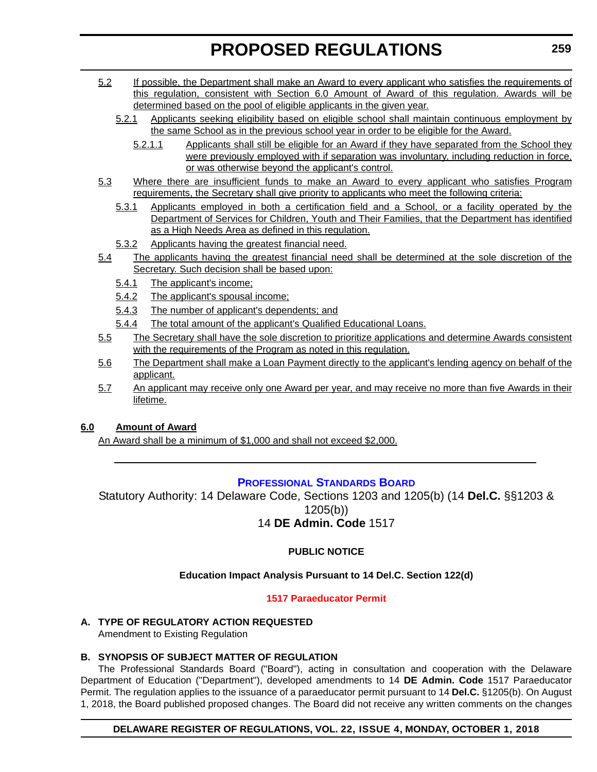5.2 If possible, the Department shall make an Award to every applicant who satisfies the requirements of this regulation, consistent with Section 6.0 Amount of Award of this regulation. Awards will be determined based on the pool of eligible applicants in the given year.

5.2.1 Applicants seeking eligibility based on eligible school shall maintain continuous employment by the same School as in the previous school year in order to be eligible for the Award.

5.2.1.1 Applicants shall still be eligible for an Award if they have separated from the School they were previously employed with if separation was involuntary, including reduction in force, or was otherwise beyond the applicant's control.

5.3 Where there are insufficient funds to make an Award to every applicant who satisfies Program requirements, the Secretary shall give priority to applicants who meet the following criteria:

5.3.1 Applicants employed in both a certification field and a School, or a facility operated by the Department of Services for Children, Youth and Their Families, that the Department has identified as a High Needs Area as defined in this regulation.

5.3.2 Applicants having the greatest financial need.

5.4 The applicants having the greatest financial need shall be determined at the sole discretion of the Secretary. Such decision shall be based upon:

5.4.1 The applicant's income;

5.4.2 The applicant's spousal income;

5.4.3 The number of applicant's dependents; and

5.4.4 The total amount of the applicant's Qualified Educational Loans.

5.5 The Secretary shall have the sole discretion to prioritize applications and determine Awards consistent with the requirements of the Program as noted in this regulation.

5.6 The Department shall make a Loan Payment directly to the applicant's lending agency on behalf of the applicant.

5.7 An applicant may receive only one Award per year, and may receive no more than five Awards in their lifetime.

**6.0 Amount of Award**

An Award shall be a minimum of $1,000 and shall not exceed $2,000.

---

## PROFESSIONAL STANDARDS BOARD

Statutory Authority: 14 Delaware Code, Sections 1203 and 1205(b) (14 **Del.C.** §§1203 & 1205(b))
14 **DE Admin. Code** 1517

**PUBLIC NOTICE**

**Education Impact Analysis Pursuant to 14 Del.C. Section 122(d)**

**1517 Paraeducator Permit**

**A. TYPE OF REGULATORY ACTION REQUESTED**

Amendment to Existing Regulation

**B. SYNOPSIS OF SUBJECT MATTER OF REGULATION**

The Professional Standards Board ("Board"), acting in consultation and cooperation with the Delaware Department of Education ("Department"), developed amendments to 14 **DE Admin. Code** 1517 Paraeducator Permit. The regulation applies to the issuance of a paraeducator permit pursuant to 14 **Del.C.** §1205(b). On August 1, 2018, the Board published proposed changes. The Board did not receive any written comments on the changes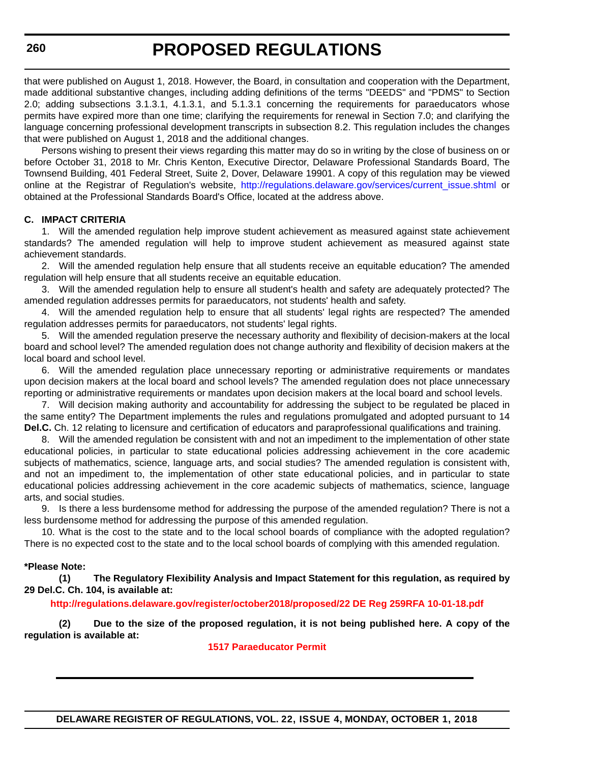that were published on August 1, 2018. However, the Board, in consultation and cooperation with the Department, made additional substantive changes, including adding definitions of the terms "DEEDS" and "PDMS" to Section 2.0; adding subsections 3.1.3.1, 4.1.3.1, and 5.1.3.1 concerning the requirements for paraeducators whose permits have expired more than one time; clarifying the requirements for renewal in Section 7.0; and clarifying the language concerning professional development transcripts in subsection 8.2. This regulation includes the changes that were published on August 1, 2018 and the additional changes.

Persons wishing to present their views regarding this matter may do so in writing by the close of business on or before October 31, 2018 to Mr. Chris Kenton, Executive Director, Delaware Professional Standards Board, The Townsend Building, 401 Federal Street, Suite 2, Dover, Delaware 19901. A copy of this regulation may be viewed online at the Registrar of Regulation's website, http://regulations.delaware.gov/services/current_issue.shtml or obtained at the Professional Standards Board's Office, located at the address above.

**C. IMPACT CRITERIA**

1. Will the amended regulation help improve student achievement as measured against state achievement standards? The amended regulation will help to improve student achievement as measured against state achievement standards.

2. Will the amended regulation help ensure that all students receive an equitable education? The amended regulation will help ensure that all students receive an equitable education.

3. Will the amended regulation help to ensure all student's health and safety are adequately protected? The amended regulation addresses permits for paraeducators, not students' health and safety.

4. Will the amended regulation help to ensure that all students' legal rights are respected? The amended regulation addresses permits for paraeducators, not students' legal rights.

5. Will the amended regulation preserve the necessary authority and flexibility of decision-makers at the local board and school level? The amended regulation does not change authority and flexibility of decision makers at the local board and school level.

6. Will the amended regulation place unnecessary reporting or administrative requirements or mandates upon decision makers at the local board and school levels? The amended regulation does not place unnecessary reporting or administrative requirements or mandates upon decision makers at the local board and school levels.

7. Will decision making authority and accountability for addressing the subject to be regulated be placed in the same entity? The Department implements the rules and regulations promulgated and adopted pursuant to 14 **Del.C.** Ch. 12 relating to licensure and certification of educators and paraprofessional qualifications and training.

8. Will the amended regulation be consistent with and not an impediment to the implementation of other state educational policies, in particular to state educational policies addressing achievement in the core academic subjects of mathematics, science, language arts, and social studies? The amended regulation is consistent with, and not an impediment to, the implementation of other state educational policies, and in particular to state educational policies addressing achievement in the core academic subjects of mathematics, science, language arts, and social studies.

9. Is there a less burdensome method for addressing the purpose of the amended regulation? There is not a less burdensome method for addressing the purpose of this amended regulation.

10. What is the cost to the state and to the local school boards of compliance with the adopted regulation? There is no expected cost to the state and to the local school boards of complying with this amended regulation.

**\*Please Note:**

**(1) The Regulatory Flexibility Analysis and Impact Statement for this regulation, as required by 29 Del.C. Ch. 104, is available at:**

**http://regulations.delaware.gov/register/october2018/proposed/22 DE Reg 259RFA 10-01-18.pdf**

**(2) Due to the size of the proposed regulation, it is not being published here. A copy of the regulation is available at:**

**1517 Paraeducator Permit**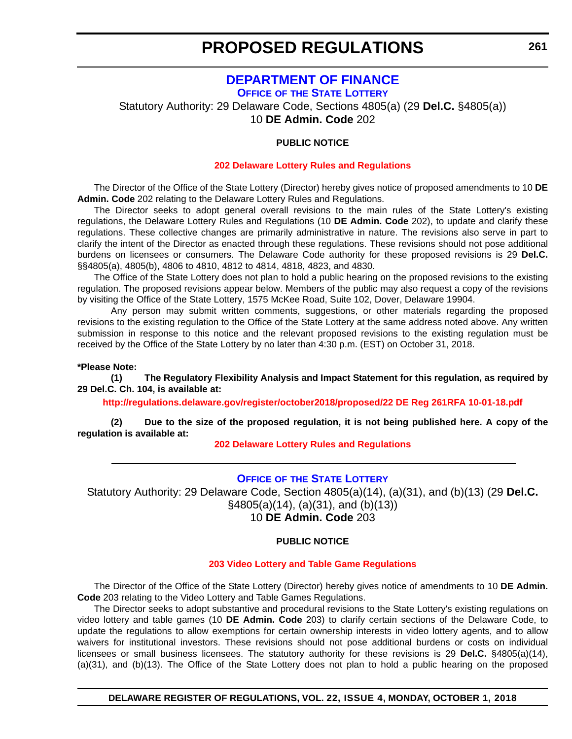# PROPOSED REGULATIONS

## DEPARTMENT OF FINANCE

### OFFICE OF THE STATE LOTTERY

Statutory Authority: 29 Delaware Code, Sections 4805(a) (29 **Del.C.** §4805(a))
10 **DE Admin. Code** 202

**PUBLIC NOTICE**

**202 Delaware Lottery Rules and Regulations**

The Director of the Office of the State Lottery (Director) hereby gives notice of proposed amendments to 10 **DE Admin. Code** 202 relating to the Delaware Lottery Rules and Regulations.

The Director seeks to adopt general overall revisions to the main rules of the State Lottery's existing regulations, the Delaware Lottery Rules and Regulations (10 **DE Admin. Code** 202), to update and clarify these regulations. These collective changes are primarily administrative in nature. The revisions also serve in part to clarify the intent of the Director as enacted through these regulations. These revisions should not pose additional burdens on licensees or consumers. The Delaware Code authority for these proposed revisions is 29 **Del.C.** §§4805(a), 4805(b), 4806 to 4810, 4812 to 4814, 4818, 4823, and 4830.

The Office of the State Lottery does not plan to hold a public hearing on the proposed revisions to the existing regulation. The proposed revisions appear below. Members of the public may also request a copy of the revisions by visiting the Office of the State Lottery, 1575 McKee Road, Suite 102, Dover, Delaware 19904.

Any person may submit written comments, suggestions, or other materials regarding the proposed revisions to the existing regulation to the Office of the State Lottery at the same address noted above. Any written submission in response to this notice and the relevant proposed revisions to the existing regulation must be received by the Office of the State Lottery by no later than 4:30 p.m. (EST) on October 31, 2018.

**\*Please Note:**

**(1) The Regulatory Flexibility Analysis and Impact Statement for this regulation, as required by 29 Del.C. Ch. 104, is available at:**

**http://regulations.delaware.gov/register/october2018/proposed/22 DE Reg 261RFA 10-01-18.pdf**

**(2) Due to the size of the proposed regulation, it is not being published here. A copy of the regulation is available at:**

**202 Delaware Lottery Rules and Regulations**

---

### OFFICE OF THE STATE LOTTERY

Statutory Authority: 29 Delaware Code, Section 4805(a)(14), (a)(31), and (b)(13) (29 **Del.C.** §4805(a)(14), (a)(31), and (b)(13))
10 **DE Admin. Code** 203

**PUBLIC NOTICE**

**203 Video Lottery and Table Game Regulations**

The Director of the Office of the State Lottery (Director) hereby gives notice of amendments to 10 **DE Admin. Code** 203 relating to the Video Lottery and Table Games Regulations.

The Director seeks to adopt substantive and procedural revisions to the State Lottery's existing regulations on video lottery and table games (10 **DE Admin. Code** 203) to clarify certain sections of the Delaware Code, to update the regulations to allow exemptions for certain ownership interests in video lottery agents, and to allow waivers for institutional investors. These revisions should not pose additional burdens or costs on individual licensees or small business licensees. The statutory authority for these revisions is 29 **Del.C.** §4805(a)(14), (a)(31), and (b)(13). The Office of the State Lottery does not plan to hold a public hearing on the proposed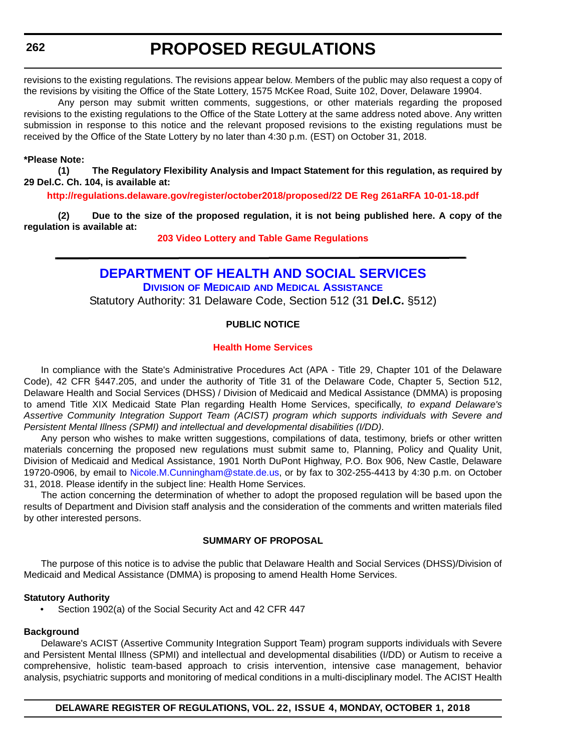revisions to the existing regulations. The revisions appear below. Members of the public may also request a copy of the revisions by visiting the Office of the State Lottery, 1575 McKee Road, Suite 102, Dover, Delaware 19904.

Any person may submit written comments, suggestions, or other materials regarding the proposed revisions to the existing regulations to the Office of the State Lottery at the same address noted above. Any written submission in response to this notice and the relevant proposed revisions to the existing regulations must be received by the Office of the State Lottery by no later than 4:30 p.m. (EST) on October 31, 2018.

**\*Please Note:**

**(1) The Regulatory Flexibility Analysis and Impact Statement for this regulation, as required by 29 Del.C. Ch. 104, is available at:**

**http://regulations.delaware.gov/register/october2018/proposed/22 DE Reg 261aRFA 10-01-18.pdf**

**(2) Due to the size of the proposed regulation, it is not being published here. A copy of the regulation is available at:**

**203 Video Lottery and Table Game Regulations**

---

# DEPARTMENT OF HEALTH AND SOCIAL SERVICES

## Division of Medicaid and Medical Assistance

Statutory Authority: 31 Delaware Code, Section 512 (31 **Del.C.** §512)

### PUBLIC NOTICE

### Health Home Services

In compliance with the State's Administrative Procedures Act (APA - Title 29, Chapter 101 of the Delaware Code), 42 CFR §447.205, and under the authority of Title 31 of the Delaware Code, Chapter 5, Section 512, Delaware Health and Social Services (DHSS) / Division of Medicaid and Medical Assistance (DMMA) is proposing to amend Title XIX Medicaid State Plan regarding Health Home Services, specifically, *to expand Delaware's Assertive Community Integration Support Team (ACIST) program which supports individuals with Severe and Persistent Mental Illness (SPMI) and intellectual and developmental disabilities (I/DD)*.

Any person who wishes to make written suggestions, compilations of data, testimony, briefs or other written materials concerning the proposed new regulations must submit same to, Planning, Policy and Quality Unit, Division of Medicaid and Medical Assistance, 1901 North DuPont Highway, P.O. Box 906, New Castle, Delaware 19720-0906, by email to Nicole.M.Cunningham@state.de.us, or by fax to 302-255-4413 by 4:30 p.m. on October 31, 2018. Please identify in the subject line: Health Home Services.

The action concerning the determination of whether to adopt the proposed regulation will be based upon the results of Department and Division staff analysis and the consideration of the comments and written materials filed by other interested persons.

### SUMMARY OF PROPOSAL

The purpose of this notice is to advise the public that Delaware Health and Social Services (DHSS)/Division of Medicaid and Medical Assistance (DMMA) is proposing to amend Health Home Services.

**Statutory Authority**

- Section 1902(a) of the Social Security Act and 42 CFR 447

**Background**

Delaware's ACIST (Assertive Community Integration Support Team) program supports individuals with Severe and Persistent Mental Illness (SPMI) and intellectual and developmental disabilities (I/DD) or Autism to receive a comprehensive, holistic team-based approach to crisis intervention, intensive case management, behavior analysis, psychiatric supports and monitoring of medical conditions in a multi-disciplinary model. The ACIST Health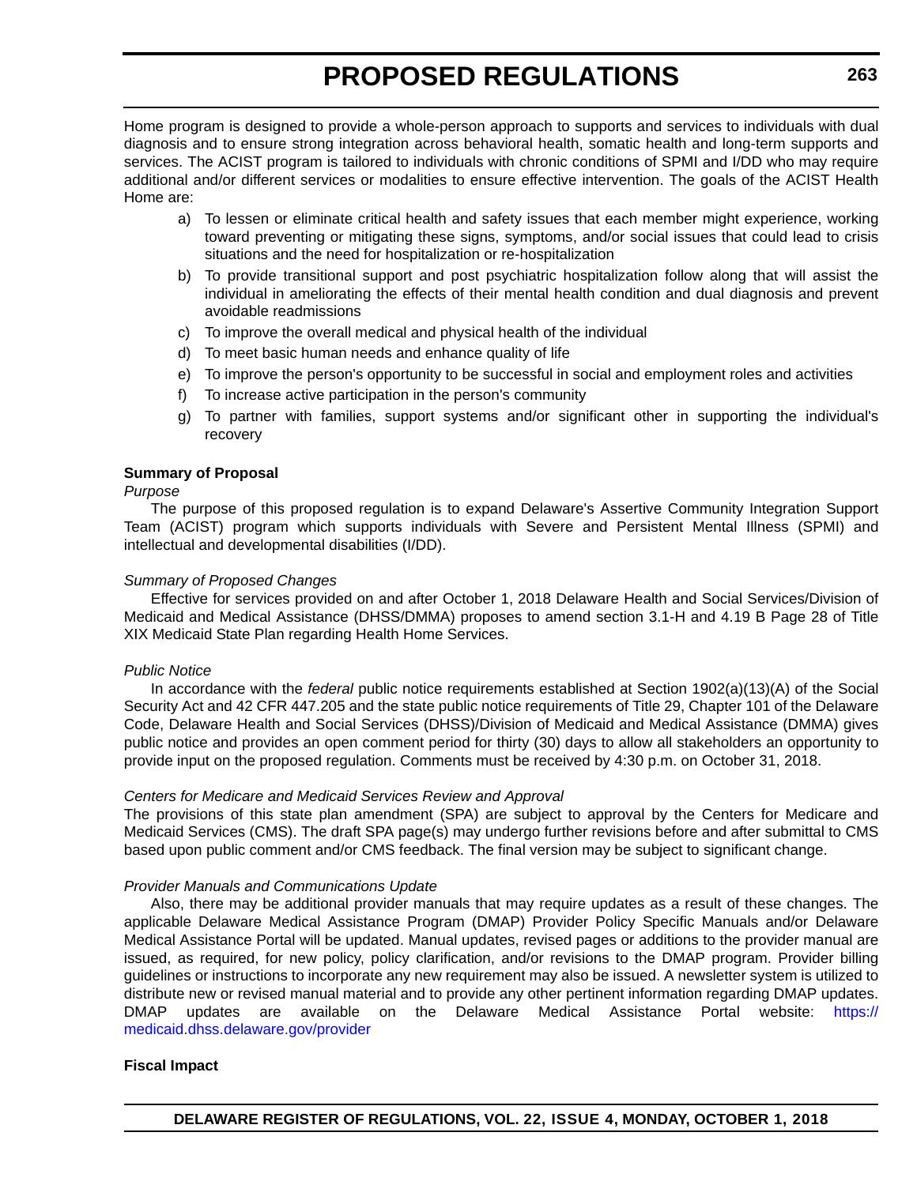Home program is designed to provide a whole-person approach to supports and services to individuals with dual diagnosis and to ensure strong integration across behavioral health, somatic health and long-term supports and services. The ACIST program is tailored to individuals with chronic conditions of SPMI and I/DD who may require additional and/or different services or modalities to ensure effective intervention. The goals of the ACIST Health Home are:

a) To lessen or eliminate critical health and safety issues that each member might experience, working toward preventing or mitigating these signs, symptoms, and/or social issues that could lead to crisis situations and the need for hospitalization or re-hospitalization

b) To provide transitional support and post psychiatric hospitalization follow along that will assist the individual in ameliorating the effects of their mental health condition and dual diagnosis and prevent avoidable readmissions

c) To improve the overall medical and physical health of the individual

d) To meet basic human needs and enhance quality of life

e) To improve the person's opportunity to be successful in social and employment roles and activities

f) To increase active participation in the person's community

g) To partner with families, support systems and/or significant other in supporting the individual's recovery

**Summary of Proposal**

*Purpose*

The purpose of this proposed regulation is to expand Delaware's Assertive Community Integration Support Team (ACIST) program which supports individuals with Severe and Persistent Mental Illness (SPMI) and intellectual and developmental disabilities (I/DD).

*Summary of Proposed Changes*

Effective for services provided on and after October 1, 2018 Delaware Health and Social Services/Division of Medicaid and Medical Assistance (DHSS/DMMA) proposes to amend section 3.1-H and 4.19 B Page 28 of Title XIX Medicaid State Plan regarding Health Home Services.

*Public Notice*

In accordance with the *federal* public notice requirements established at Section 1902(a)(13)(A) of the Social Security Act and 42 CFR 447.205 and the state public notice requirements of Title 29, Chapter 101 of the Delaware Code, Delaware Health and Social Services (DHSS)/Division of Medicaid and Medical Assistance (DMMA) gives public notice and provides an open comment period for thirty (30) days to allow all stakeholders an opportunity to provide input on the proposed regulation. Comments must be received by 4:30 p.m. on October 31, 2018.

*Centers for Medicare and Medicaid Services Review and Approval*

The provisions of this state plan amendment (SPA) are subject to approval by the Centers for Medicare and Medicaid Services (CMS). The draft SPA page(s) may undergo further revisions before and after submittal to CMS based upon public comment and/or CMS feedback. The final version may be subject to significant change.

*Provider Manuals and Communications Update*

Also, there may be additional provider manuals that may require updates as a result of these changes. The applicable Delaware Medical Assistance Program (DMAP) Provider Policy Specific Manuals and/or Delaware Medical Assistance Portal will be updated. Manual updates, revised pages or additions to the provider manual are issued, as required, for new policy, policy clarification, and/or revisions to the DMAP program. Provider billing guidelines or instructions to incorporate any new requirement may also be issued. A newsletter system is utilized to distribute new or revised manual material and to provide any other pertinent information regarding DMAP updates. DMAP updates are available on the Delaware Medical Assistance Portal website: https://medicaid.dhss.delaware.gov/provider

**Fiscal Impact**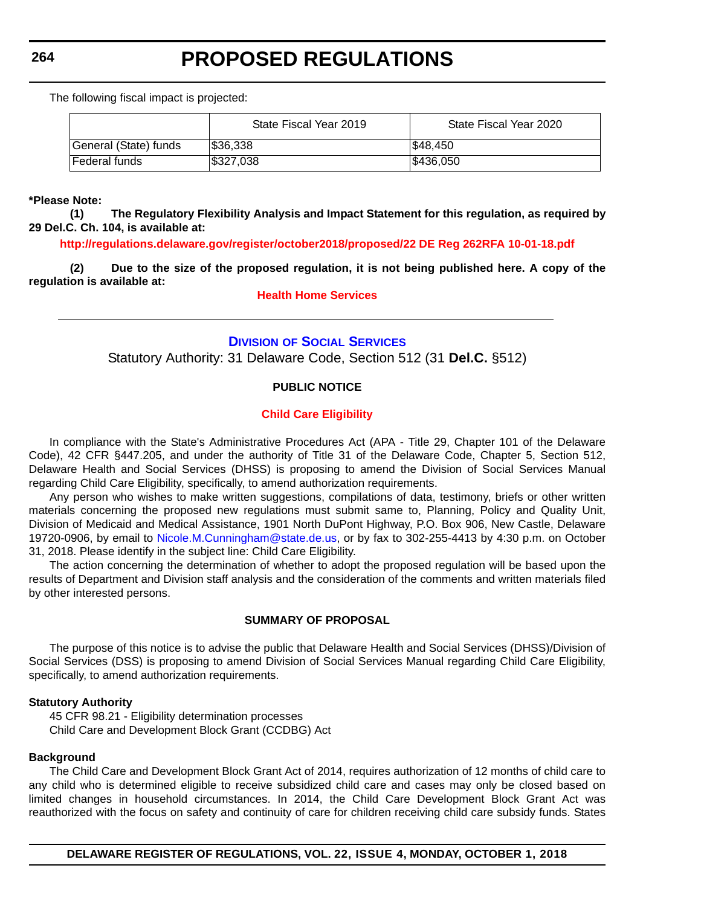The following fiscal impact is projected:

| | State Fiscal Year 2019 | State Fiscal Year 2020 |
|---|---|---|
| General (State) funds | $36,338 | $48,450 |
| Federal funds | $327,038 | $436,050 |

**\*Please Note:**

**(1) The Regulatory Flexibility Analysis and Impact Statement for this regulation, as required by 29 Del.C. Ch. 104, is available at:**

**http://regulations.delaware.gov/register/october2018/proposed/22 DE Reg 262RFA 10-01-18.pdf**

**(2) Due to the size of the proposed regulation, it is not being published here. A copy of the regulation is available at:**

**Health Home Services**

---

## Division of Social Services

Statutory Authority: 31 Delaware Code, Section 512 (31 **Del.C.** §512)

**PUBLIC NOTICE**

**Child Care Eligibility**

In compliance with the State's Administrative Procedures Act (APA - Title 29, Chapter 101 of the Delaware Code), 42 CFR §447.205, and under the authority of Title 31 of the Delaware Code, Chapter 5, Section 512, Delaware Health and Social Services (DHSS) is proposing to amend the Division of Social Services Manual regarding Child Care Eligibility, specifically, to amend authorization requirements.

Any person who wishes to make written suggestions, compilations of data, testimony, briefs or other written materials concerning the proposed new regulations must submit same to, Planning, Policy and Quality Unit, Division of Medicaid and Medical Assistance, 1901 North DuPont Highway, P.O. Box 906, New Castle, Delaware 19720-0906, by email to Nicole.M.Cunningham@state.de.us, or by fax to 302-255-4413 by 4:30 p.m. on October 31, 2018. Please identify in the subject line: Child Care Eligibility.

The action concerning the determination of whether to adopt the proposed regulation will be based upon the results of Department and Division staff analysis and the consideration of the comments and written materials filed by other interested persons.

**SUMMARY OF PROPOSAL**

The purpose of this notice is to advise the public that Delaware Health and Social Services (DHSS)/Division of Social Services (DSS) is proposing to amend Division of Social Services Manual regarding Child Care Eligibility, specifically, to amend authorization requirements.

**Statutory Authority**

45 CFR 98.21 - Eligibility determination processes
Child Care and Development Block Grant (CCDBG) Act

**Background**

The Child Care and Development Block Grant Act of 2014, requires authorization of 12 months of child care to any child who is determined eligible to receive subsidized child care and cases may only be closed based on limited changes in household circumstances. In 2014, the Child Care Development Block Grant Act was reauthorized with the focus on safety and continuity of care for children receiving child care subsidy funds. States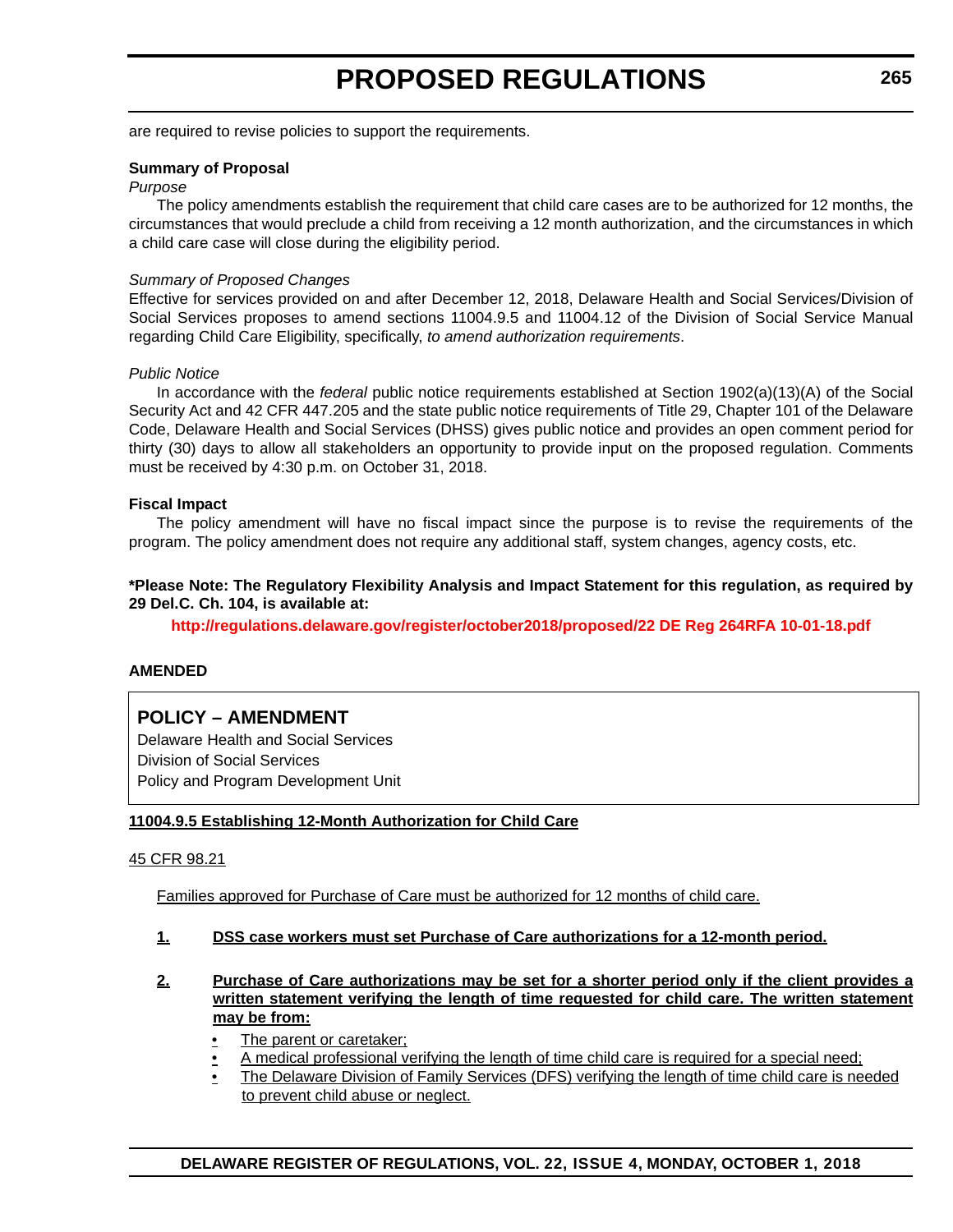are required to revise policies to support the requirements.

**Summary of Proposal**

*Purpose*

The policy amendments establish the requirement that child care cases are to be authorized for 12 months, the circumstances that would preclude a child from receiving a 12 month authorization, and the circumstances in which a child care case will close during the eligibility period.

*Summary of Proposed Changes*

Effective for services provided on and after December 12, 2018, Delaware Health and Social Services/Division of Social Services proposes to amend sections 11004.9.5 and 11004.12 of the Division of Social Service Manual regarding Child Care Eligibility, specifically, *to amend authorization requirements*.

*Public Notice*

In accordance with the *federal* public notice requirements established at Section 1902(a)(13)(A) of the Social Security Act and 42 CFR 447.205 and the state public notice requirements of Title 29, Chapter 101 of the Delaware Code, Delaware Health and Social Services (DHSS) gives public notice and provides an open comment period for thirty (30) days to allow all stakeholders an opportunity to provide input on the proposed regulation. Comments must be received by 4:30 p.m. on October 31, 2018.

**Fiscal Impact**

The policy amendment will have no fiscal impact since the purpose is to revise the requirements of the program. The policy amendment does not require any additional staff, system changes, agency costs, etc.

**\*Please Note: The Regulatory Flexibility Analysis and Impact Statement for this regulation, as required by 29 Del.C. Ch. 104, is available at:**

**http://regulations.delaware.gov/register/october2018/proposed/22 DE Reg 264RFA 10-01-18.pdf**

**AMENDED**

## POLICY – AMENDMENT

Delaware Health and Social Services
Division of Social Services
Policy and Program Development Unit

**11004.9.5 Establishing 12-Month Authorization for Child Care**

45 CFR 98.21

Families approved for Purchase of Care must be authorized for 12 months of child care.

1. **DSS case workers must set Purchase of Care authorizations for a 12-month period.**

2. **Purchase of Care authorizations may be set for a shorter period only if the client provides a written statement verifying the length of time requested for child care. The written statement may be from:**
   - The parent or caretaker;
   - A medical professional verifying the length of time child care is required for a special need;
   - The Delaware Division of Family Services (DFS) verifying the length of time child care is needed to prevent child abuse or neglect.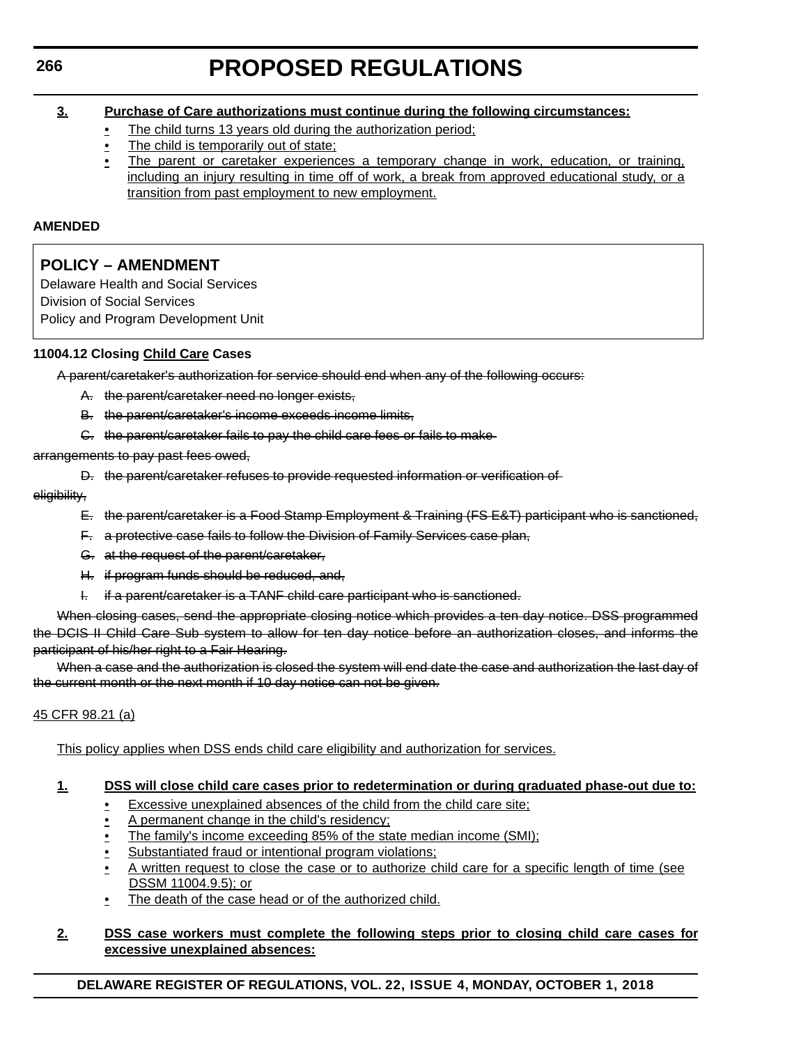**3. Purchase of Care authorizations must continue during the following circumstances:**

- The child turns 13 years old during the authorization period;
- The child is temporarily out of state;
- The parent or caretaker experiences a temporary change in work, education, or training, including an injury resulting in time off of work, a break from approved educational study, or a transition from past employment to new employment.

**AMENDED**

## POLICY – AMENDMENT

Delaware Health and Social Services
Division of Social Services
Policy and Program Development Unit

### 11004.12 Closing Child Care Cases

~~A parent/caretaker's authorization for service should end when any of the following occurs:~~

~~A. the parent/caretaker need no longer exists,~~

~~B. the parent/caretaker's income exceeds income limits,~~

~~C. the parent/caretaker fails to pay the child care fees or fails to make arrangements to pay past fees owed,~~

~~D. the parent/caretaker refuses to provide requested information or verification of eligibility,~~

~~E. the parent/caretaker is a Food Stamp Employment & Training (FS E&T) participant who is sanctioned,~~

~~F. a protective case fails to follow the Division of Family Services case plan,~~

~~G. at the request of the parent/caretaker,~~

~~H. if program funds should be reduced, and,~~

~~I. if a parent/caretaker is a TANF child care participant who is sanctioned.~~

~~When closing cases, send the appropriate closing notice which provides a ten day notice. DSS programmed the DCIS II Child Care Sub system to allow for ten day notice before an authorization closes, and informs the participant of his/her right to a Fair Hearing.~~

~~When a case and the authorization is closed the system will end date the case and authorization the last day of the current month or the next month if 10 day notice can not be given.~~

45 CFR 98.21 (a)

This policy applies when DSS ends child care eligibility and authorization for services.

**1. DSS will close child care cases prior to redetermination or during graduated phase-out due to:**

- Excessive unexplained absences of the child from the child care site;
- A permanent change in the child's residency;
- The family's income exceeding 85% of the state median income (SMI);
- Substantiated fraud or intentional program violations;
- A written request to close the case or to authorize child care for a specific length of time (see DSSM 11004.9.5); or
- The death of the case head or of the authorized child.

**2. DSS case workers must complete the following steps prior to closing child care cases for excessive unexplained absences:**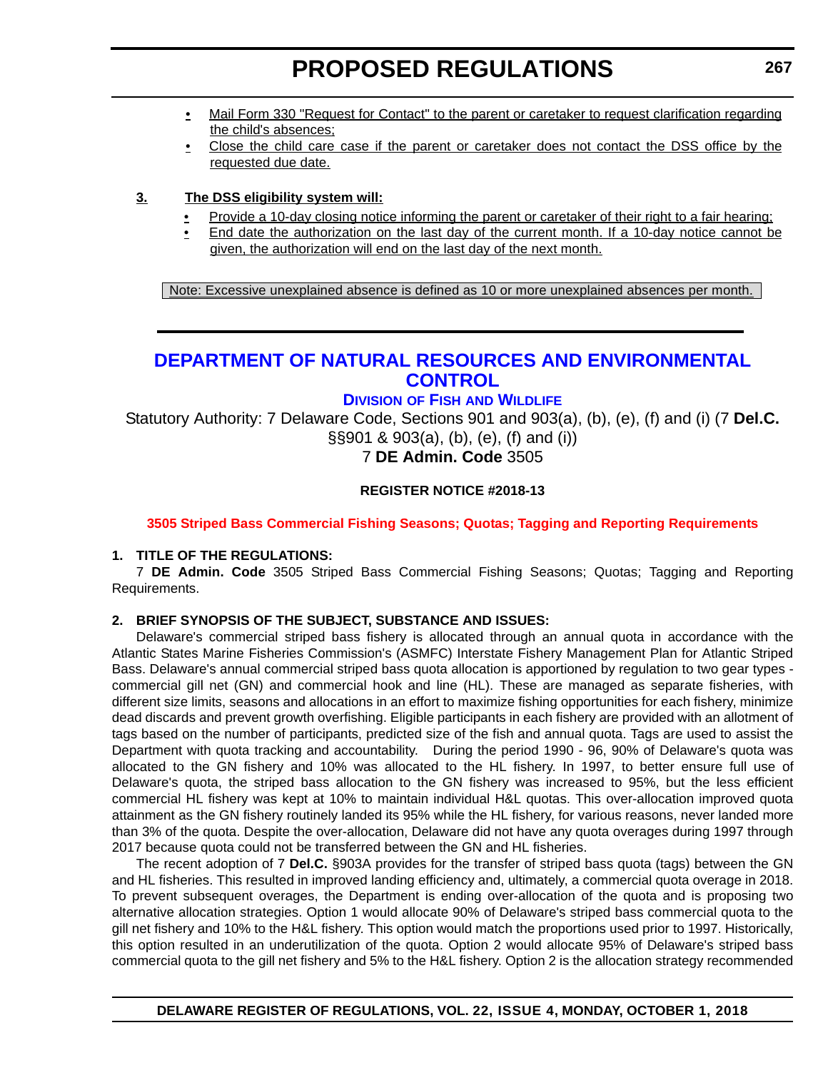- Mail Form 330 "Request for Contact" to the parent or caretaker to request clarification regarding the child's absences;
- Close the child care case if the parent or caretaker does not contact the DSS office by the requested due date.

**3. The DSS eligibility system will:**

- Provide a 10-day closing notice informing the parent or caretaker of their right to a fair hearing;
- End date the authorization on the last day of the current month. If a 10-day notice cannot be given, the authorization will end on the last day of the next month.

Note: Excessive unexplained absence is defined as 10 or more unexplained absences per month.

---

# DEPARTMENT OF NATURAL RESOURCES AND ENVIRONMENTAL CONTROL

## DIVISION OF FISH AND WILDLIFE

Statutory Authority: 7 Delaware Code, Sections 901 and 903(a), (b), (e), (f) and (i) (7 **Del.C.** §§901 & 903(a), (b), (e), (f) and (i))
7 **DE Admin. Code** 3505

**REGISTER NOTICE #2018-13**

**3505 Striped Bass Commercial Fishing Seasons; Quotas; Tagging and Reporting Requirements**

**1. TITLE OF THE REGULATIONS:**

7 **DE Admin. Code** 3505 Striped Bass Commercial Fishing Seasons; Quotas; Tagging and Reporting Requirements.

**2. BRIEF SYNOPSIS OF THE SUBJECT, SUBSTANCE AND ISSUES:**

Delaware's commercial striped bass fishery is allocated through an annual quota in accordance with the Atlantic States Marine Fisheries Commission's (ASMFC) Interstate Fishery Management Plan for Atlantic Striped Bass. Delaware's annual commercial striped bass quota allocation is apportioned by regulation to two gear types - commercial gill net (GN) and commercial hook and line (HL). These are managed as separate fisheries, with different size limits, seasons and allocations in an effort to maximize fishing opportunities for each fishery, minimize dead discards and prevent growth overfishing. Eligible participants in each fishery are provided with an allotment of tags based on the number of participants, predicted size of the fish and annual quota. Tags are used to assist the Department with quota tracking and accountability. During the period 1990 - 96, 90% of Delaware's quota was allocated to the GN fishery and 10% was allocated to the HL fishery. In 1997, to better ensure full use of Delaware's quota, the striped bass allocation to the GN fishery was increased to 95%, but the less efficient commercial HL fishery was kept at 10% to maintain individual H&L quotas. This over-allocation improved quota attainment as the GN fishery routinely landed its 95% while the HL fishery, for various reasons, never landed more than 3% of the quota. Despite the over-allocation, Delaware did not have any quota overages during 1997 through 2017 because quota could not be transferred between the GN and HL fisheries.

The recent adoption of 7 **Del.C.** §903A provides for the transfer of striped bass quota (tags) between the GN and HL fisheries. This resulted in improved landing efficiency and, ultimately, a commercial quota overage in 2018. To prevent subsequent overages, the Department is ending over-allocation of the quota and is proposing two alternative allocation strategies. Option 1 would allocate 90% of Delaware's striped bass commercial quota to the gill net fishery and 10% to the H&L fishery. This option would match the proportions used prior to 1997. Historically, this option resulted in an underutilization of the quota. Option 2 would allocate 95% of Delaware's striped bass commercial quota to the gill net fishery and 5% to the H&L fishery. Option 2 is the allocation strategy recommended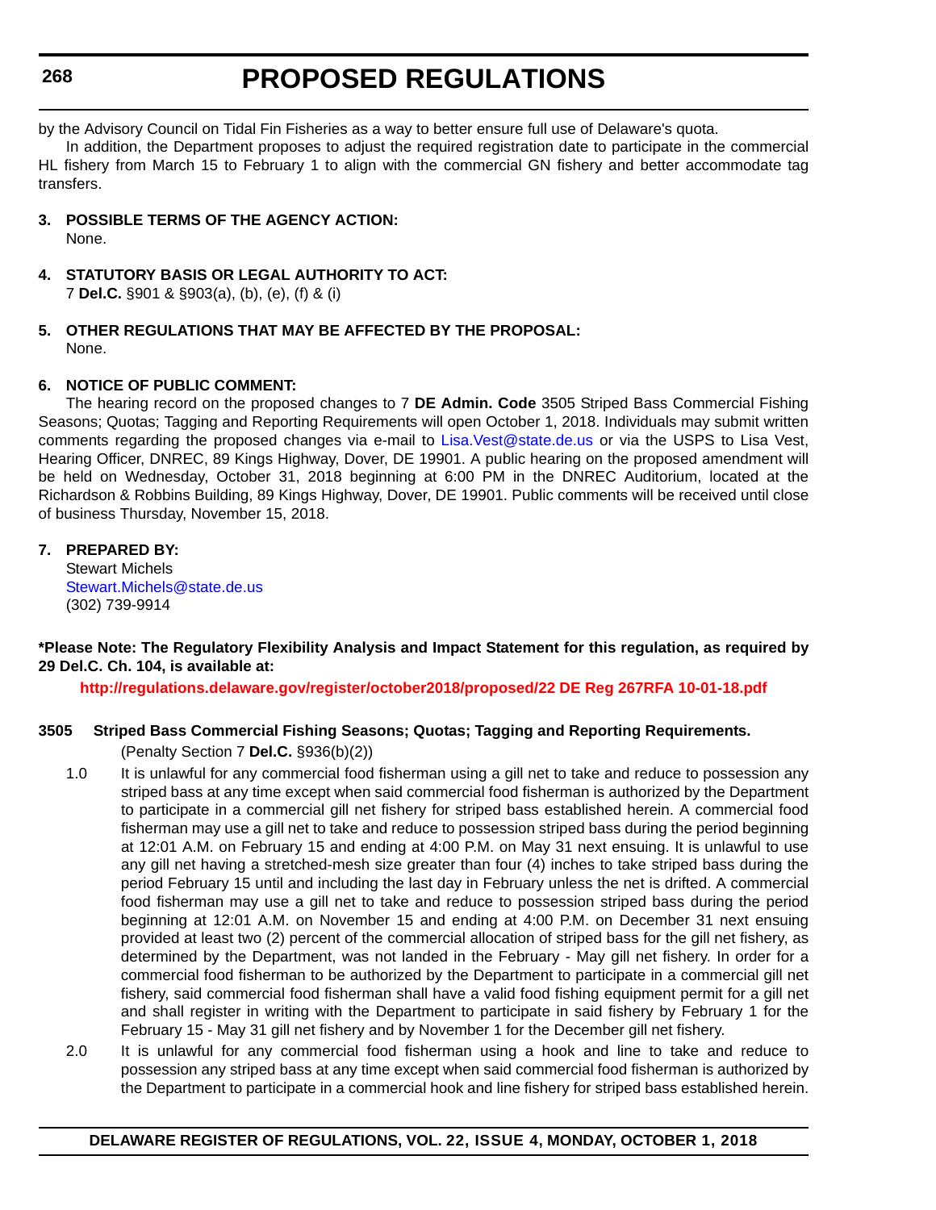by the Advisory Council on Tidal Fin Fisheries as a way to better ensure full use of Delaware's quota.

In addition, the Department proposes to adjust the required registration date to participate in the commercial HL fishery from March 15 to February 1 to align with the commercial GN fishery and better accommodate tag transfers.

**3. POSSIBLE TERMS OF THE AGENCY ACTION:**

None.

**4. STATUTORY BASIS OR LEGAL AUTHORITY TO ACT:**

7 **Del.C.** §901 & §903(a), (b), (e), (f) & (i)

**5. OTHER REGULATIONS THAT MAY BE AFFECTED BY THE PROPOSAL:**

None.

**6. NOTICE OF PUBLIC COMMENT:**

The hearing record on the proposed changes to 7 **DE Admin. Code** 3505 Striped Bass Commercial Fishing Seasons; Quotas; Tagging and Reporting Requirements will open October 1, 2018. Individuals may submit written comments regarding the proposed changes via e-mail to Lisa.Vest@state.de.us or via the USPS to Lisa Vest, Hearing Officer, DNREC, 89 Kings Highway, Dover, DE 19901. A public hearing on the proposed amendment will be held on Wednesday, October 31, 2018 beginning at 6:00 PM in the DNREC Auditorium, located at the Richardson & Robbins Building, 89 Kings Highway, Dover, DE 19901. Public comments will be received until close of business Thursday, November 15, 2018.

**7. PREPARED BY:**

Stewart Michels
Stewart.Michels@state.de.us
(302) 739-9914

**\*Please Note: The Regulatory Flexibility Analysis and Impact Statement for this regulation, as required by 29 Del.C. Ch. 104, is available at:**

**http://regulations.delaware.gov/register/october2018/proposed/22 DE Reg 267RFA 10-01-18.pdf**

**3505 Striped Bass Commercial Fishing Seasons; Quotas; Tagging and Reporting Requirements.**

(Penalty Section 7 **Del.C.** §936(b)(2))

1.0 It is unlawful for any commercial food fisherman using a gill net to take and reduce to possession any striped bass at any time except when said commercial food fisherman is authorized by the Department to participate in a commercial gill net fishery for striped bass established herein. A commercial food fisherman may use a gill net to take and reduce to possession striped bass during the period beginning at 12:01 A.M. on February 15 and ending at 4:00 P.M. on May 31 next ensuing. It is unlawful to use any gill net having a stretched-mesh size greater than four (4) inches to take striped bass during the period February 15 until and including the last day in February unless the net is drifted. A commercial food fisherman may use a gill net to take and reduce to possession striped bass during the period beginning at 12:01 A.M. on November 15 and ending at 4:00 P.M. on December 31 next ensuing provided at least two (2) percent of the commercial allocation of striped bass for the gill net fishery, as determined by the Department, was not landed in the February - May gill net fishery. In order for a commercial food fisherman to be authorized by the Department to participate in a commercial gill net fishery, said commercial food fisherman shall have a valid food fishing equipment permit for a gill net and shall register in writing with the Department to participate in said fishery by February 1 for the February 15 - May 31 gill net fishery and by November 1 for the December gill net fishery.

2.0 It is unlawful for any commercial food fisherman using a hook and line to take and reduce to possession any striped bass at any time except when said commercial food fisherman is authorized by the Department to participate in a commercial hook and line fishery for striped bass established herein.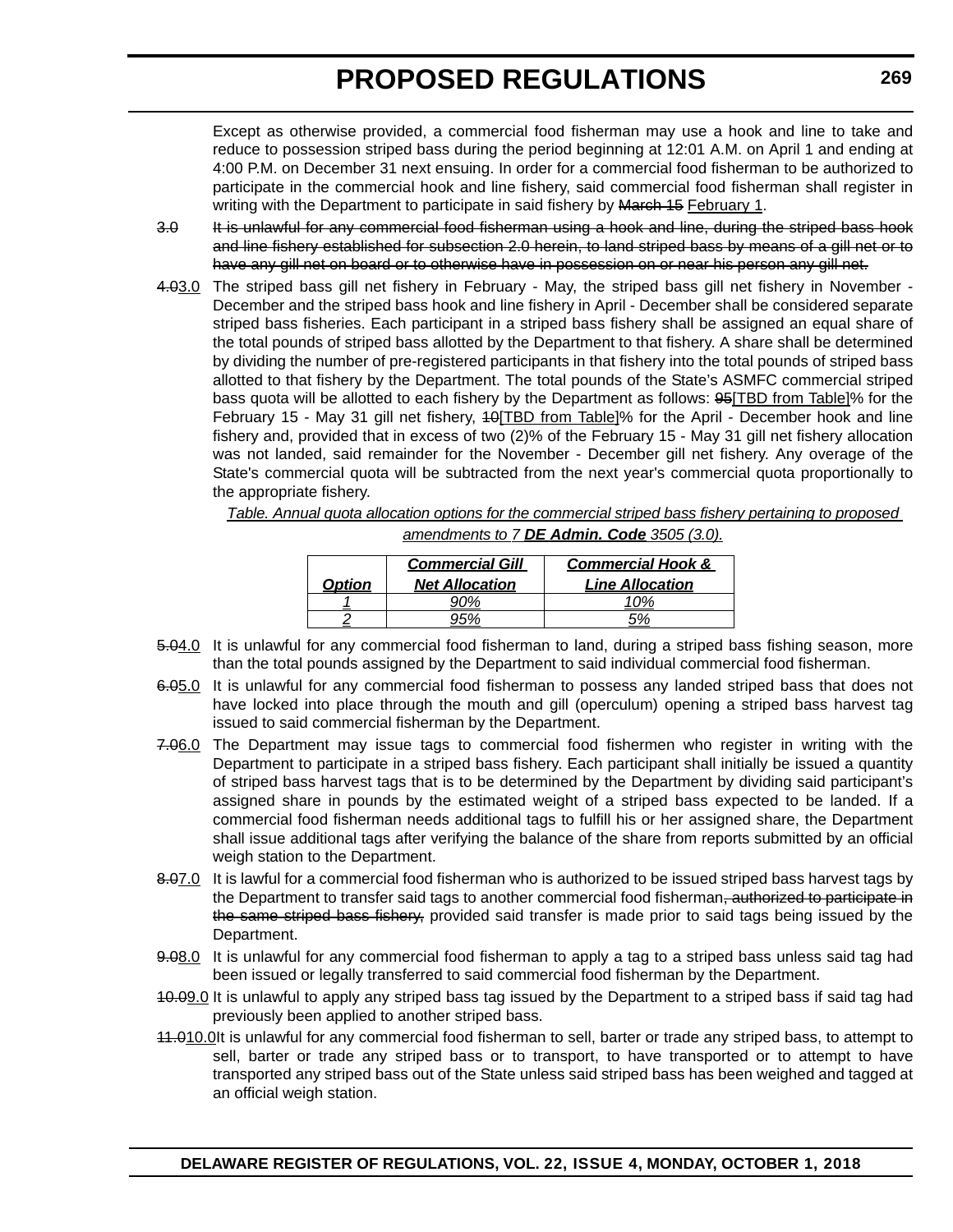Except as otherwise provided, a commercial food fisherman may use a hook and line to take and reduce to possession striped bass during the period beginning at 12:01 A.M. on April 1 and ending at 4:00 P.M. on December 31 next ensuing. In order for a commercial food fisherman to be authorized to participate in the commercial hook and line fishery, said commercial food fisherman shall register in writing with the Department to participate in said fishery by ~~March 15~~ February 1.

~~3.0 It is unlawful for any commercial food fisherman using a hook and line, during the striped bass hook and line fishery established for subsection 2.0 herein, to land striped bass by means of a gill net or to have any gill net on board or to otherwise have in possession on or near his person any gill net.~~

~~4.0~~3.0 The striped bass gill net fishery in February - May, the striped bass gill net fishery in November - December and the striped bass hook and line fishery in April - December shall be considered separate striped bass fisheries. Each participant in a striped bass fishery shall be assigned an equal share of the total pounds of striped bass allotted by the Department to that fishery. A share shall be determined by dividing the number of pre-registered participants in that fishery into the total pounds of striped bass allotted to that fishery by the Department. The total pounds of the State's ASMFC commercial striped bass quota will be allotted to each fishery by the Department as follows: ~~95~~[TBD from Table]% for the February 15 - May 31 gill net fishery, ~~10~~[TBD from Table]% for the April - December hook and line fishery and, provided that in excess of two (2)% of the February 15 - May 31 gill net fishery allocation was not landed, said remainder for the November - December gill net fishery. Any overage of the State's commercial quota will be subtracted from the next year's commercial quota proportionally to the appropriate fishery.

*Table. Annual quota allocation options for the commercial striped bass fishery pertaining to proposed amendments to 7* ***DE Admin. Code*** *3505 (3.0).*

| ***Option*** | ***Commercial Gill Net Allocation*** | ***Commercial Hook & Line Allocation*** |
|---|---|---|
| *1* | *90%* | *10%* |
| *2* | *95%* | *5%* |

~~5.0~~4.0 It is unlawful for any commercial food fisherman to land, during a striped bass fishing season, more than the total pounds assigned by the Department to said individual commercial food fisherman.

~~6.0~~5.0 It is unlawful for any commercial food fisherman to possess any landed striped bass that does not have locked into place through the mouth and gill (operculum) opening a striped bass harvest tag issued to said commercial fisherman by the Department.

~~7.0~~6.0 The Department may issue tags to commercial food fishermen who register in writing with the Department to participate in a striped bass fishery. Each participant shall initially be issued a quantity of striped bass harvest tags that is to be determined by the Department by dividing said participant's assigned share in pounds by the estimated weight of a striped bass expected to be landed. If a commercial food fisherman needs additional tags to fulfill his or her assigned share, the Department shall issue additional tags after verifying the balance of the share from reports submitted by an official weigh station to the Department.

~~8.0~~7.0 It is lawful for a commercial food fisherman who is authorized to be issued striped bass harvest tags by the Department to transfer said tags to another commercial food fisherman~~, authorized to participate in the same striped bass fishery,~~ provided said transfer is made prior to said tags being issued by the Department.

~~9.0~~8.0 It is unlawful for any commercial food fisherman to apply a tag to a striped bass unless said tag had been issued or legally transferred to said commercial food fisherman by the Department.

~~10.0~~9.0 It is unlawful to apply any striped bass tag issued by the Department to a striped bass if said tag had previously been applied to another striped bass.

~~11.0~~10.0 It is unlawful for any commercial food fisherman to sell, barter or trade any striped bass, to attempt to sell, barter or trade any striped bass or to transport, to have transported or to attempt to have transported any striped bass out of the State unless said striped bass has been weighed and tagged at an official weigh station.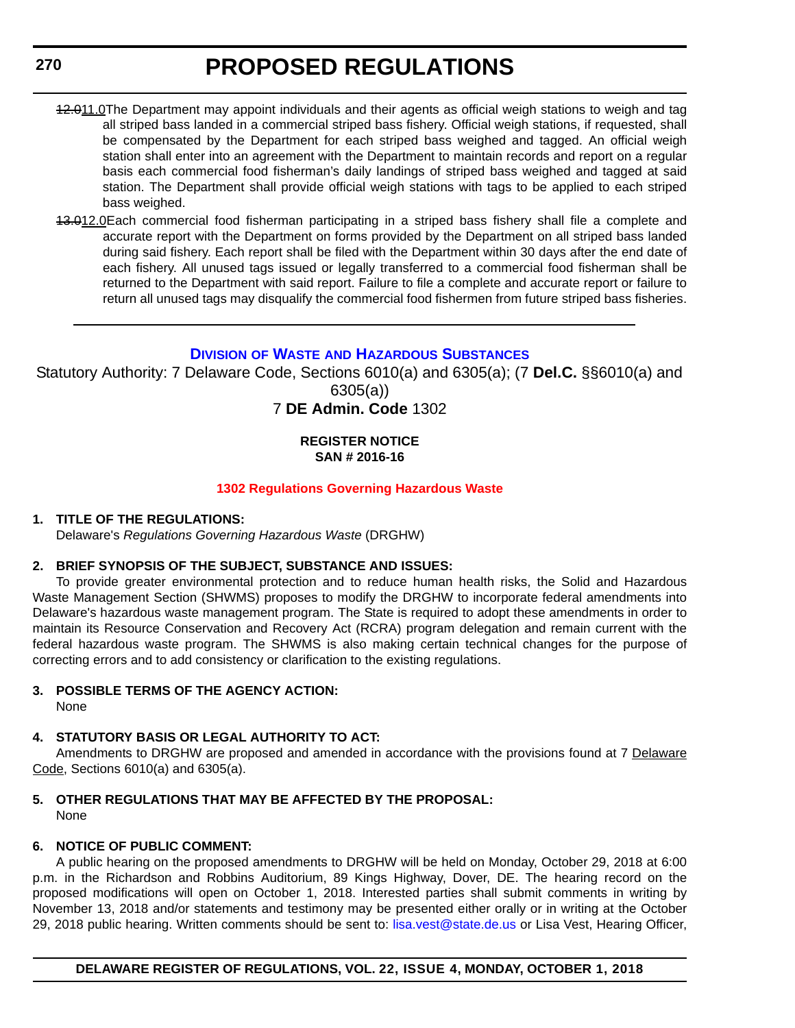~~12.0~~11.0 The Department may appoint individuals and their agents as official weigh stations to weigh and tag all striped bass landed in a commercial striped bass fishery. Official weigh stations, if requested, shall be compensated by the Department for each striped bass weighed and tagged. An official weigh station shall enter into an agreement with the Department to maintain records and report on a regular basis each commercial food fisherman's daily landings of striped bass weighed and tagged at said station. The Department shall provide official weigh stations with tags to be applied to each striped bass weighed.

~~13.0~~12.0 Each commercial food fisherman participating in a striped bass fishery shall file a complete and accurate report with the Department on forms provided by the Department on all striped bass landed during said fishery. Each report shall be filed with the Department within 30 days after the end date of each fishery. All unused tags issued or legally transferred to a commercial food fisherman shall be returned to the Department with said report. Failure to file a complete and accurate report or failure to return all unused tags may disqualify the commercial food fishermen from future striped bass fisheries.

---

## Division of Waste and Hazardous Substances

Statutory Authority: 7 Delaware Code, Sections 6010(a) and 6305(a); (7 **Del.C.** §§6010(a) and 6305(a))

7 **DE Admin. Code** 1302

**REGISTER NOTICE**
**SAN # 2016-16**

### 1302 Regulations Governing Hazardous Waste

**1. TITLE OF THE REGULATIONS:**

Delaware's *Regulations Governing Hazardous Waste* (DRGHW)

**2. BRIEF SYNOPSIS OF THE SUBJECT, SUBSTANCE AND ISSUES:**

To provide greater environmental protection and to reduce human health risks, the Solid and Hazardous Waste Management Section (SHWMS) proposes to modify the DRGHW to incorporate federal amendments into Delaware's hazardous waste management program. The State is required to adopt these amendments in order to maintain its Resource Conservation and Recovery Act (RCRA) program delegation and remain current with the federal hazardous waste program. The SHWMS is also making certain technical changes for the purpose of correcting errors and to add consistency or clarification to the existing regulations.

**3. POSSIBLE TERMS OF THE AGENCY ACTION:**

None

**4. STATUTORY BASIS OR LEGAL AUTHORITY TO ACT:**

Amendments to DRGHW are proposed and amended in accordance with the provisions found at 7 Delaware Code, Sections 6010(a) and 6305(a).

**5. OTHER REGULATIONS THAT MAY BE AFFECTED BY THE PROPOSAL:**

None

**6. NOTICE OF PUBLIC COMMENT:**

A public hearing on the proposed amendments to DRGHW will be held on Monday, October 29, 2018 at 6:00 p.m. in the Richardson and Robbins Auditorium, 89 Kings Highway, Dover, DE. The hearing record on the proposed modifications will open on October 1, 2018. Interested parties shall submit comments in writing by November 13, 2018 and/or statements and testimony may be presented either orally or in writing at the October 29, 2018 public hearing. Written comments should be sent to: lisa.vest@state.de.us or Lisa Vest, Hearing Officer,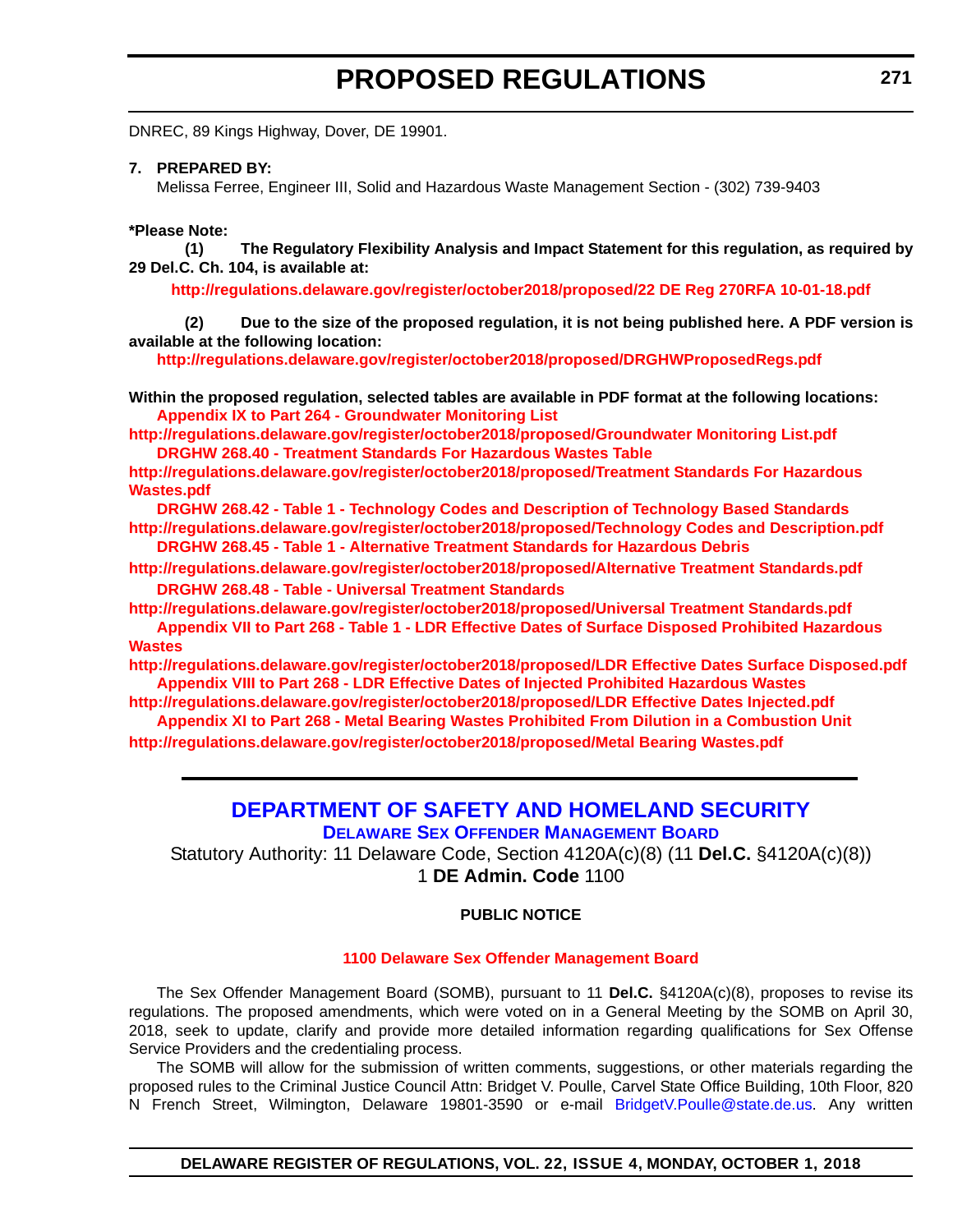DNREC, 89 Kings Highway, Dover, DE 19901.

**7. PREPARED BY:**

Melissa Ferree, Engineer III, Solid and Hazardous Waste Management Section - (302) 739-9403

**\*Please Note:**

**(1) The Regulatory Flexibility Analysis and Impact Statement for this regulation, as required by 29 Del.C. Ch. 104, is available at:**

**http://regulations.delaware.gov/register/october2018/proposed/22 DE Reg 270RFA 10-01-18.pdf**

**(2) Due to the size of the proposed regulation, it is not being published here. A PDF version is available at the following location:**

**http://regulations.delaware.gov/register/october2018/proposed/DRGHWProposedRegs.pdf**

**Within the proposed regulation, selected tables are available in PDF format at the following locations:**

**Appendix IX to Part 264 - Groundwater Monitoring List**
**http://regulations.delaware.gov/register/october2018/proposed/Groundwater Monitoring List.pdf**

**DRGHW 268.40 - Treatment Standards For Hazardous Wastes Table**
**http://regulations.delaware.gov/register/october2018/proposed/Treatment Standards For Hazardous Wastes.pdf**

**DRGHW 268.42 - Table 1 - Technology Codes and Description of Technology Based Standards**
**http://regulations.delaware.gov/register/october2018/proposed/Technology Codes and Description.pdf**

**DRGHW 268.45 - Table 1 - Alternative Treatment Standards for Hazardous Debris**
**http://regulations.delaware.gov/register/october2018/proposed/Alternative Treatment Standards.pdf**

**DRGHW 268.48 - Table - Universal Treatment Standards**
**http://regulations.delaware.gov/register/october2018/proposed/Universal Treatment Standards.pdf**

**Appendix VII to Part 268 - Table 1 - LDR Effective Dates of Surface Disposed Prohibited Hazardous Wastes**
**http://regulations.delaware.gov/register/october2018/proposed/LDR Effective Dates Surface Disposed.pdf**

**Appendix VIII to Part 268 - LDR Effective Dates of Injected Prohibited Hazardous Wastes**
**http://regulations.delaware.gov/register/october2018/proposed/LDR Effective Dates Injected.pdf**

**Appendix XI to Part 268 - Metal Bearing Wastes Prohibited From Dilution in a Combustion Unit**
**http://regulations.delaware.gov/register/october2018/proposed/Metal Bearing Wastes.pdf**

---

# DEPARTMENT OF SAFETY AND HOMELAND SECURITY

## DELAWARE SEX OFFENDER MANAGEMENT BOARD

Statutory Authority: 11 Delaware Code, Section 4120A(c)(8) (11 **Del.C.** §4120A(c)(8))
1 **DE Admin. Code** 1100

**PUBLIC NOTICE**

**1100 Delaware Sex Offender Management Board**

The Sex Offender Management Board (SOMB), pursuant to 11 **Del.C.** §4120A(c)(8), proposes to revise its regulations. The proposed amendments, which were voted on in a General Meeting by the SOMB on April 30, 2018, seek to update, clarify and provide more detailed information regarding qualifications for Sex Offense Service Providers and the credentialing process.

The SOMB will allow for the submission of written comments, suggestions, or other materials regarding the proposed rules to the Criminal Justice Council Attn: Bridget V. Poulle, Carvel State Office Building, 10th Floor, 820 N French Street, Wilmington, Delaware 19801-3590 or e-mail BridgetV.Poulle@state.de.us. Any written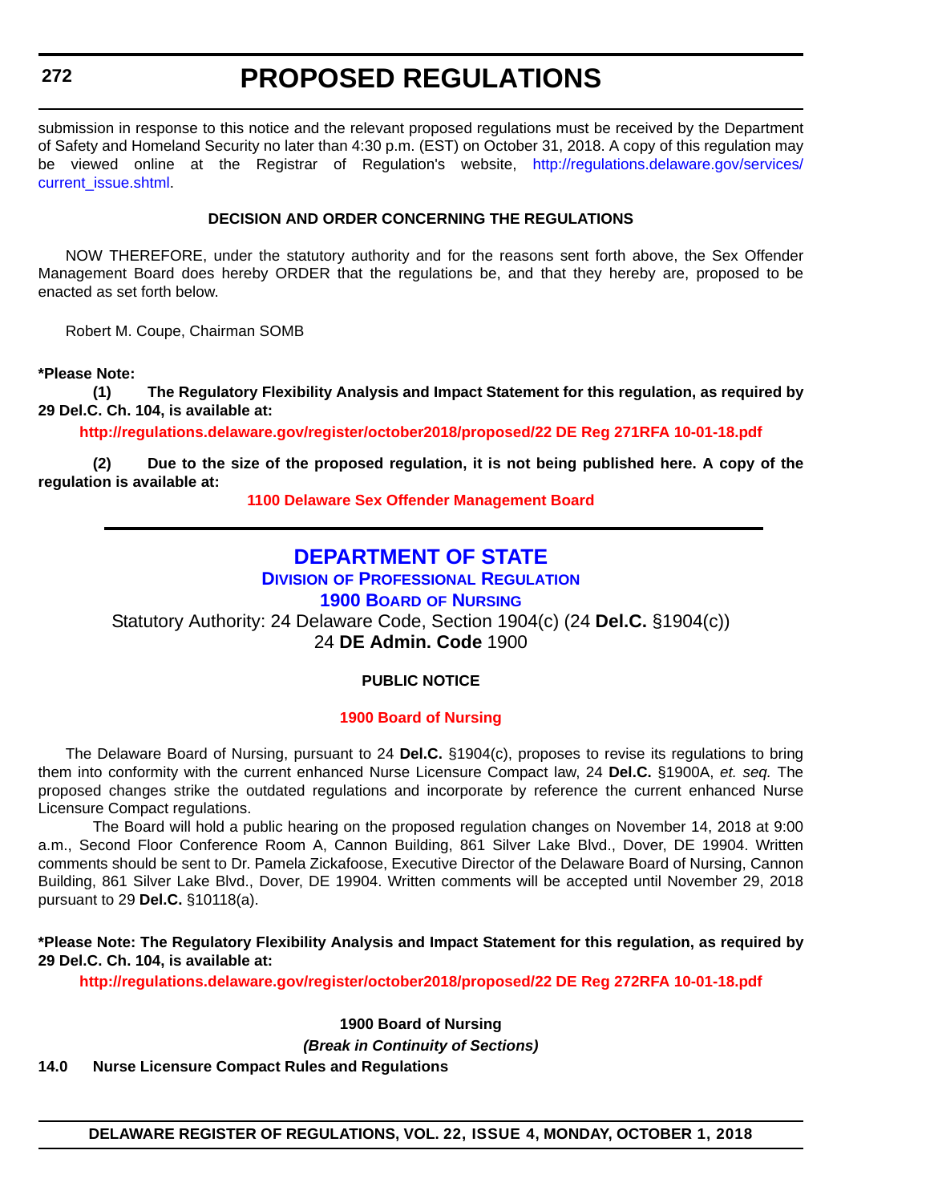submission in response to this notice and the relevant proposed regulations must be received by the Department of Safety and Homeland Security no later than 4:30 p.m. (EST) on October 31, 2018. A copy of this regulation may be viewed online at the Registrar of Regulation's website, http://regulations.delaware.gov/services/current_issue.shtml.

**DECISION AND ORDER CONCERNING THE REGULATIONS**

NOW THEREFORE, under the statutory authority and for the reasons sent forth above, the Sex Offender Management Board does hereby ORDER that the regulations be, and that they hereby are, proposed to be enacted as set forth below.

Robert M. Coupe, Chairman SOMB

**\*Please Note:**

**(1) The Regulatory Flexibility Analysis and Impact Statement for this regulation, as required by 29 Del.C. Ch. 104, is available at:**

**http://regulations.delaware.gov/register/october2018/proposed/22 DE Reg 271RFA 10-01-18.pdf**

**(2) Due to the size of the proposed regulation, it is not being published here. A copy of the regulation is available at:**

**1100 Delaware Sex Offender Management Board**

---

# DEPARTMENT OF STATE

## DIVISION OF PROFESSIONAL REGULATION

## 1900 BOARD OF NURSING

Statutory Authority: 24 Delaware Code, Section 1904(c) (24 **Del.C.** §1904(c))
24 **DE Admin. Code** 1900

**PUBLIC NOTICE**

**1900 Board of Nursing**

The Delaware Board of Nursing, pursuant to 24 **Del.C.** §1904(c), proposes to revise its regulations to bring them into conformity with the current enhanced Nurse Licensure Compact law, 24 **Del.C.** §1900A, *et. seq.* The proposed changes strike the outdated regulations and incorporate by reference the current enhanced Nurse Licensure Compact regulations.

The Board will hold a public hearing on the proposed regulation changes on November 14, 2018 at 9:00 a.m., Second Floor Conference Room A, Cannon Building, 861 Silver Lake Blvd., Dover, DE 19904. Written comments should be sent to Dr. Pamela Zickafoose, Executive Director of the Delaware Board of Nursing, Cannon Building, 861 Silver Lake Blvd., Dover, DE 19904. Written comments will be accepted until November 29, 2018 pursuant to 29 **Del.C.** §10118(a).

**\*Please Note: The Regulatory Flexibility Analysis and Impact Statement for this regulation, as required by 29 Del.C. Ch. 104, is available at:**

**http://regulations.delaware.gov/register/october2018/proposed/22 DE Reg 272RFA 10-01-18.pdf**

**1900 Board of Nursing**

***(Break in Continuity of Sections)***

**14.0 Nurse Licensure Compact Rules and Regulations**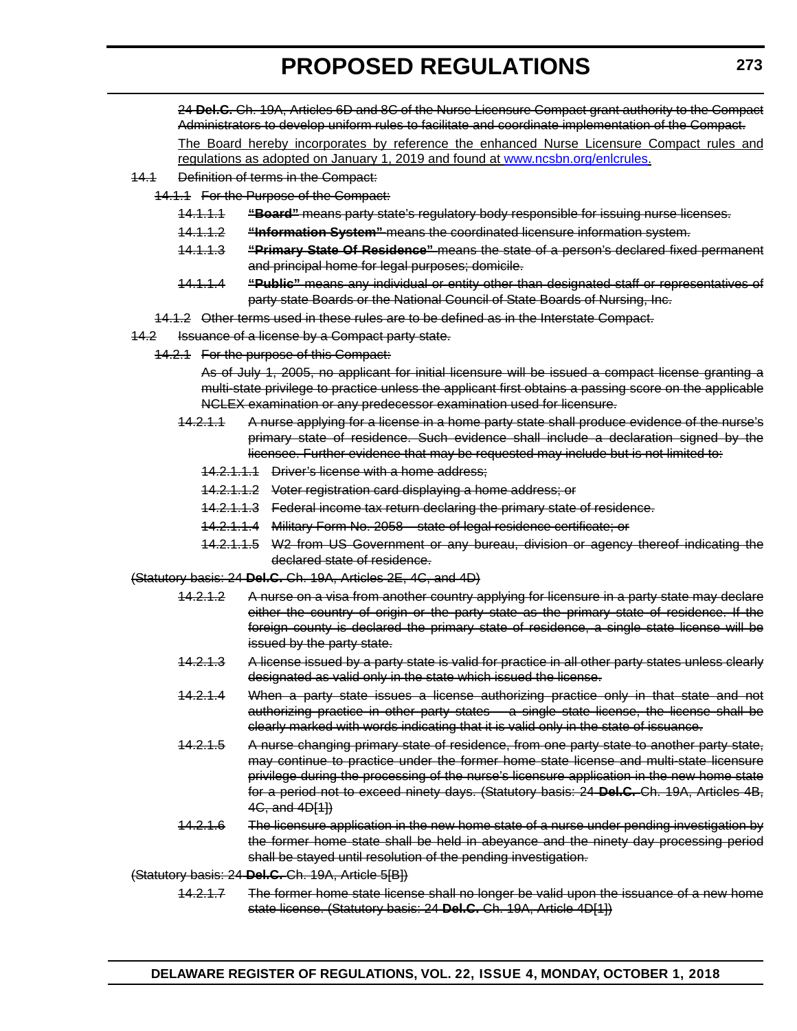~~24 **Del.C.** Ch. 19A, Articles 6D and 8C of the Nurse Licensure Compact grant authority to the Compact Administrators to develop uniform rules to facilitate and coordinate implementation of the Compact.~~

<u>The Board hereby incorporates by reference the enhanced Nurse Licensure Compact rules and regulations as adopted on January 1, 2019 and found at www.ncsbn.org/enlcrules.</u>

~~14.1 Definition of terms in the Compact:~~

~~14.1.1 For the Purpose of the Compact:~~

~~14.1.1.1 **"Board"** means party state's regulatory body responsible for issuing nurse licenses.~~

~~14.1.1.2 **"Information System"** means the coordinated licensure information system.~~

~~14.1.1.3 **"Primary State Of Residence"** means the state of a person's declared fixed permanent and principal home for legal purposes; domicile.~~

~~14.1.1.4 **"Public"** means any individual or entity other than designated staff or representatives of party state Boards or the National Council of State Boards of Nursing, Inc.~~

~~14.1.2 Other terms used in these rules are to be defined as in the Interstate Compact.~~

~~14.2 Issuance of a license by a Compact party state.~~

~~14.2.1 For the purpose of this Compact:~~

~~As of July 1, 2005, no applicant for initial licensure will be issued a compact license granting a multi-state privilege to practice unless the applicant first obtains a passing score on the applicable NCLEX examination or any predecessor examination used for licensure.~~

~~14.2.1.1 A nurse applying for a license in a home party state shall produce evidence of the nurse's primary state of residence. Such evidence shall include a declaration signed by the licensee. Further evidence that may be requested may include but is not limited to:~~

~~14.2.1.1.1 Driver's license with a home address;~~

~~14.2.1.1.2 Voter registration card displaying a home address; or~~

~~14.2.1.1.3 Federal income tax return declaring the primary state of residence.~~

~~14.2.1.1.4 Military Form No. 2058 – state of legal residence certificate; or~~

~~14.2.1.1.5 W2 from US Government or any bureau, division or agency thereof indicating the declared state of residence.~~

~~(Statutory basis: 24 **Del.C.** Ch. 19A, Articles 2E, 4C, and 4D)~~

~~14.2.1.2 A nurse on a visa from another country applying for licensure in a party state may declare either the country of origin or the party state as the primary state of residence. If the foreign county is declared the primary state of residence, a single state license will be issued by the party state.~~

~~14.2.1.3 A license issued by a party state is valid for practice in all other party states unless clearly designated as valid only in the state which issued the license.~~

~~14.2.1.4 When a party state issues a license authorizing practice only in that state and not authorizing practice in other party states — a single state license, the license shall be clearly marked with words indicating that it is valid only in the state of issuance.~~

~~14.2.1.5 A nurse changing primary state of residence, from one party state to another party state, may continue to practice under the former home state license and multi-state licensure privilege during the processing of the nurse's licensure application in the new home state for a period not to exceed ninety days. (Statutory basis: 24 **Del.C.** Ch. 19A, Articles 4B, 4C, and 4D[1])~~

~~14.2.1.6 The licensure application in the new home state of a nurse under pending investigation by the former home state shall be held in abeyance and the ninety day processing period shall be stayed until resolution of the pending investigation.~~

~~(Statutory basis: 24 **Del.C.** Ch. 19A, Article 5[B])~~

~~14.2.1.7 The former home state license shall no longer be valid upon the issuance of a new home state license. (Statutory basis: 24 **Del.C.** Ch. 19A, Article 4D[1])~~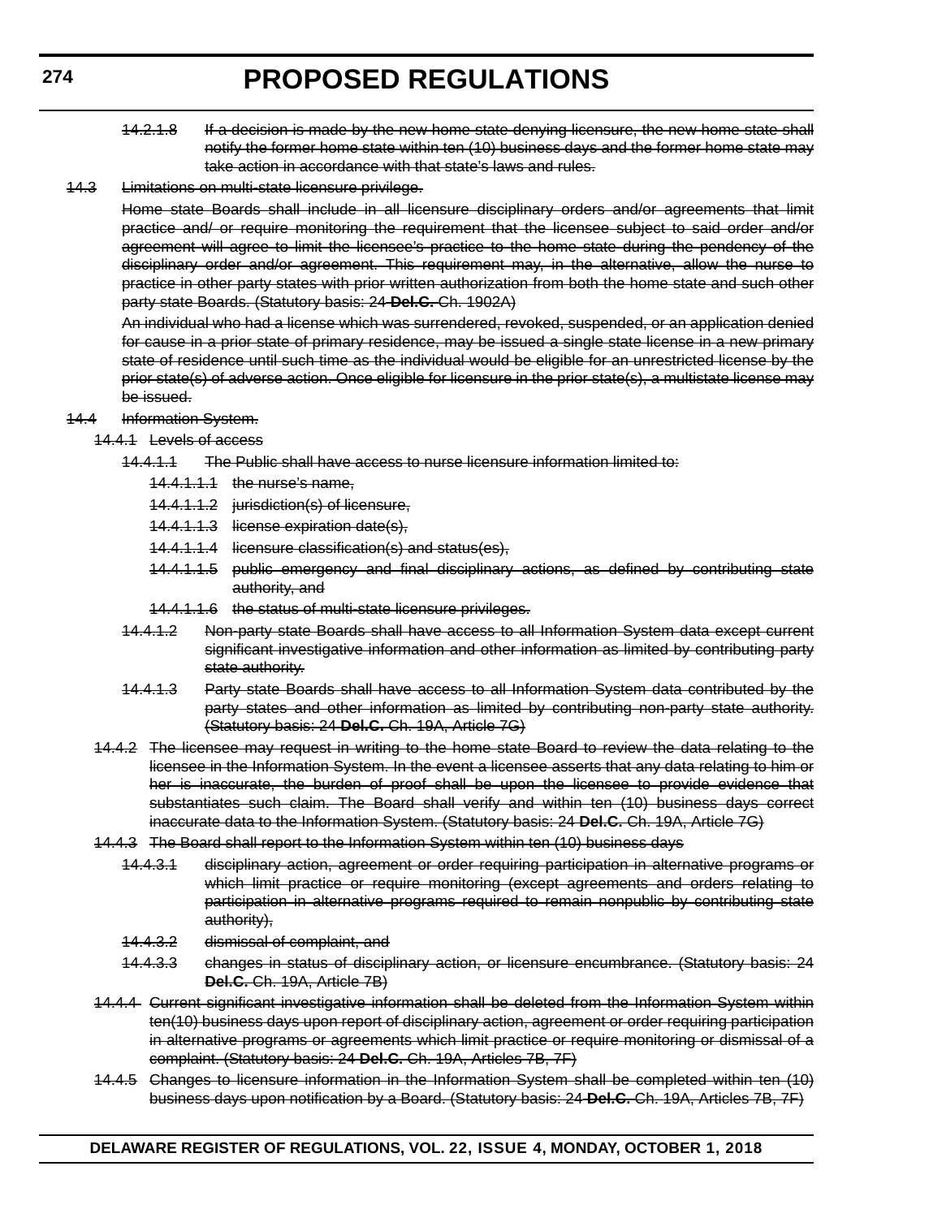~~14.2.1.8 If a decision is made by the new home state denying licensure, the new home state shall notify the former home state within ten (10) business days and the former home state may take action in accordance with that state's laws and rules.~~

~~14.3 Limitations on multi-state licensure privilege.~~

~~Home state Boards shall include in all licensure disciplinary orders and/or agreements that limit practice and/ or require monitoring the requirement that the licensee subject to said order and/or agreement will agree to limit the licensee's practice to the home state during the pendency of the disciplinary order and/or agreement. This requirement may, in the alternative, allow the nurse to practice in other party states with prior written authorization from both the home state and such other party state Boards. (Statutory basis: 24 **Del.C.** Ch. 1902A)~~

~~An individual who had a license which was surrendered, revoked, suspended, or an application denied for cause in a prior state of primary residence, may be issued a single state license in a new primary state of residence until such time as the individual would be eligible for an unrestricted license by the prior state(s) of adverse action. Once eligible for licensure in the prior state(s), a multistate license may be issued.~~

~~14.4 Information System.~~

~~14.4.1 Levels of access~~

~~14.4.1.1 The Public shall have access to nurse licensure information limited to:~~

~~14.4.1.1.1 the nurse's name,~~

~~14.4.1.1.2 jurisdiction(s) of licensure,~~

~~14.4.1.1.3 license expiration date(s),~~

~~14.4.1.1.4 licensure classification(s) and status(es),~~

~~14.4.1.1.5 public emergency and final disciplinary actions, as defined by contributing state authority, and~~

~~14.4.1.1.6 the status of multi-state licensure privileges.~~

~~14.4.1.2 Non-party state Boards shall have access to all Information System data except current significant investigative information and other information as limited by contributing party state authority.~~

~~14.4.1.3 Party state Boards shall have access to all Information System data contributed by the party states and other information as limited by contributing non-party state authority. (Statutory basis: 24 **Del.C.** Ch. 19A, Article 7G)~~

~~14.4.2 The licensee may request in writing to the home state Board to review the data relating to the licensee in the Information System. In the event a licensee asserts that any data relating to him or her is inaccurate, the burden of proof shall be upon the licensee to provide evidence that substantiates such claim. The Board shall verify and within ten (10) business days correct inaccurate data to the Information System. (Statutory basis: 24 **Del.C.** Ch. 19A, Article 7G)~~

~~14.4.3 The Board shall report to the Information System within ten (10) business days~~

~~14.4.3.1 disciplinary action, agreement or order requiring participation in alternative programs or which limit practice or require monitoring (except agreements and orders relating to participation in alternative programs required to remain nonpublic by contributing state authority),~~

~~14.4.3.2 dismissal of complaint, and~~

~~14.4.3.3 changes in status of disciplinary action, or licensure encumbrance. (Statutory basis: 24 **Del.C.** Ch. 19A, Article 7B)~~

~~14.4.4 Current significant investigative information shall be deleted from the Information System within ten(10) business days upon report of disciplinary action, agreement or order requiring participation in alternative programs or agreements which limit practice or require monitoring or dismissal of a complaint. (Statutory basis: 24 **Del.C.** Ch. 19A, Articles 7B, 7F)~~

~~14.4.5 Changes to licensure information in the Information System shall be completed within ten (10) business days upon notification by a Board. (Statutory basis: 24 **Del.C.** Ch. 19A, Articles 7B, 7F)~~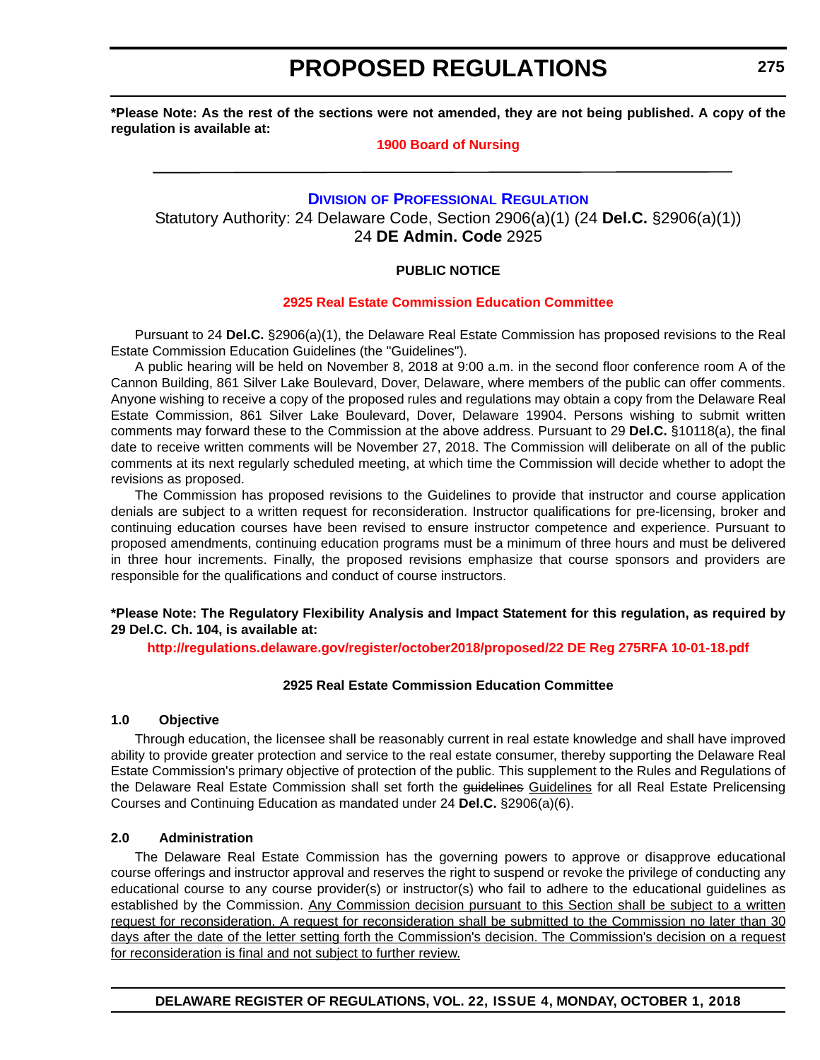**\*Please Note: As the rest of the sections were not amended, they are not being published. A copy of the regulation is available at:**

**1900 Board of Nursing**

---

**DIVISION OF PROFESSIONAL REGULATION**

Statutory Authority: 24 Delaware Code, Section 2906(a)(1) (24 **Del.C.** §2906(a)(1))
24 **DE Admin. Code** 2925

**PUBLIC NOTICE**

**2925 Real Estate Commission Education Committee**

Pursuant to 24 **Del.C.** §2906(a)(1), the Delaware Real Estate Commission has proposed revisions to the Real Estate Commission Education Guidelines (the "Guidelines").

A public hearing will be held on November 8, 2018 at 9:00 a.m. in the second floor conference room A of the Cannon Building, 861 Silver Lake Boulevard, Dover, Delaware, where members of the public can offer comments. Anyone wishing to receive a copy of the proposed rules and regulations may obtain a copy from the Delaware Real Estate Commission, 861 Silver Lake Boulevard, Dover, Delaware 19904. Persons wishing to submit written comments may forward these to the Commission at the above address. Pursuant to 29 **Del.C.** §10118(a), the final date to receive written comments will be November 27, 2018. The Commission will deliberate on all of the public comments at its next regularly scheduled meeting, at which time the Commission will decide whether to adopt the revisions as proposed.

The Commission has proposed revisions to the Guidelines to provide that instructor and course application denials are subject to a written request for reconsideration. Instructor qualifications for pre-licensing, broker and continuing education courses have been revised to ensure instructor competence and experience. Pursuant to proposed amendments, continuing education programs must be a minimum of three hours and must be delivered in three hour increments. Finally, the proposed revisions emphasize that course sponsors and providers are responsible for the qualifications and conduct of course instructors.

**\*Please Note: The Regulatory Flexibility Analysis and Impact Statement for this regulation, as required by 29 Del.C. Ch. 104, is available at:**

**http://regulations.delaware.gov/register/october2018/proposed/22 DE Reg 275RFA 10-01-18.pdf**

**2925 Real Estate Commission Education Committee**

**1.0 Objective**

Through education, the licensee shall be reasonably current in real estate knowledge and shall have improved ability to provide greater protection and service to the real estate consumer, thereby supporting the Delaware Real Estate Commission's primary objective of protection of the public. This supplement to the Rules and Regulations of the Delaware Real Estate Commission shall set forth the ~~guidelines~~ <u>Guidelines</u> for all Real Estate Prelicensing Courses and Continuing Education as mandated under 24 **Del.C.** §2906(a)(6).

**2.0 Administration**

The Delaware Real Estate Commission has the governing powers to approve or disapprove educational course offerings and instructor approval and reserves the right to suspend or revoke the privilege of conducting any educational course to any course provider(s) or instructor(s) who fail to adhere to the educational guidelines as established by the Commission. <u>Any Commission decision pursuant to this Section shall be subject to a written request for reconsideration. A request for reconsideration shall be submitted to the Commission no later than 30 days after the date of the letter setting forth the Commission's decision. The Commission's decision on a request for reconsideration is final and not subject to further review.</u>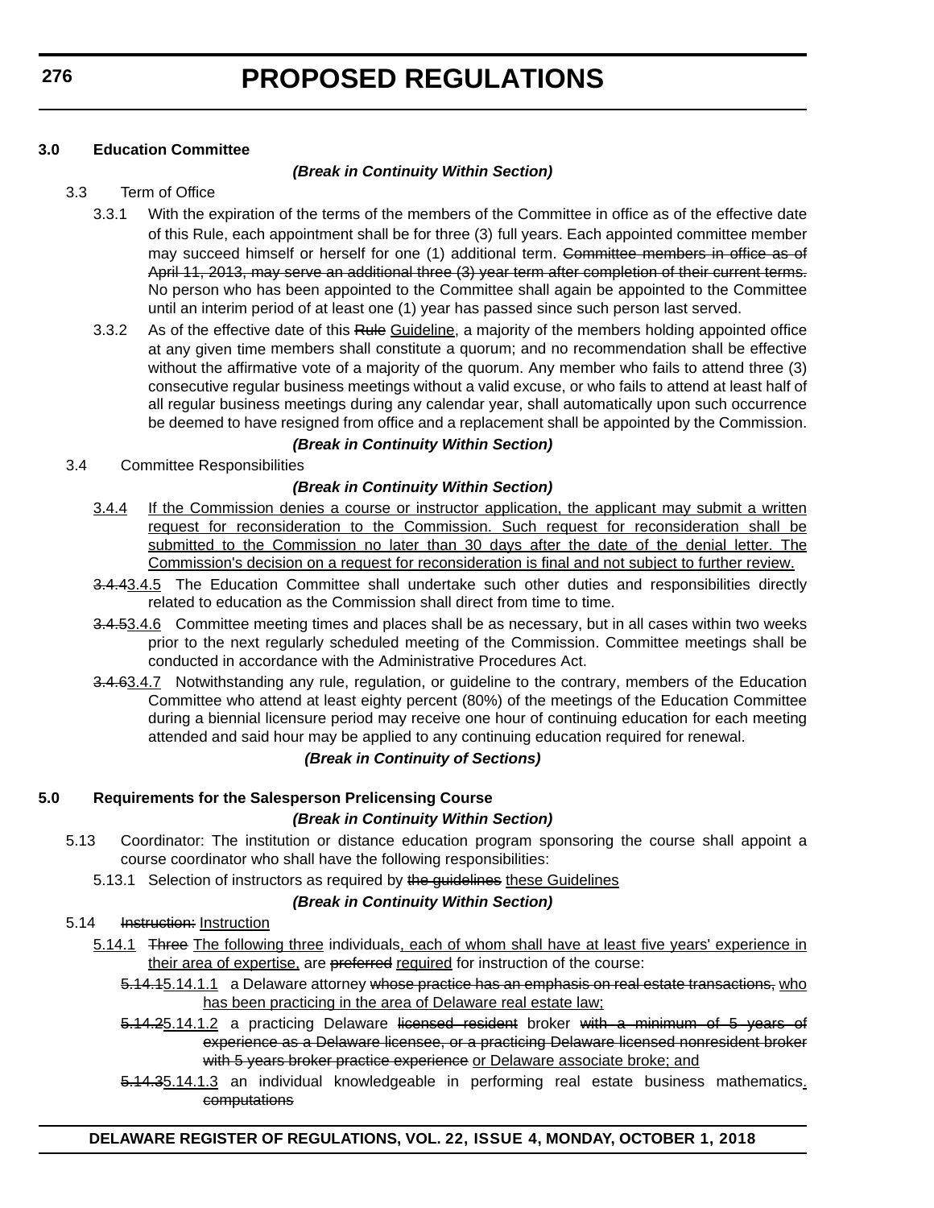**3.0 Education Committee**

***(Break in Continuity Within Section)***

3.3 Term of Office

3.3.1 With the expiration of the terms of the members of the Committee in office as of the effective date of this Rule, each appointment shall be for three (3) full years. Each appointed committee member may succeed himself or herself for one (1) additional term. ~~Committee members in office as of April 11, 2013, may serve an additional three (3) year term after completion of their current terms.~~ No person who has been appointed to the Committee shall again be appointed to the Committee until an interim period of at least one (1) year has passed since such person last served.

3.3.2 As of the effective date of this ~~Rule~~ <u>Guideline</u>, a majority of the members holding appointed office at any given time members shall constitute a quorum; and no recommendation shall be effective without the affirmative vote of a majority of the quorum. Any member who fails to attend three (3) consecutive regular business meetings without a valid excuse, or who fails to attend at least half of all regular business meetings during any calendar year, shall automatically upon such occurrence be deemed to have resigned from office and a replacement shall be appointed by the Commission.

***(Break in Continuity Within Section)***

3.4 Committee Responsibilities

***(Break in Continuity Within Section)***

<u>3.4.4</u> <u>If the Commission denies a course or instructor application, the applicant may submit a written request for reconsideration to the Commission. Such request for reconsideration shall be submitted to the Commission no later than 30 days after the date of the denial letter. The Commission's decision on a request for reconsideration is final and not subject to further review.</u>

~~3.4.4~~<u>3.4.5</u> The Education Committee shall undertake such other duties and responsibilities directly related to education as the Commission shall direct from time to time.

~~3.4.5~~<u>3.4.6</u> Committee meeting times and places shall be as necessary, but in all cases within two weeks prior to the next regularly scheduled meeting of the Commission. Committee meetings shall be conducted in accordance with the Administrative Procedures Act.

~~3.4.6~~<u>3.4.7</u> Notwithstanding any rule, regulation, or guideline to the contrary, members of the Education Committee who attend at least eighty percent (80%) of the meetings of the Education Committee during a biennial licensure period may receive one hour of continuing education for each meeting attended and said hour may be applied to any continuing education required for renewal.

***(Break in Continuity of Sections)***

**5.0 Requirements for the Salesperson Prelicensing Course**

***(Break in Continuity Within Section)***

5.13 Coordinator: The institution or distance education program sponsoring the course shall appoint a course coordinator who shall have the following responsibilities:

5.13.1 Selection of instructors as required by ~~the guidelines~~ <u>these Guidelines</u>

***(Break in Continuity Within Section)***

5.14 ~~Instruction:~~ <u>Instruction</u>

<u>5.14.1</u> ~~Three~~ <u>The following three</u> individuals<u>, each of whom shall have at least five years' experience in their area of expertise,</u> are ~~preferred~~ <u>required</u> for instruction of the course:

~~5.14.1~~<u>5.14.1.1</u> a Delaware attorney ~~whose practice has an emphasis on real estate transactions,~~ <u>who has been practicing in the area of Delaware real estate law;</u>

~~5.14.2~~<u>5.14.1.2</u> a practicing Delaware ~~licensed resident~~ broker ~~with a minimum of 5 years of experience as a Delaware licensee, or a practicing Delaware licensed nonresident broker with 5 years broker practice experience~~ <u>or Delaware associate broke; and</u>

~~5.14.3~~<u>5.14.1.3</u> an individual knowledgeable in performing real estate business mathematics<u>.</u> ~~computations~~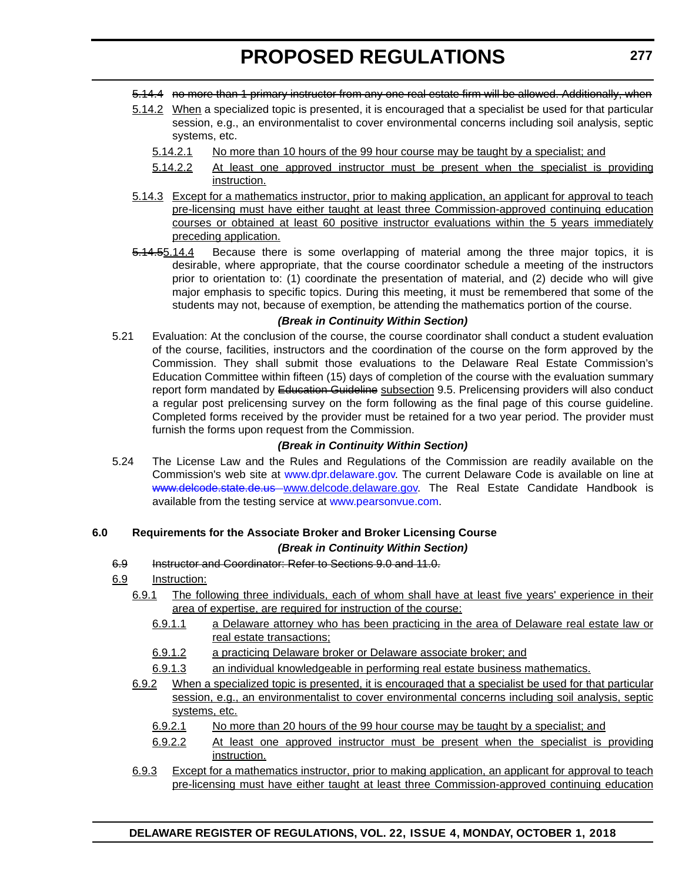~~5.14.4 no more than 1 primary instructor from any one real estate firm will be allowed. Additionally, when~~

<u>5.14.2</u> <u>When</u> a specialized topic is presented, it is encouraged that a specialist be used for that particular session, e.g., an environmentalist to cover environmental concerns including soil analysis, septic systems, etc.

<u>5.14.2.1</u> <u>No more than 10 hours of the 99 hour course may be taught by a specialist; and</u>

<u>5.14.2.2</u> <u>At least one approved instructor must be present when the specialist is providing instruction.</u>

<u>5.14.3</u> <u>Except for a mathematics instructor, prior to making application, an applicant for approval to teach pre-licensing must have either taught at least three Commission-approved continuing education courses or obtained at least 60 positive instructor evaluations within the 5 years immediately preceding application.</u>

~~5.14.5~~<u>5.14.4</u> Because there is some overlapping of material among the three major topics, it is desirable, where appropriate, that the course coordinator schedule a meeting of the instructors prior to orientation to: (1) coordinate the presentation of material, and (2) decide who will give major emphasis to specific topics. During this meeting, it must be remembered that some of the students may not, because of exemption, be attending the mathematics portion of the course.

***(Break in Continuity Within Section)***

5.21 Evaluation: At the conclusion of the course, the course coordinator shall conduct a student evaluation of the course, facilities, instructors and the coordination of the course on the form approved by the Commission. They shall submit those evaluations to the Delaware Real Estate Commission's Education Committee within fifteen (15) days of completion of the course with the evaluation summary report form mandated by ~~Education Guideline~~ <u>subsection</u> 9.5. Prelicensing providers will also conduct a regular post prelicensing survey on the form following as the final page of this course guideline. Completed forms received by the provider must be retained for a two year period. The provider must furnish the forms upon request from the Commission.

***(Break in Continuity Within Section)***

5.24 The License Law and the Rules and Regulations of the Commission are readily available on the Commission's web site at www.dpr.delaware.gov. The current Delaware Code is available on line at ~~www.delcode.state.de.us~~ <u>www.delcode.delaware.gov</u>. The Real Estate Candidate Handbook is available from the testing service at www.pearsonvue.com.

**6.0 Requirements for the Associate Broker and Broker Licensing Course**

***(Break in Continuity Within Section)***

~~6.9 Instructor and Coordinator: Refer to Sections 9.0 and 11.0.~~

<u>6.9</u> <u>Instruction:</u>

<u>6.9.1</u> <u>The following three individuals, each of whom shall have at least five years' experience in their area of expertise, are required for instruction of the course:</u>

<u>6.9.1.1</u> <u>a Delaware attorney who has been practicing in the area of Delaware real estate law or real estate transactions;</u>

<u>6.9.1.2</u> <u>a practicing Delaware broker or Delaware associate broker; and</u>

<u>6.9.1.3</u> <u>an individual knowledgeable in performing real estate business mathematics.</u>

<u>6.9.2</u> <u>When a specialized topic is presented, it is encouraged that a specialist be used for that particular session, e.g., an environmentalist to cover environmental concerns including soil analysis, septic systems, etc.</u>

<u>6.9.2.1</u> <u>No more than 20 hours of the 99 hour course may be taught by a specialist; and</u>

<u>6.9.2.2</u> <u>At least one approved instructor must be present when the specialist is providing instruction.</u>

<u>6.9.3</u> <u>Except for a mathematics instructor, prior to making application, an applicant for approval to teach pre-licensing must have either taught at least three Commission-approved continuing education</u>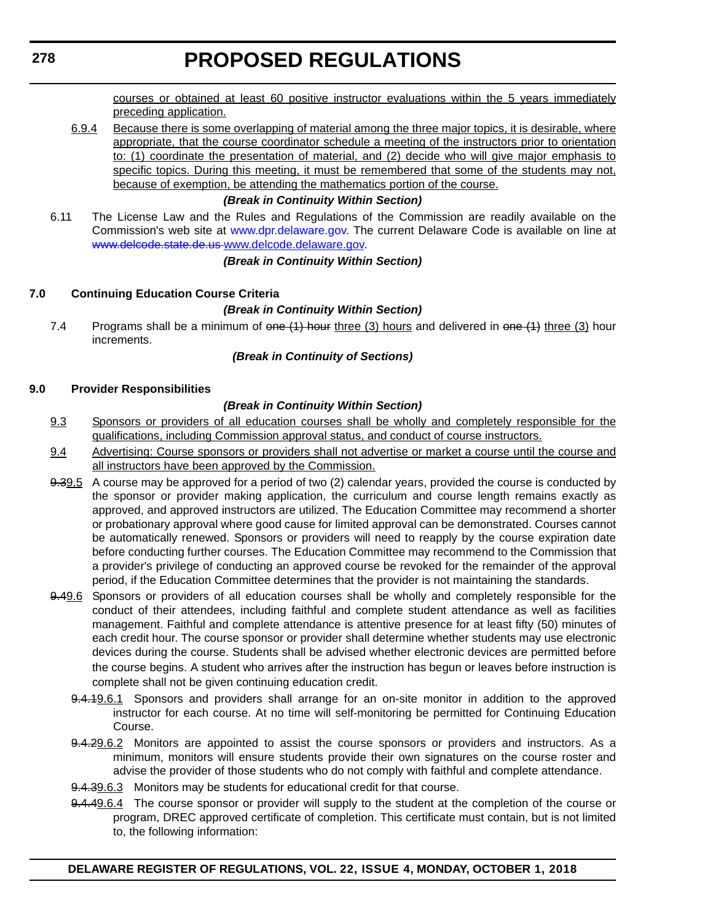courses or obtained at least 60 positive instructor evaluations within the 5 years immediately preceding application.

6.9.4 Because there is some overlapping of material among the three major topics, it is desirable, where appropriate, that the course coordinator schedule a meeting of the instructors prior to orientation to: (1) coordinate the presentation of material, and (2) decide who will give major emphasis to specific topics. During this meeting, it must be remembered that some of the students may not, because of exemption, be attending the mathematics portion of the course.

***(Break in Continuity Within Section)***

6.11 The License Law and the Rules and Regulations of the Commission are readily available on the Commission's web site at www.dpr.delaware.gov. The current Delaware Code is available on line at ~~www.delcode.state.de.us~~ www.delcode.delaware.gov.

***(Break in Continuity Within Section)***

**7.0 Continuing Education Course Criteria**

***(Break in Continuity Within Section)***

7.4 Programs shall be a minimum of ~~one (1) hour~~ three (3) hours and delivered in ~~one (1)~~ three (3) hour increments.

***(Break in Continuity of Sections)***

**9.0 Provider Responsibilities**

***(Break in Continuity Within Section)***

9.3 Sponsors or providers of all education courses shall be wholly and completely responsible for the qualifications, including Commission approval status, and conduct of course instructors.

9.4 Advertising: Course sponsors or providers shall not advertise or market a course until the course and all instructors have been approved by the Commission.

~~9.3~~9.5 A course may be approved for a period of two (2) calendar years, provided the course is conducted by the sponsor or provider making application, the curriculum and course length remains exactly as approved, and approved instructors are utilized. The Education Committee may recommend a shorter or probationary approval where good cause for limited approval can be demonstrated. Courses cannot be automatically renewed. Sponsors or providers will need to reapply by the course expiration date before conducting further courses. The Education Committee may recommend to the Commission that a provider's privilege of conducting an approved course be revoked for the remainder of the approval period, if the Education Committee determines that the provider is not maintaining the standards.

~~9.4~~9.6 Sponsors or providers of all education courses shall be wholly and completely responsible for the conduct of their attendees, including faithful and complete student attendance as well as facilities management. Faithful and complete attendance is attentive presence for at least fifty (50) minutes of each credit hour. The course sponsor or provider shall determine whether students may use electronic devices during the course. Students shall be advised whether electronic devices are permitted before the course begins. A student who arrives after the instruction has begun or leaves before instruction is complete shall not be given continuing education credit.

~~9.4.1~~9.6.1 Sponsors and providers shall arrange for an on-site monitor in addition to the approved instructor for each course. At no time will self-monitoring be permitted for Continuing Education Course.

~~9.4.2~~9.6.2 Monitors are appointed to assist the course sponsors or providers and instructors. As a minimum, monitors will ensure students provide their own signatures on the course roster and advise the provider of those students who do not comply with faithful and complete attendance.

~~9.4.3~~9.6.3 Monitors may be students for educational credit for that course.

~~9.4.4~~9.6.4 The course sponsor or provider will supply to the student at the completion of the course or program, DREC approved certificate of completion. This certificate must contain, but is not limited to, the following information: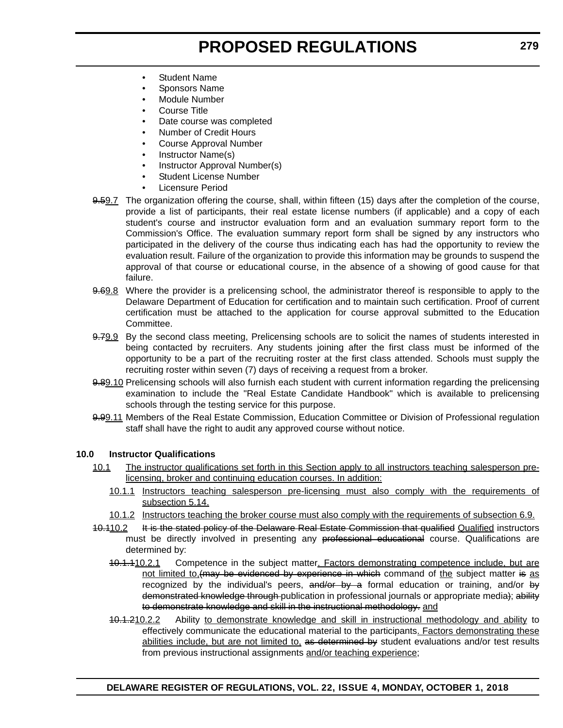- Student Name
- Sponsors Name
- Module Number
- Course Title
- Date course was completed
- Number of Credit Hours
- Course Approval Number
- Instructor Name(s)
- Instructor Approval Number(s)
- Student License Number
- Licensure Period

~~9.5~~<u>9.7</u> The organization offering the course, shall, within fifteen (15) days after the completion of the course, provide a list of participants, their real estate license numbers (if applicable) and a copy of each student's course and instructor evaluation form and an evaluation summary report form to the Commission's Office. The evaluation summary report form shall be signed by any instructors who participated in the delivery of the course thus indicating each has had the opportunity to review the evaluation result. Failure of the organization to provide this information may be grounds to suspend the approval of that course or educational course, in the absence of a showing of good cause for that failure.

~~9.6~~<u>9.8</u> Where the provider is a prelicensing school, the administrator thereof is responsible to apply to the Delaware Department of Education for certification and to maintain such certification. Proof of current certification must be attached to the application for course approval submitted to the Education Committee.

~~9.7~~<u>9.9</u> By the second class meeting, Prelicensing schools are to solicit the names of students interested in being contacted by recruiters. Any students joining after the first class must be informed of the opportunity to be a part of the recruiting roster at the first class attended. Schools must supply the recruiting roster within seven (7) days of receiving a request from a broker.

~~9.8~~<u>9.10</u> Prelicensing schools will also furnish each student with current information regarding the prelicensing examination to include the "Real Estate Candidate Handbook" which is available to prelicensing schools through the testing service for this purpose.

~~9.9~~<u>9.11</u> Members of the Real Estate Commission, Education Committee or Division of Professional regulation staff shall have the right to audit any approved course without notice.

**10.0 Instructor Qualifications**

<u>10.1 The instructor qualifications set forth in this Section apply to all instructors teaching salesperson pre-licensing, broker and continuing education courses. In addition:</u>

<u>10.1.1 Instructors teaching salesperson pre-licensing must also comply with the requirements of subsection 5.14.</u>

<u>10.1.2 Instructors teaching the broker course must also comply with the requirements of subsection 6.9.</u>

~~10.1~~<u>10.2</u> ~~It is the stated policy of the Delaware Real Estate Commission that qualified~~ <u>Qualified</u> instructors must be directly involved in presenting any ~~professional educational~~ course. Qualifications are determined by:

~~10.1.1~~<u>10.2.1</u> Competence in the subject matter<u>. Factors demonstrating competence include, but are not limited to,</u>~~(may be evidenced by experience in which~~ command of <u>the</u> subject matter ~~is~~ <u>as</u> recognized by the individual's peers, ~~and/or by a~~ formal education or training, and/or ~~by demonstrated knowledge through~~ publication in professional journals or appropriate media~~)~~; ~~ability to demonstrate knowledge and skill in the instructional methodology.~~ <u>and</u>

~~10.1.2~~<u>10.2.2</u> Ability <u>to demonstrate knowledge and skill in instructional methodology and ability</u> to effectively communicate the educational material to the participants<u>. Factors demonstrating these abilities include, but are not limited to,</u> ~~as determined by~~ student evaluations and/or test results from previous instructional assignments <u>and/or teaching experience</u>;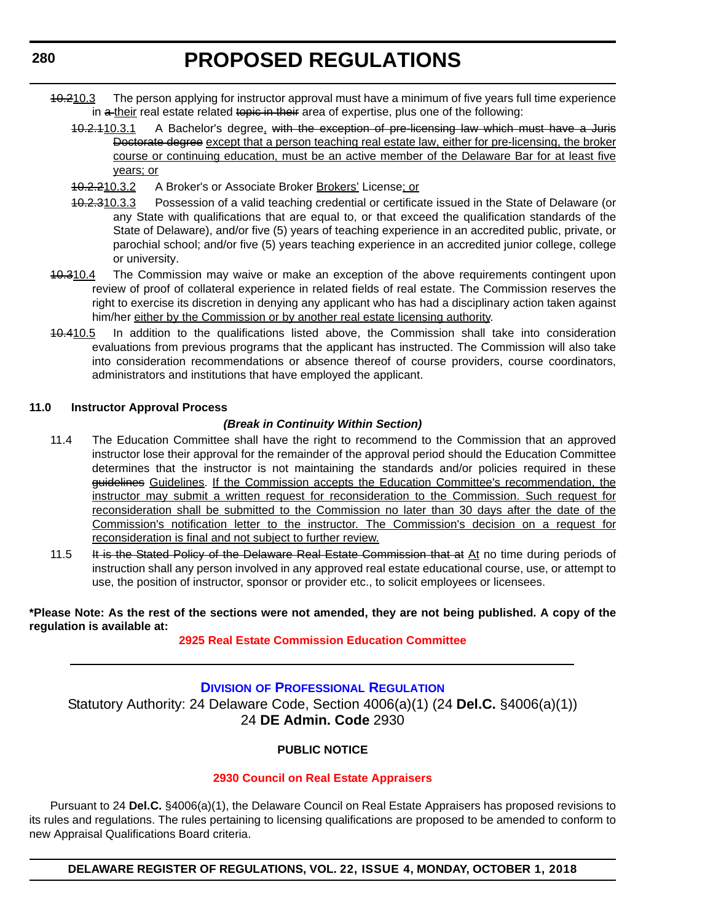~~10.2~~10.3 The person applying for instructor approval must have a minimum of five years full time experience in ~~a~~ their real estate related ~~topic in their~~ area of expertise, plus one of the following:

~~10.2.1~~10.3.1 A Bachelor's degree, ~~with the exception of pre-licensing law which must have a Juris Doctorate degree~~ except that a person teaching real estate law, either for pre-licensing, the broker course or continuing education, must be an active member of the Delaware Bar for at least five years; or

~~10.2.2~~10.3.2 A Broker's or Associate Broker Brokers' License; or

~~10.2.3~~10.3.3 Possession of a valid teaching credential or certificate issued in the State of Delaware (or any State with qualifications that are equal to, or that exceed the qualification standards of the State of Delaware), and/or five (5) years of teaching experience in an accredited public, private, or parochial school; and/or five (5) years teaching experience in an accredited junior college, college or university.

~~10.3~~10.4 The Commission may waive or make an exception of the above requirements contingent upon review of proof of collateral experience in related fields of real estate. The Commission reserves the right to exercise its discretion in denying any applicant who has had a disciplinary action taken against him/her either by the Commission or by another real estate licensing authority.

~~10.4~~10.5 In addition to the qualifications listed above, the Commission shall take into consideration evaluations from previous programs that the applicant has instructed. The Commission will also take into consideration recommendations or absence thereof of course providers, course coordinators, administrators and institutions that have employed the applicant.

**11.0 Instructor Approval Process**

***(Break in Continuity Within Section)***

11.4 The Education Committee shall have the right to recommend to the Commission that an approved instructor lose their approval for the remainder of the approval period should the Education Committee determines that the instructor is not maintaining the standards and/or policies required in these ~~guidelines~~ Guidelines. If the Commission accepts the Education Committee's recommendation, the instructor may submit a written request for reconsideration to the Commission. Such request for reconsideration shall be submitted to the Commission no later than 30 days after the date of the Commission's notification letter to the instructor. The Commission's decision on a request for reconsideration is final and not subject to further review.

11.5 ~~It is the Stated Policy of the Delaware Real Estate Commission that at~~ At no time during periods of instruction shall any person involved in any approved real estate educational course, use, or attempt to use, the position of instructor, sponsor or provider etc., to solicit employees or licensees.

**\*Please Note: As the rest of the sections were not amended, they are not being published. A copy of the regulation is available at:**

**2925 Real Estate Commission Education Committee**

---

## Division of Professional Regulation

Statutory Authority: 24 Delaware Code, Section 4006(a)(1) (24 **Del.C.** §4006(a)(1))
24 **DE Admin. Code** 2930

**PUBLIC NOTICE**

**2930 Council on Real Estate Appraisers**

Pursuant to 24 **Del.C.** §4006(a)(1), the Delaware Council on Real Estate Appraisers has proposed revisions to its rules and regulations. The rules pertaining to licensing qualifications are proposed to be amended to conform to new Appraisal Qualifications Board criteria.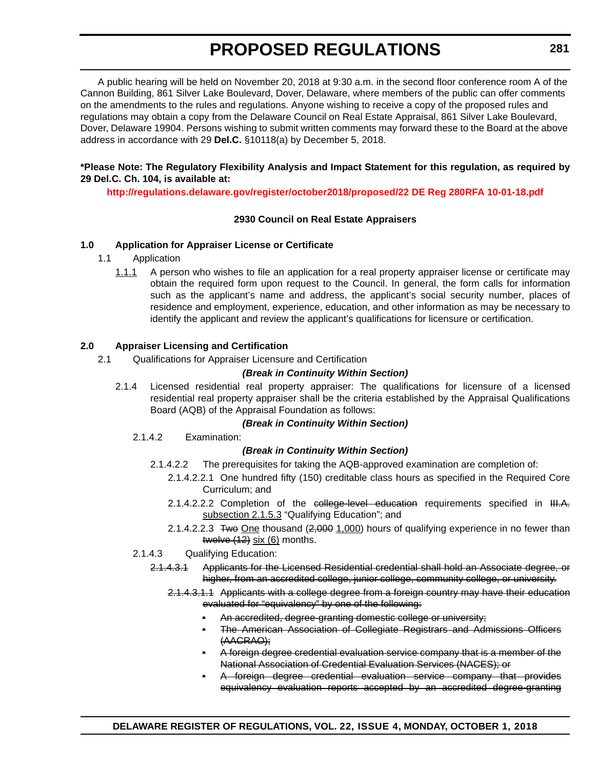A public hearing will be held on November 20, 2018 at 9:30 a.m. in the second floor conference room A of the Cannon Building, 861 Silver Lake Boulevard, Dover, Delaware, where members of the public can offer comments on the amendments to the rules and regulations. Anyone wishing to receive a copy of the proposed rules and regulations may obtain a copy from the Delaware Council on Real Estate Appraisal, 861 Silver Lake Boulevard, Dover, Delaware 19904. Persons wishing to submit written comments may forward these to the Board at the above address in accordance with 29 **Del.C.** §10118(a) by December 5, 2018.

**\*Please Note: The Regulatory Flexibility Analysis and Impact Statement for this regulation, as required by 29 Del.C. Ch. 104, is available at:**

**http://regulations.delaware.gov/register/october2018/proposed/22 DE Reg 280RFA 10-01-18.pdf**

**2930 Council on Real Estate Appraisers**

**1.0 Application for Appraiser License or Certificate**

1.1 Application

<u>1.1.1</u> A person who wishes to file an application for a real property appraiser license or certificate may obtain the required form upon request to the Council. In general, the form calls for information such as the applicant's name and address, the applicant's social security number, places of residence and employment, experience, education, and other information as may be necessary to identify the applicant and review the applicant's qualifications for licensure or certification.

**2.0 Appraiser Licensing and Certification**

2.1 Qualifications for Appraiser Licensure and Certification

***(Break in Continuity Within Section)***

2.1.4 Licensed residential real property appraiser: The qualifications for licensure of a licensed residential real property appraiser shall be the criteria established by the Appraisal Qualifications Board (AQB) of the Appraisal Foundation as follows:

***(Break in Continuity Within Section)***

2.1.4.2 Examination:

***(Break in Continuity Within Section)***

2.1.4.2.2 The prerequisites for taking the AQB-approved examination are completion of:

2.1.4.2.2.1 One hundred fifty (150) creditable class hours as specified in the Required Core Curriculum; and

2.1.4.2.2.2 Completion of the ~~college-level education~~ requirements specified in ~~III.A.~~ <u>subsection 2.1.5.3</u> "Qualifying Education"; and

2.1.4.2.2.3 ~~Two~~ <u>One</u> thousand (~~2,000~~ <u>1,000</u>) hours of qualifying experience in no fewer than ~~twelve (12)~~ <u>six (6)</u> months.

2.1.4.3 Qualifying Education:

~~2.1.4.3.1 Applicants for the Licensed Residential credential shall hold an Associate degree, or higher, from an accredited college, junior college, community college, or university.~~

~~2.1.4.3.1.1 Applicants with a college degree from a foreign country may have their education evaluated for "equivalency" by one of the following:~~

- ~~An accredited, degree-granting domestic college or university;~~
- ~~The American Association of Collegiate Registrars and Admissions Officers (AACRAO);~~
- ~~A foreign degree credential evaluation service company that is a member of the National Association of Credential Evaluation Services (NACES); or~~
- ~~A foreign degree credential evaluation service company that provides equivalency evaluation reports accepted by an accredited degree-granting~~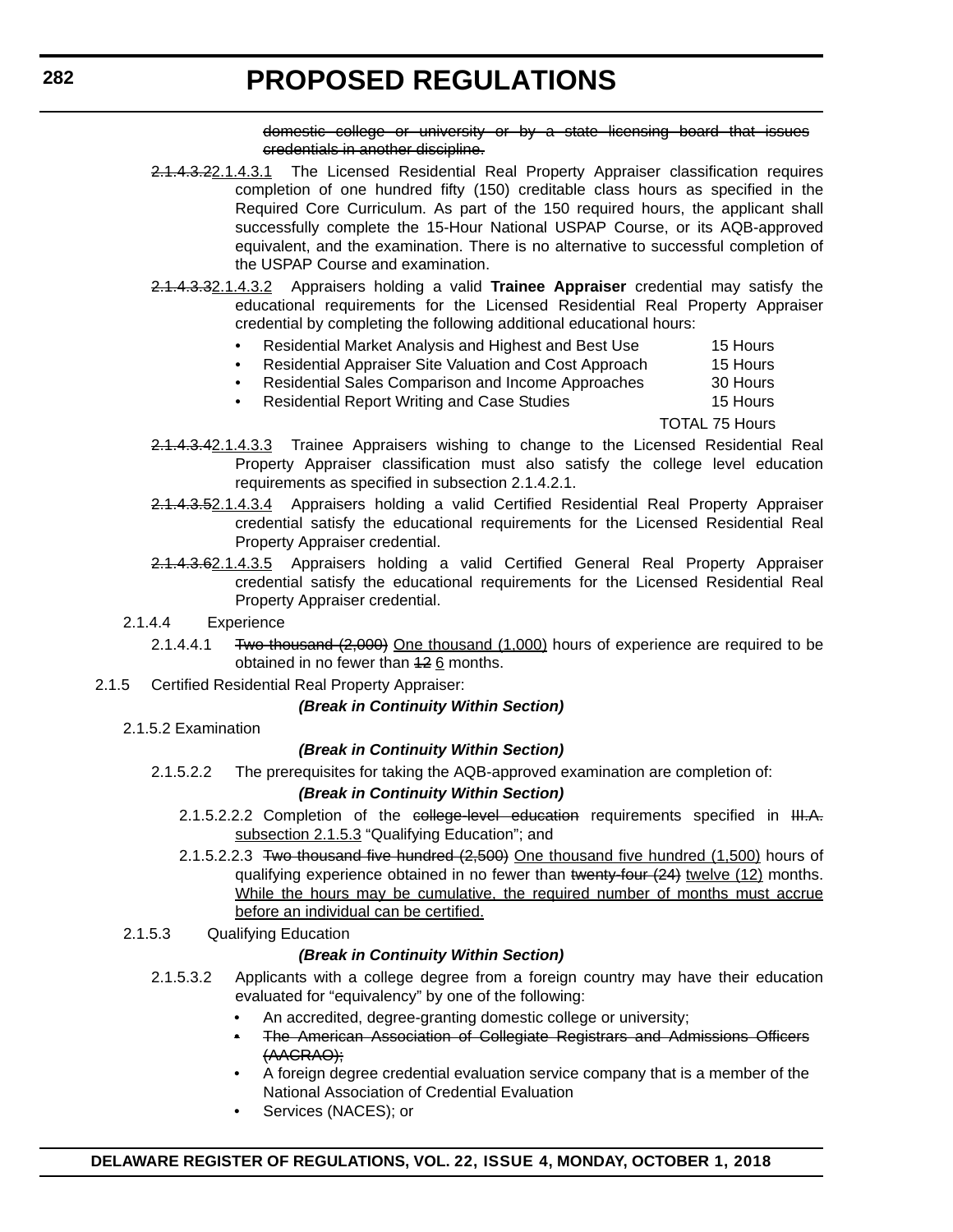~~domestic college or university or by a state licensing board that issues credentials in another discipline.~~

~~2.1.4.3.2~~2.1.4.3.1 The Licensed Residential Real Property Appraiser classification requires completion of one hundred fifty (150) creditable class hours as specified in the Required Core Curriculum. As part of the 150 required hours, the applicant shall successfully complete the 15-Hour National USPAP Course, or its AQB-approved equivalent, and the examination. There is no alternative to successful completion of the USPAP Course and examination.

~~2.1.4.3.3~~2.1.4.3.2 Appraisers holding a valid **Trainee Appraiser** credential may satisfy the educational requirements for the Licensed Residential Real Property Appraiser credential by completing the following additional educational hours:

| | |
|---|---|
| • Residential Market Analysis and Highest and Best Use | 15 Hours |
| • Residential Appraiser Site Valuation and Cost Approach | 15 Hours |
| • Residential Sales Comparison and Income Approaches | 30 Hours |
| • Residential Report Writing and Case Studies | 15 Hours |
| | TOTAL 75 Hours |

~~2.1.4.3.4~~2.1.4.3.3 Trainee Appraisers wishing to change to the Licensed Residential Real Property Appraiser classification must also satisfy the college level education requirements as specified in subsection 2.1.4.2.1.

~~2.1.4.3.5~~2.1.4.3.4 Appraisers holding a valid Certified Residential Real Property Appraiser credential satisfy the educational requirements for the Licensed Residential Real Property Appraiser credential.

~~2.1.4.3.6~~2.1.4.3.5 Appraisers holding a valid Certified General Real Property Appraiser credential satisfy the educational requirements for the Licensed Residential Real Property Appraiser credential.

2.1.4.4 Experience

2.1.4.4.1 ~~Two thousand (2,000)~~ <u>One thousand (1,000)</u> hours of experience are required to be obtained in no fewer than ~~12~~ <u>6</u> months.

2.1.5 Certified Residential Real Property Appraiser:

***(Break in Continuity Within Section)***

2.1.5.2 Examination

***(Break in Continuity Within Section)***

2.1.5.2.2 The prerequisites for taking the AQB-approved examination are completion of:

***(Break in Continuity Within Section)***

2.1.5.2.2.2 Completion of the ~~college-level education~~ requirements specified in ~~III.A.~~ <u>subsection 2.1.5.3</u> "Qualifying Education"; and

2.1.5.2.2.3 ~~Two thousand five hundred (2,500)~~ <u>One thousand five hundred (1,500)</u> hours of qualifying experience obtained in no fewer than ~~twenty-four (24)~~ <u>twelve (12)</u> months. <u>While the hours may be cumulative, the required number of months must accrue before an individual can be certified.</u>

2.1.5.3 Qualifying Education

***(Break in Continuity Within Section)***

2.1.5.3.2 Applicants with a college degree from a foreign country may have their education evaluated for "equivalency" by one of the following:

- An accredited, degree-granting domestic college or university;
- ~~The American Association of Collegiate Registrars and Admissions Officers (AACRAO);~~
- A foreign degree credential evaluation service company that is a member of the National Association of Credential Evaluation
- Services (NACES); or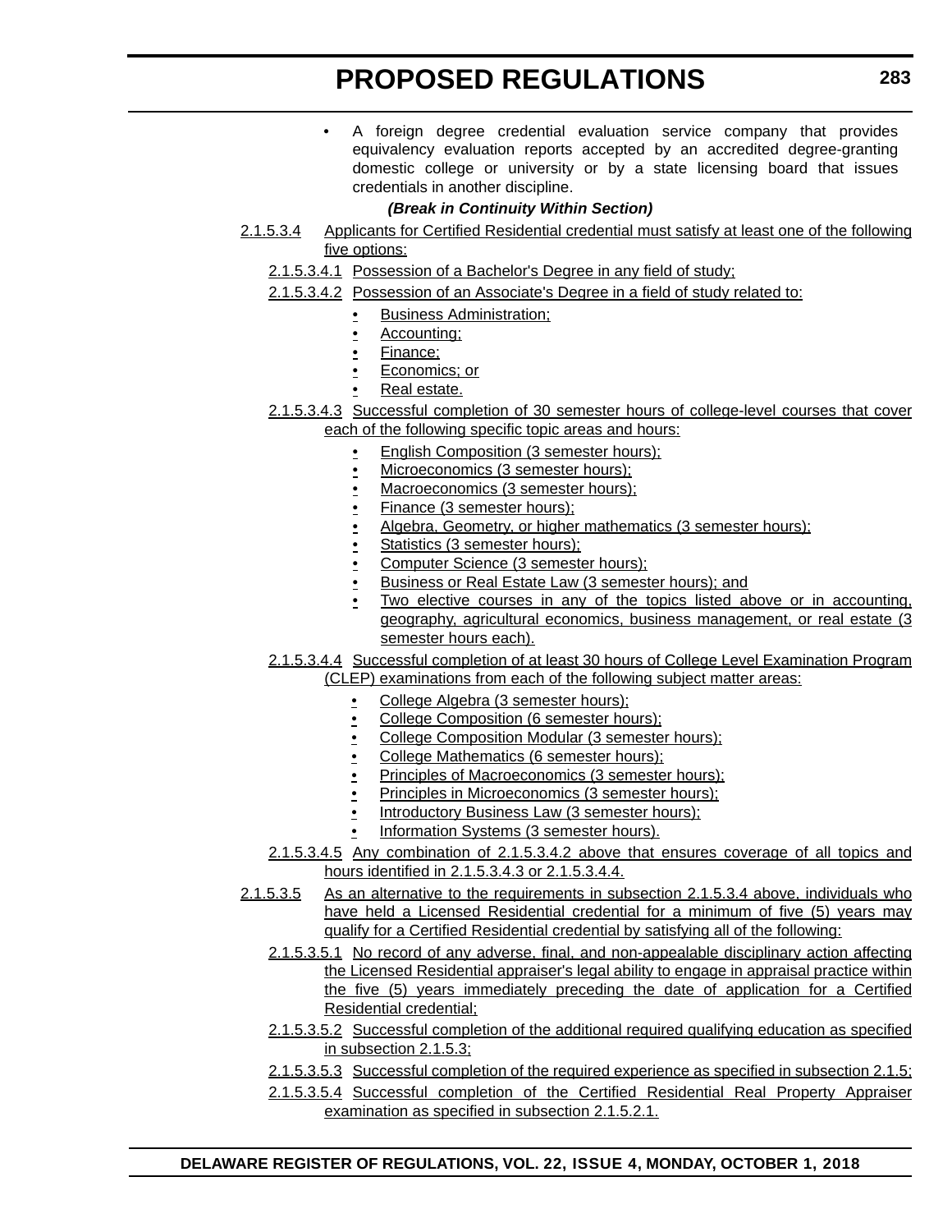- A foreign degree credential evaluation service company that provides equivalency evaluation reports accepted by an accredited degree-granting domestic college or university or by a state licensing board that issues credentials in another discipline.

***(Break in Continuity Within Section)***

2.1.5.3.4 Applicants for Certified Residential credential must satisfy at least one of the following five options:

2.1.5.3.4.1 Possession of a Bachelor's Degree in any field of study;

2.1.5.3.4.2 Possession of an Associate's Degree in a field of study related to:

- Business Administration;
- Accounting;
- Finance;
- Economics; or
- Real estate.

2.1.5.3.4.3 Successful completion of 30 semester hours of college-level courses that cover each of the following specific topic areas and hours:

- English Composition (3 semester hours);
- Microeconomics (3 semester hours);
- Macroeconomics (3 semester hours);
- Finance (3 semester hours);
- Algebra, Geometry, or higher mathematics (3 semester hours);
- Statistics (3 semester hours);
- Computer Science (3 semester hours);
- Business or Real Estate Law (3 semester hours); and
- Two elective courses in any of the topics listed above or in accounting, geography, agricultural economics, business management, or real estate (3 semester hours each).

2.1.5.3.4.4 Successful completion of at least 30 hours of College Level Examination Program (CLEP) examinations from each of the following subject matter areas:

- College Algebra (3 semester hours);
- College Composition (6 semester hours);
- College Composition Modular (3 semester hours);
- College Mathematics (6 semester hours);
- Principles of Macroeconomics (3 semester hours);
- Principles in Microeconomics (3 semester hours);
- Introductory Business Law (3 semester hours);
- Information Systems (3 semester hours).

2.1.5.3.4.5 Any combination of 2.1.5.3.4.2 above that ensures coverage of all topics and hours identified in 2.1.5.3.4.3 or 2.1.5.3.4.4.

2.1.5.3.5 As an alternative to the requirements in subsection 2.1.5.3.4 above, individuals who have held a Licensed Residential credential for a minimum of five (5) years may qualify for a Certified Residential credential by satisfying all of the following:

2.1.5.3.5.1 No record of any adverse, final, and non-appealable disciplinary action affecting the Licensed Residential appraiser's legal ability to engage in appraisal practice within the five (5) years immediately preceding the date of application for a Certified Residential credential;

2.1.5.3.5.2 Successful completion of the additional required qualifying education as specified in subsection 2.1.5.3;

2.1.5.3.5.3 Successful completion of the required experience as specified in subsection 2.1.5;

2.1.5.3.5.4 Successful completion of the Certified Residential Real Property Appraiser examination as specified in subsection 2.1.5.2.1.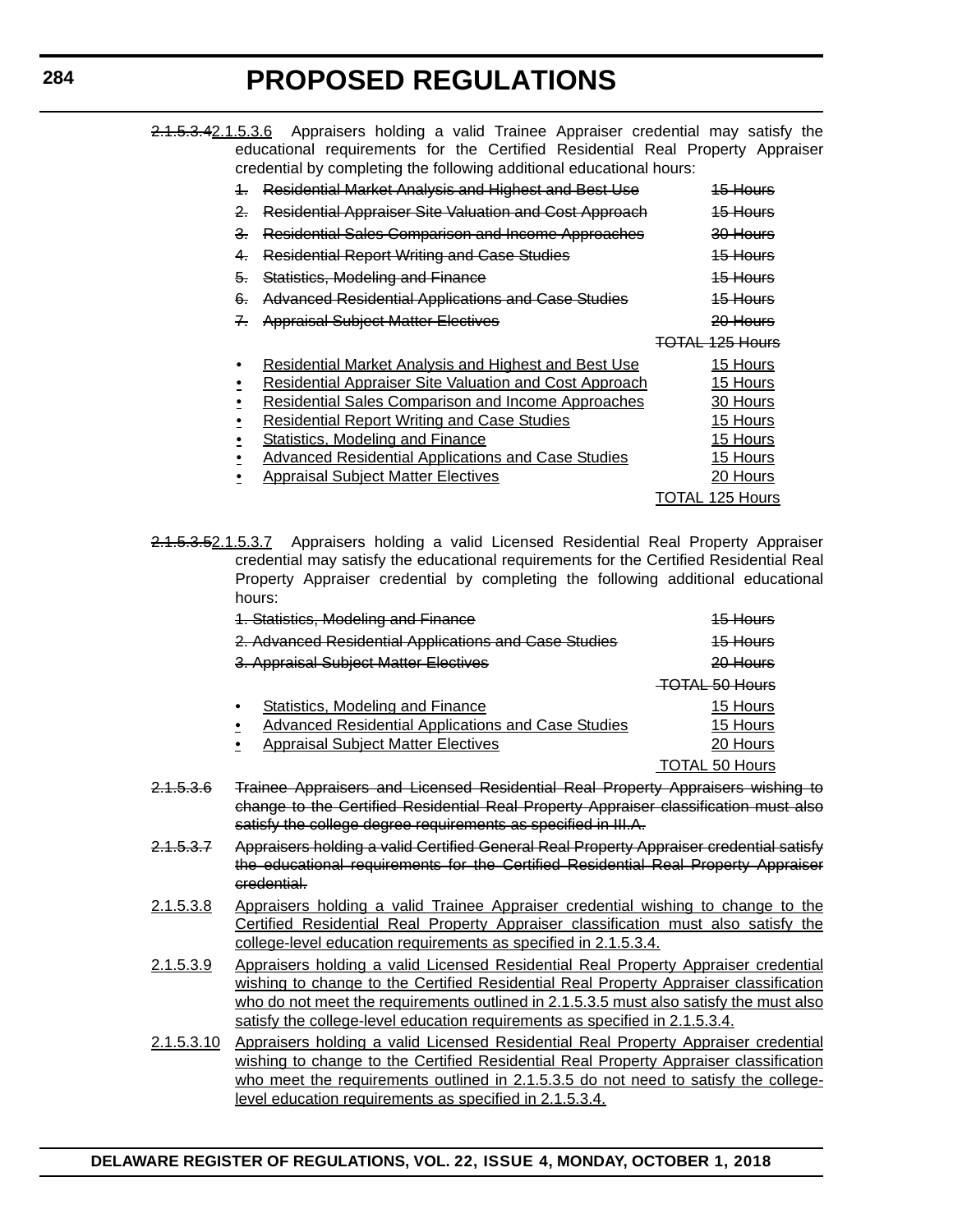~~2.1.5.3.4~~2.1.5.3.6 Appraisers holding a valid Trainee Appraiser credential may satisfy the educational requirements for the Certified Residential Real Property Appraiser credential by completing the following additional educational hours:

| | | |
|---|---|---|
| ~~1.~~ | ~~Residential Market Analysis and Highest and Best Use~~ | ~~15 Hours~~ |
| ~~2.~~ | ~~Residential Appraiser Site Valuation and Cost Approach~~ | ~~15 Hours~~ |
| ~~3.~~ | ~~Residential Sales Comparison and Income Approaches~~ | ~~30 Hours~~ |
| ~~4.~~ | ~~Residential Report Writing and Case Studies~~ | ~~15 Hours~~ |
| ~~5.~~ | ~~Statistics, Modeling and Finance~~ | ~~15 Hours~~ |
| ~~6.~~ | ~~Advanced Residential Applications and Case Studies~~ | ~~15 Hours~~ |
| ~~7.~~ | ~~Appraisal Subject Matter Electives~~ | ~~20 Hours~~ |
| | | ~~TOTAL 125 Hours~~ |

| | | |
|---|---|---|
| • | Residential Market Analysis and Highest and Best Use | 15 Hours |
| • | Residential Appraiser Site Valuation and Cost Approach | 15 Hours |
| • | Residential Sales Comparison and Income Approaches | 30 Hours |
| • | Residential Report Writing and Case Studies | 15 Hours |
| • | Statistics, Modeling and Finance | 15 Hours |
| • | Advanced Residential Applications and Case Studies | 15 Hours |
| • | Appraisal Subject Matter Electives | 20 Hours |
| | | TOTAL 125 Hours |

~~2.1.5.3.5~~2.1.5.3.7 Appraisers holding a valid Licensed Residential Real Property Appraiser credential may satisfy the educational requirements for the Certified Residential Real Property Appraiser credential by completing the following additional educational hours:

| | |
|---|---|
| ~~1. Statistics, Modeling and Finance~~ | ~~15 Hours~~ |
| ~~2. Advanced Residential Applications and Case Studies~~ | ~~15 Hours~~ |
| ~~3. Appraisal Subject Matter Electives~~ | ~~20 Hours~~ |
| | ~~TOTAL 50 Hours~~ |

| | | |
|---|---|---|
| • | Statistics, Modeling and Finance | 15 Hours |
| • | Advanced Residential Applications and Case Studies | 15 Hours |
| • | Appraisal Subject Matter Electives | 20 Hours |
| | | TOTAL 50 Hours |

~~2.1.5.3.6 Trainee Appraisers and Licensed Residential Real Property Appraisers wishing to change to the Certified Residential Real Property Appraiser classification must also satisfy the college degree requirements as specified in III.A.~~

~~2.1.5.3.7 Appraisers holding a valid Certified General Real Property Appraiser credential satisfy the educational requirements for the Certified Residential Real Property Appraiser credential.~~

2.1.5.3.8 Appraisers holding a valid Trainee Appraiser credential wishing to change to the Certified Residential Real Property Appraiser classification must also satisfy the college-level education requirements as specified in 2.1.5.3.4.

2.1.5.3.9 Appraisers holding a valid Licensed Residential Real Property Appraiser credential wishing to change to the Certified Residential Real Property Appraiser classification who do not meet the requirements outlined in 2.1.5.3.5 must also satisfy the must also satisfy the college-level education requirements as specified in 2.1.5.3.4.

2.1.5.3.10 Appraisers holding a valid Licensed Residential Real Property Appraiser credential wishing to change to the Certified Residential Real Property Appraiser classification who meet the requirements outlined in 2.1.5.3.5 do not need to satisfy the college-level education requirements as specified in 2.1.5.3.4.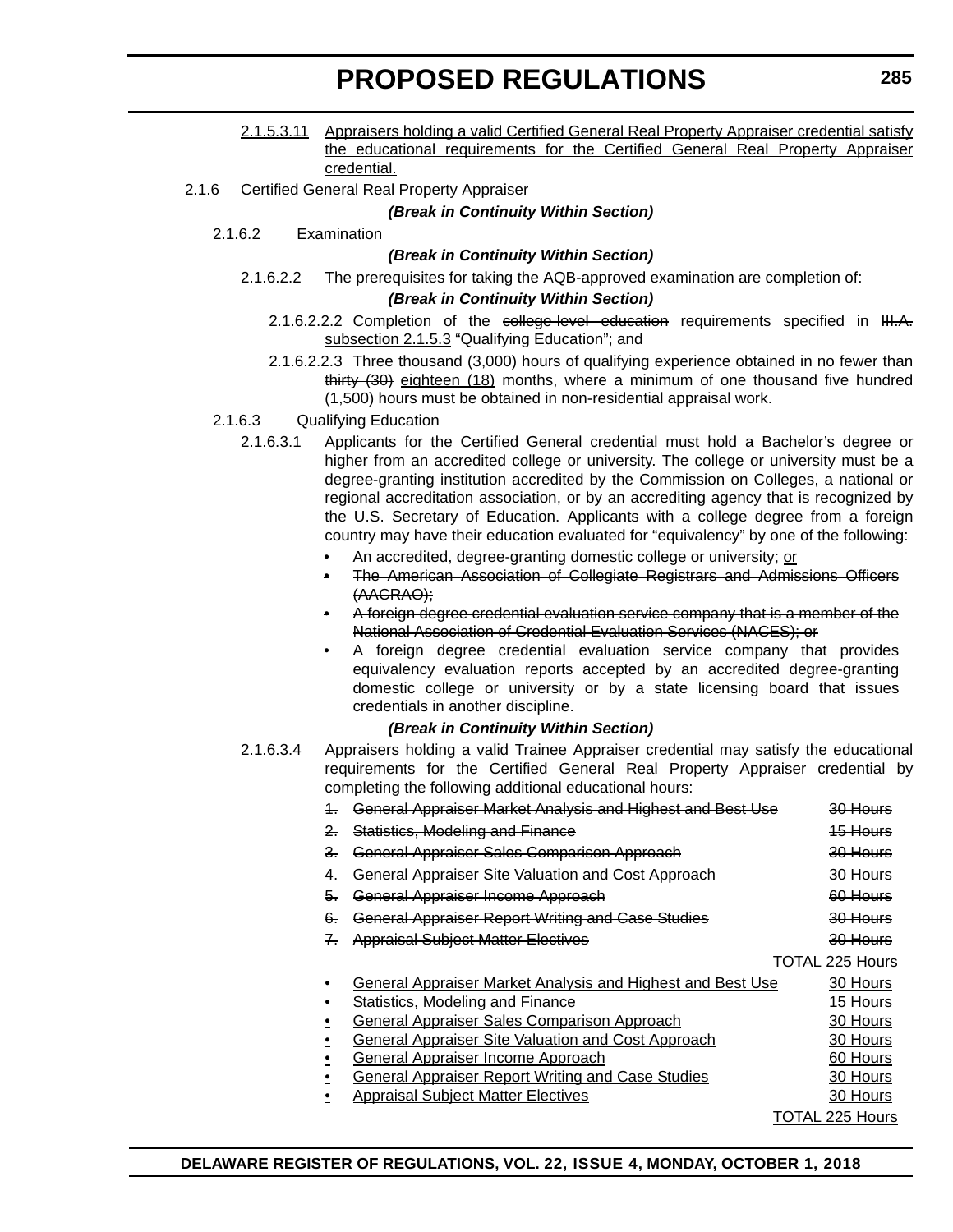2.1.5.3.11 <u>Appraisers holding a valid Certified General Real Property Appraiser credential satisfy the educational requirements for the Certified General Real Property Appraiser credential.</u>

2.1.6 Certified General Real Property Appraiser

***(Break in Continuity Within Section)***

2.1.6.2 Examination

***(Break in Continuity Within Section)***

2.1.6.2.2 The prerequisites for taking the AQB-approved examination are completion of:

***(Break in Continuity Within Section)***

2.1.6.2.2.2 Completion of the ~~college-level education~~ requirements specified in ~~III.A.~~ <u>subsection 2.1.5.3</u> "Qualifying Education"; and

2.1.6.2.2.3 Three thousand (3,000) hours of qualifying experience obtained in no fewer than ~~thirty (30)~~ <u>eighteen (18)</u> months, where a minimum of one thousand five hundred (1,500) hours must be obtained in non-residential appraisal work.

2.1.6.3 Qualifying Education

2.1.6.3.1 Applicants for the Certified General credential must hold a Bachelor's degree or higher from an accredited college or university. The college or university must be a degree-granting institution accredited by the Commission on Colleges, a national or regional accreditation association, or by an accrediting agency that is recognized by the U.S. Secretary of Education. Applicants with a college degree from a foreign country may have their education evaluated for "equivalency" by one of the following:

- An accredited, degree-granting domestic college or university; <u>or</u>
- ~~The American Association of Collegiate Registrars and Admissions Officers (AACRAO);~~
- ~~A foreign degree credential evaluation service company that is a member of the National Association of Credential Evaluation Services (NACES); or~~
- A foreign degree credential evaluation service company that provides equivalency evaluation reports accepted by an accredited degree-granting domestic college or university or by a state licensing board that issues credentials in another discipline.

***(Break in Continuity Within Section)***

2.1.6.3.4 Appraisers holding a valid Trainee Appraiser credential may satisfy the educational requirements for the Certified General Real Property Appraiser credential by completing the following additional educational hours:

~~1. General Appraiser Market Analysis and Highest and Best Use 30 Hours~~
~~2. Statistics, Modeling and Finance 15 Hours~~
~~3. General Appraiser Sales Comparison Approach 30 Hours~~
~~4. General Appraiser Site Valuation and Cost Approach 30 Hours~~
~~5. General Appraiser Income Approach 60 Hours~~
~~6. General Appraiser Report Writing and Case Studies 30 Hours~~
~~7. Appraisal Subject Matter Electives 30 Hours~~
~~TOTAL 225 Hours~~

- <u>General Appraiser Market Analysis and Highest and Best Use 30 Hours</u>
- <u>Statistics, Modeling and Finance 15 Hours</u>
- <u>General Appraiser Sales Comparison Approach 30 Hours</u>
- <u>General Appraiser Site Valuation and Cost Approach 30 Hours</u>
- <u>General Appraiser Income Approach 60 Hours</u>
- <u>General Appraiser Report Writing and Case Studies 30 Hours</u>
- <u>Appraisal Subject Matter Electives 30 Hours</u>

<u>TOTAL 225 Hours</u>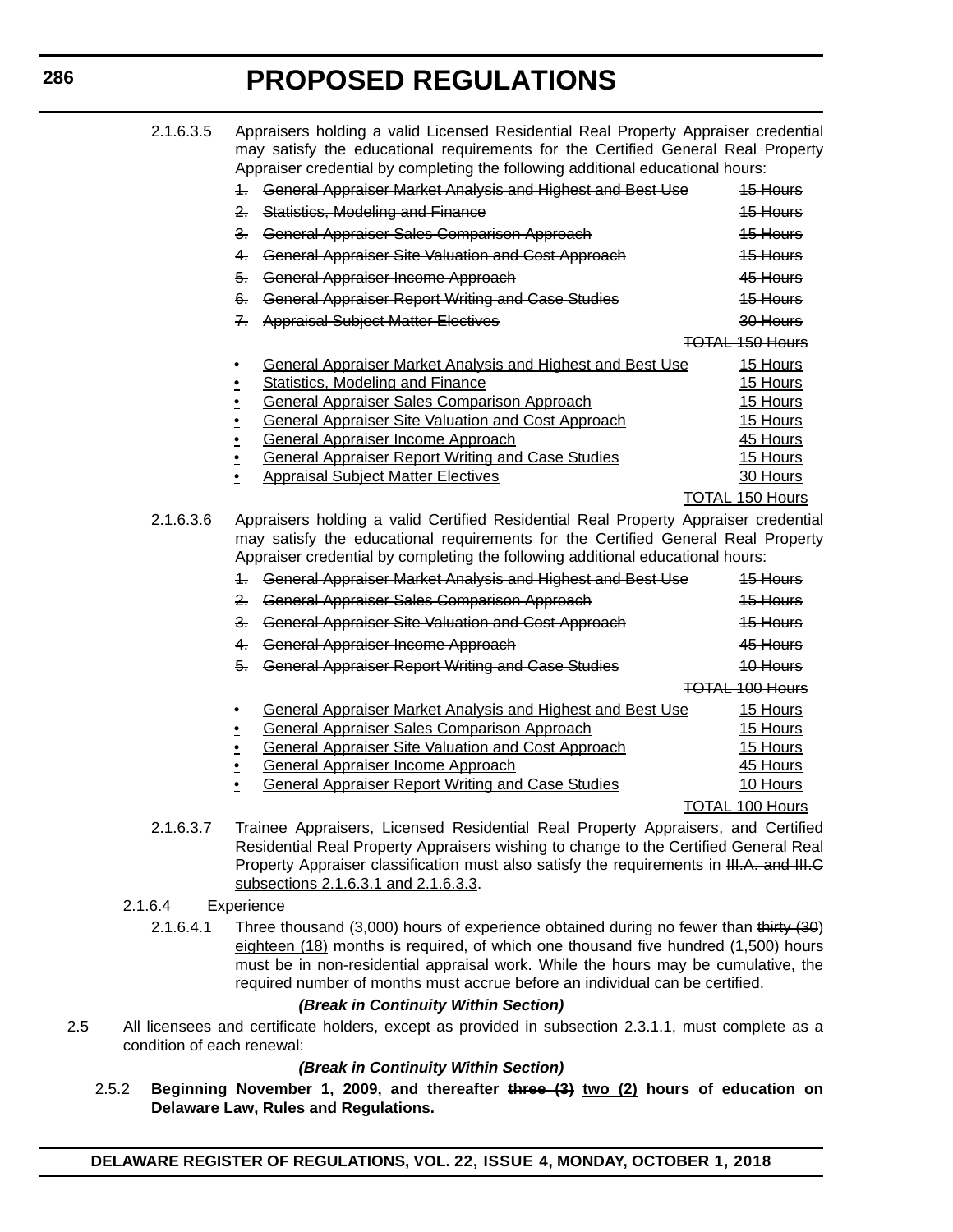2.1.6.3.5 Appraisers holding a valid Licensed Residential Real Property Appraiser credential may satisfy the educational requirements for the Certified General Real Property Appraiser credential by completing the following additional educational hours:

~~1. General Appraiser Market Analysis and Highest and Best Use 15 Hours~~

~~2. Statistics, Modeling and Finance 15 Hours~~

~~3. General Appraiser Sales Comparison Approach 15 Hours~~

~~4. General Appraiser Site Valuation and Cost Approach 15 Hours~~

~~5. General Appraiser Income Approach 45 Hours~~

~~6. General Appraiser Report Writing and Case Studies 15 Hours~~

~~7. Appraisal Subject Matter Electives 30 Hours~~

~~TOTAL 150 Hours~~

- <u>General Appraiser Market Analysis and Highest and Best Use 15 Hours</u>
- <u>Statistics, Modeling and Finance 15 Hours</u>
- <u>General Appraiser Sales Comparison Approach 15 Hours</u>
- <u>General Appraiser Site Valuation and Cost Approach 15 Hours</u>
- <u>General Appraiser Income Approach 45 Hours</u>
- <u>General Appraiser Report Writing and Case Studies 15 Hours</u>
- <u>Appraisal Subject Matter Electives 30 Hours</u>

<u>TOTAL 150 Hours</u>

2.1.6.3.6 Appraisers holding a valid Certified Residential Real Property Appraiser credential may satisfy the educational requirements for the Certified General Real Property Appraiser credential by completing the following additional educational hours:

~~1. General Appraiser Market Analysis and Highest and Best Use 15 Hours~~

~~2. General Appraiser Sales Comparison Approach 15 Hours~~

~~3. General Appraiser Site Valuation and Cost Approach 15 Hours~~

~~4. General Appraiser Income Approach 45 Hours~~

~~5. General Appraiser Report Writing and Case Studies 10 Hours~~

~~TOTAL 100 Hours~~

- <u>General Appraiser Market Analysis and Highest and Best Use 15 Hours</u>
- <u>General Appraiser Sales Comparison Approach 15 Hours</u>
- <u>General Appraiser Site Valuation and Cost Approach 15 Hours</u>
- <u>General Appraiser Income Approach 45 Hours</u>
- <u>General Appraiser Report Writing and Case Studies 10 Hours</u>

<u>TOTAL 100 Hours</u>

2.1.6.3.7 Trainee Appraisers, Licensed Residential Real Property Appraisers, and Certified Residential Real Property Appraisers wishing to change to the Certified General Real Property Appraiser classification must also satisfy the requirements in ~~III.A. and III.C~~ <u>subsections 2.1.6.3.1 and 2.1.6.3.3</u>.

2.1.6.4 Experience

2.1.6.4.1 Three thousand (3,000) hours of experience obtained during no fewer than ~~thirty (30~~) <u>eighteen (18)</u> months is required, of which one thousand five hundred (1,500) hours must be in non-residential appraisal work. While the hours may be cumulative, the required number of months must accrue before an individual can be certified.

***(Break in Continuity Within Section)***

2.5 All licensees and certificate holders, except as provided in subsection 2.3.1.1, must complete as a condition of each renewal:

***(Break in Continuity Within Section)***

2.5.2 **Beginning November 1, 2009, and thereafter ~~three (3)~~ <u>two (2)</u> hours of education on Delaware Law, Rules and Regulations.**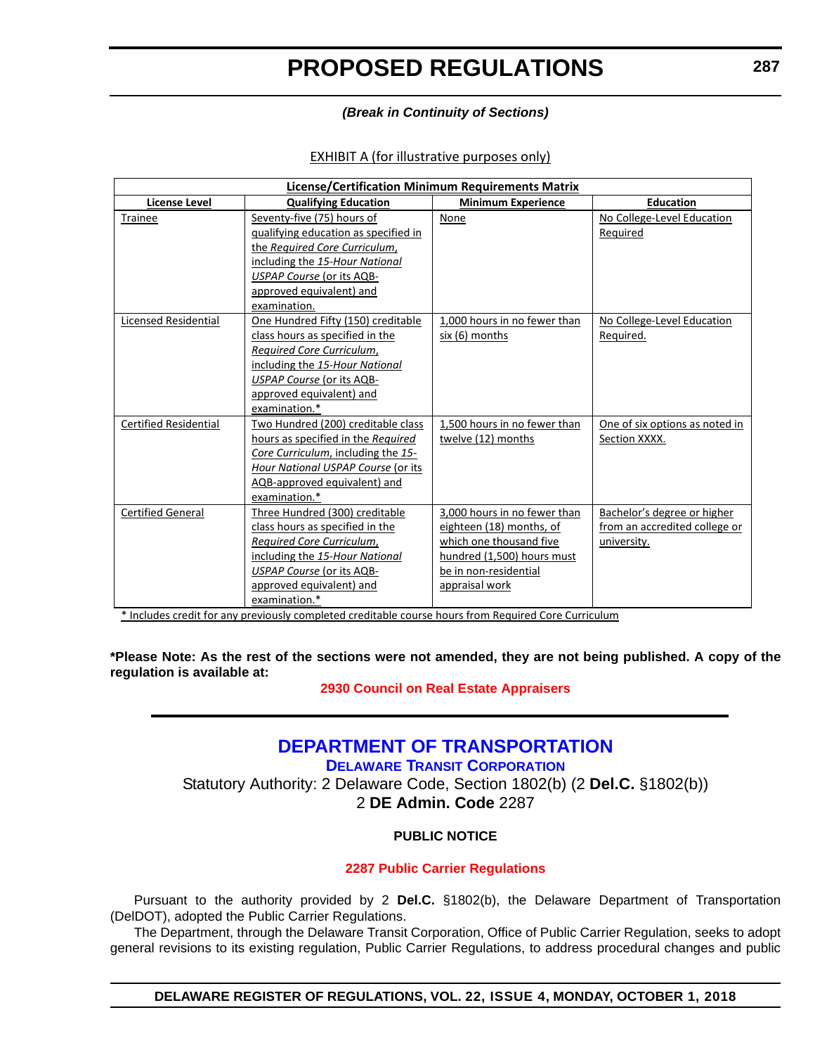*(Break in Continuity of Sections)*

EXHIBIT A (for illustrative purposes only)

| License/Certification Minimum Requirements Matrix | | | |
|---|---|---|---|
| **License Level** | **Qualifying Education** | **Minimum Experience** | **Education** |
| Trainee | Seventy-five (75) hours of qualifying education as specified in the *Required Core Curriculum*, including the *15-Hour National USPAP Course* (or its AQB-approved equivalent) and examination. | None | No College-Level Education Required |
| Licensed Residential | One Hundred Fifty (150) creditable class hours as specified in the *Required Core Curriculum*, including the *15-Hour National USPAP Course* (or its AQB-approved equivalent) and examination.* | 1,000 hours in no fewer than six (6) months | No College-Level Education Required. |
| Certified Residential | Two Hundred (200) creditable class hours as specified in the *Required Core Curriculum*, including the *15-Hour National USPAP Course* (or its AQB-approved equivalent) and examination.* | 1,500 hours in no fewer than twelve (12) months | One of six options as noted in Section XXXX. |
| Certified General | Three Hundred (300) creditable class hours as specified in the *Required Core Curriculum*, including the *15-Hour National USPAP Course* (or its AQB-approved equivalent) and examination.* | 3,000 hours in no fewer than eighteen (18) months, of which one thousand five hundred (1,500) hours must be in non-residential appraisal work | Bachelor's degree or higher from an accredited college or university. |

* Includes credit for any previously completed creditable course hours from Required Core Curriculum

***Please Note: As the rest of the sections were not amended, they are not being published. A copy of the regulation is available at:**

**2930 Council on Real Estate Appraisers**

# DEPARTMENT OF TRANSPORTATION

## DELAWARE TRANSIT CORPORATION

Statutory Authority: 2 Delaware Code, Section 1802(b) (2 **Del.C.** §1802(b))
2 **DE Admin. Code** 2287

**PUBLIC NOTICE**

**2287 Public Carrier Regulations**

Pursuant to the authority provided by 2 **Del.C.** §1802(b), the Delaware Department of Transportation (DelDOT), adopted the Public Carrier Regulations.

The Department, through the Delaware Transit Corporation, Office of Public Carrier Regulation, seeks to adopt general revisions to its existing regulation, Public Carrier Regulations, to address procedural changes and public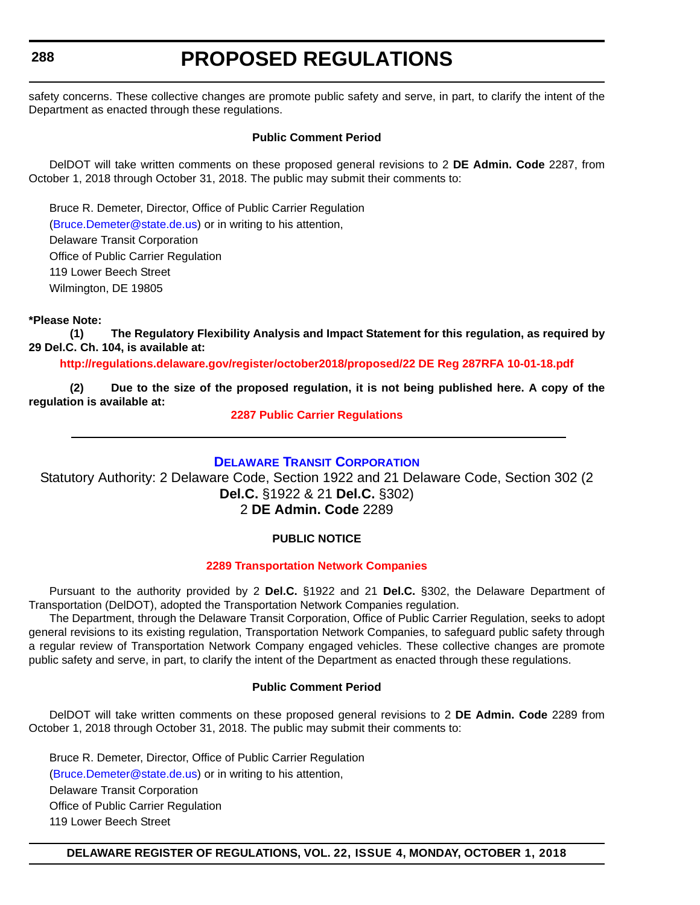safety concerns. These collective changes are promote public safety and serve, in part, to clarify the intent of the Department as enacted through these regulations.

**Public Comment Period**

DelDOT will take written comments on these proposed general revisions to 2 **DE Admin. Code** 2287, from October 1, 2018 through October 31, 2018. The public may submit their comments to:

Bruce R. Demeter, Director, Office of Public Carrier Regulation
(Bruce.Demeter@state.de.us) or in writing to his attention,
Delaware Transit Corporation
Office of Public Carrier Regulation
119 Lower Beech Street
Wilmington, DE 19805

**\*Please Note:**

**(1) The Regulatory Flexibility Analysis and Impact Statement for this regulation, as required by 29 Del.C. Ch. 104, is available at:**

**http://regulations.delaware.gov/register/october2018/proposed/22 DE Reg 287RFA 10-01-18.pdf**

**(2) Due to the size of the proposed regulation, it is not being published here. A copy of the regulation is available at:**

**2287 Public Carrier Regulations**

---

## DELAWARE TRANSIT CORPORATION

Statutory Authority: 2 Delaware Code, Section 1922 and 21 Delaware Code, Section 302 (2 **Del.C.** §1922 & 21 **Del.C.** §302)
2 **DE Admin. Code** 2289

**PUBLIC NOTICE**

**2289 Transportation Network Companies**

Pursuant to the authority provided by 2 **Del.C.** §1922 and 21 **Del.C.** §302, the Delaware Department of Transportation (DelDOT), adopted the Transportation Network Companies regulation.

The Department, through the Delaware Transit Corporation, Office of Public Carrier Regulation, seeks to adopt general revisions to its existing regulation, Transportation Network Companies, to safeguard public safety through a regular review of Transportation Network Company engaged vehicles. These collective changes are promote public safety and serve, in part, to clarify the intent of the Department as enacted through these regulations.

**Public Comment Period**

DelDOT will take written comments on these proposed general revisions to 2 **DE Admin. Code** 2289 from October 1, 2018 through October 31, 2018. The public may submit their comments to:

Bruce R. Demeter, Director, Office of Public Carrier Regulation
(Bruce.Demeter@state.de.us) or in writing to his attention,
Delaware Transit Corporation
Office of Public Carrier Regulation
119 Lower Beech Street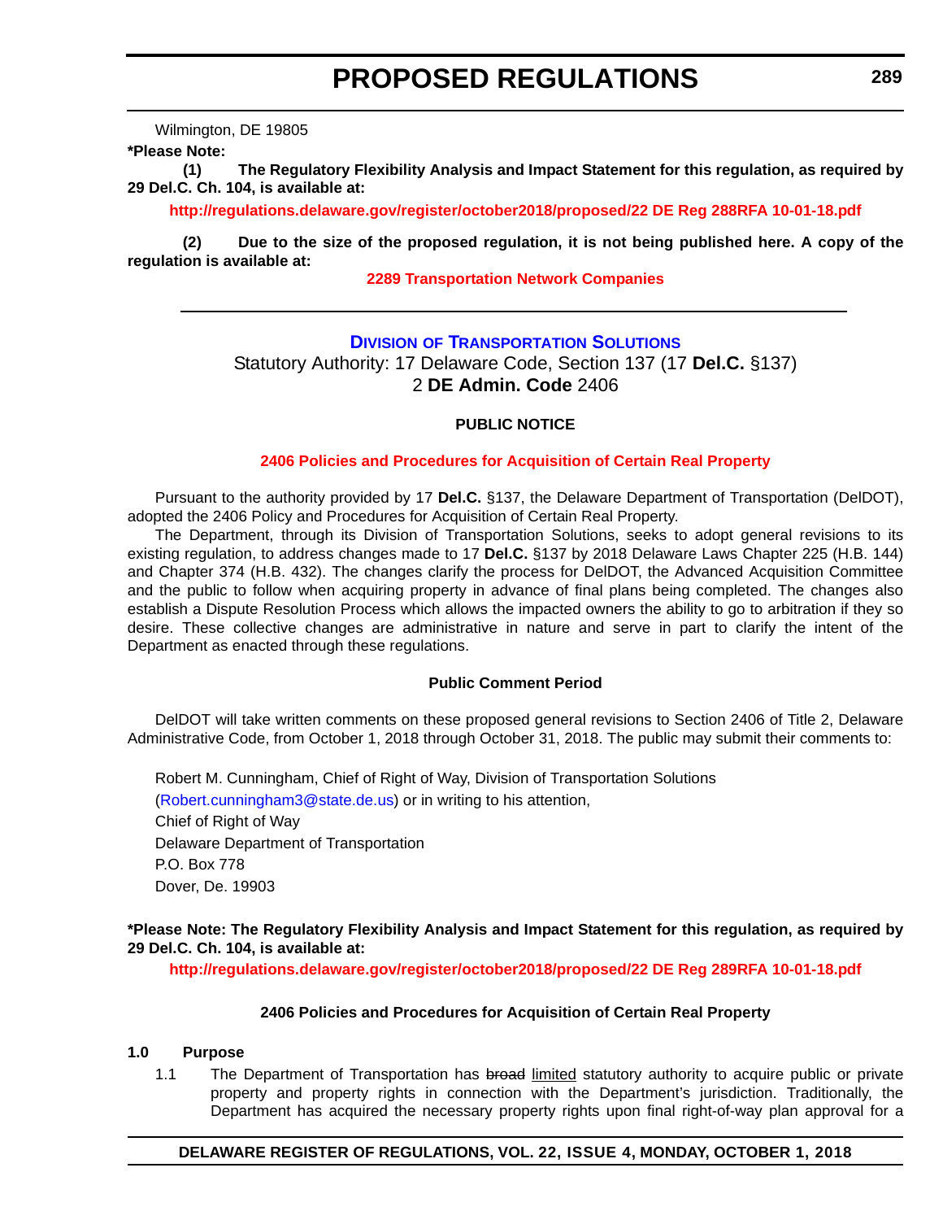Wilmington, DE 19805

**\*Please Note:**

**(1) The Regulatory Flexibility Analysis and Impact Statement for this regulation, as required by 29 Del.C. Ch. 104, is available at:**

**http://regulations.delaware.gov/register/october2018/proposed/22 DE Reg 288RFA 10-01-18.pdf**

**(2) Due to the size of the proposed regulation, it is not being published here. A copy of the regulation is available at:**

**2289 Transportation Network Companies**

---

## Division of Transportation Solutions

Statutory Authority: 17 Delaware Code, Section 137 (17 **Del.C.** §137)
2 **DE Admin. Code** 2406

**PUBLIC NOTICE**

**2406 Policies and Procedures for Acquisition of Certain Real Property**

Pursuant to the authority provided by 17 **Del.C.** §137, the Delaware Department of Transportation (DelDOT), adopted the 2406 Policy and Procedures for Acquisition of Certain Real Property.

The Department, through its Division of Transportation Solutions, seeks to adopt general revisions to its existing regulation, to address changes made to 17 **Del.C.** §137 by 2018 Delaware Laws Chapter 225 (H.B. 144) and Chapter 374 (H.B. 432). The changes clarify the process for DelDOT, the Advanced Acquisition Committee and the public to follow when acquiring property in advance of final plans being completed. The changes also establish a Dispute Resolution Process which allows the impacted owners the ability to go to arbitration if they so desire. These collective changes are administrative in nature and serve in part to clarify the intent of the Department as enacted through these regulations.

**Public Comment Period**

DelDOT will take written comments on these proposed general revisions to Section 2406 of Title 2, Delaware Administrative Code, from October 1, 2018 through October 31, 2018. The public may submit their comments to:

Robert M. Cunningham, Chief of Right of Way, Division of Transportation Solutions
(Robert.cunningham3@state.de.us) or in writing to his attention,
Chief of Right of Way
Delaware Department of Transportation
P.O. Box 778
Dover, De. 19903

**\*Please Note: The Regulatory Flexibility Analysis and Impact Statement for this regulation, as required by 29 Del.C. Ch. 104, is available at:**

**http://regulations.delaware.gov/register/october2018/proposed/22 DE Reg 289RFA 10-01-18.pdf**

**2406 Policies and Procedures for Acquisition of Certain Real Property**

**1.0 Purpose**

1.1 The Department of Transportation has ~~broad~~ <u>limited</u> statutory authority to acquire public or private property and property rights in connection with the Department's jurisdiction. Traditionally, the Department has acquired the necessary property rights upon final right-of-way plan approval for a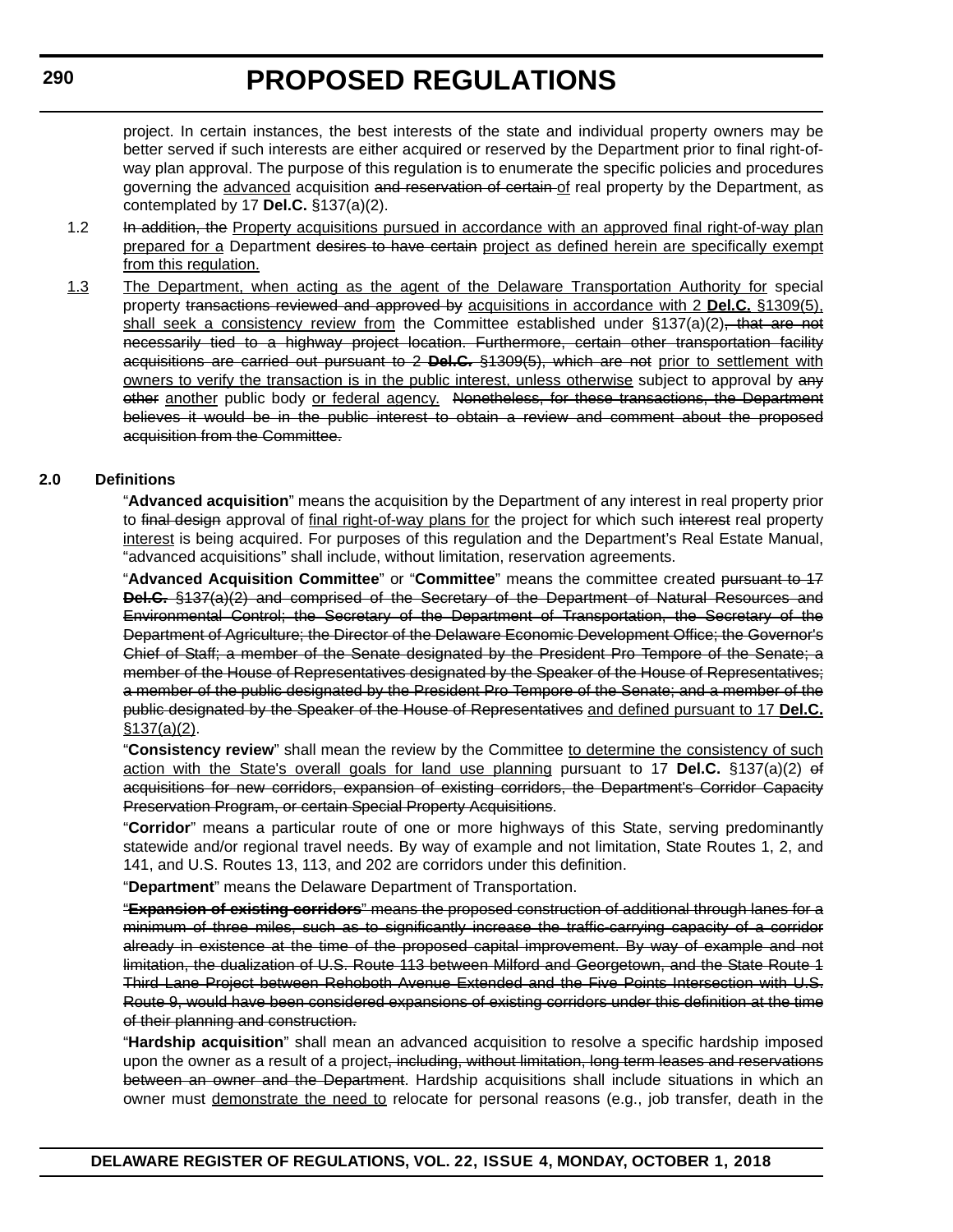project. In certain instances, the best interests of the state and individual property owners may be better served if such interests are either acquired or reserved by the Department prior to final right-of-way plan approval. The purpose of this regulation is to enumerate the specific policies and procedures governing the <u>advanced</u> acquisition ~~and reservation of certain~~ <u>of</u> real property by the Department, as contemplated by 17 **Del.C.** §137(a)(2).

1.2 ~~In addition, the~~ <u>Property acquisitions pursued in accordance with an approved final right-of-way plan prepared for a</u> Department ~~desires to have certain~~ <u>project as defined herein are specifically exempt from this regulation.</u>

<u>1.3</u> <u>The Department, when acting as the agent of the Delaware Transportation Authority for</u> special property ~~transactions reviewed and approved by~~ <u>acquisitions in accordance with 2</u> <u>**Del.C.**</u> <u>§1309(5), shall seek a consistency review from</u> the Committee established under §137(a)(2)~~, that are not necessarily tied to a highway project location. Furthermore, certain other transportation facility acquisitions are carried out pursuant to 2 **Del.C.** §1309(5), which are not~~ <u>prior to settlement with owners to verify the transaction is in the public interest, unless otherwise</u> subject to approval by ~~any other~~ <u>another</u> public body <u>or federal agency.</u> ~~Nonetheless, for these transactions, the Department believes it would be in the public interest to obtain a review and comment about the proposed acquisition from the Committee.~~

**2.0 Definitions**

"**Advanced acquisition**" means the acquisition by the Department of any interest in real property prior to ~~final design~~ approval of <u>final right-of-way plans for</u> the project for which such ~~interest~~ real property <u>interest</u> is being acquired. For purposes of this regulation and the Department's Real Estate Manual, "advanced acquisitions" shall include, without limitation, reservation agreements.

"**Advanced Acquisition Committee**" or "**Committee**" means the committee created ~~pursuant to 17 **Del.C.** §137(a)(2) and comprised of the Secretary of the Department of Natural Resources and Environmental Control; the Secretary of the Department of Transportation, the Secretary of the Department of Agriculture; the Director of the Delaware Economic Development Office; the Governor's Chief of Staff; a member of the Senate designated by the President Pro Tempore of the Senate; a member of the House of Representatives designated by the Speaker of the House of Representatives; a member of the public designated by the President Pro Tempore of the Senate; and a member of the public designated by the Speaker of the House of Representatives~~ <u>and defined pursuant to 17 **Del.C.** §137(a)(2)</u>.

"**Consistency review**" shall mean the review by the Committee <u>to determine the consistency of such action with the State's overall goals for land use planning</u> pursuant to 17 **Del.C.** §137(a)(2) ~~of acquisitions for new corridors, expansion of existing corridors, the Department's Corridor Capacity Preservation Program, or certain Special Property Acquisitions~~.

"**Corridor**" means a particular route of one or more highways of this State, serving predominantly statewide and/or regional travel needs. By way of example and not limitation, State Routes 1, 2, and 141, and U.S. Routes 13, 113, and 202 are corridors under this definition.

"**Department**" means the Delaware Department of Transportation.

~~"**Expansion of existing corridors**" means the proposed construction of additional through lanes for a minimum of three miles, such as to significantly increase the traffic-carrying capacity of a corridor already in existence at the time of the proposed capital improvement. By way of example and not limitation, the dualization of U.S. Route 113 between Milford and Georgetown, and the State Route 1 Third Lane Project between Rehoboth Avenue Extended and the Five Points Intersection with U.S. Route 9, would have been considered expansions of existing corridors under this definition at the time of their planning and construction.~~

"**Hardship acquisition**" shall mean an advanced acquisition to resolve a specific hardship imposed upon the owner as a result of a project~~, including, without limitation, long term leases and reservations between an owner and the Department~~. Hardship acquisitions shall include situations in which an owner must <u>demonstrate the need to</u> relocate for personal reasons (e.g., job transfer, death in the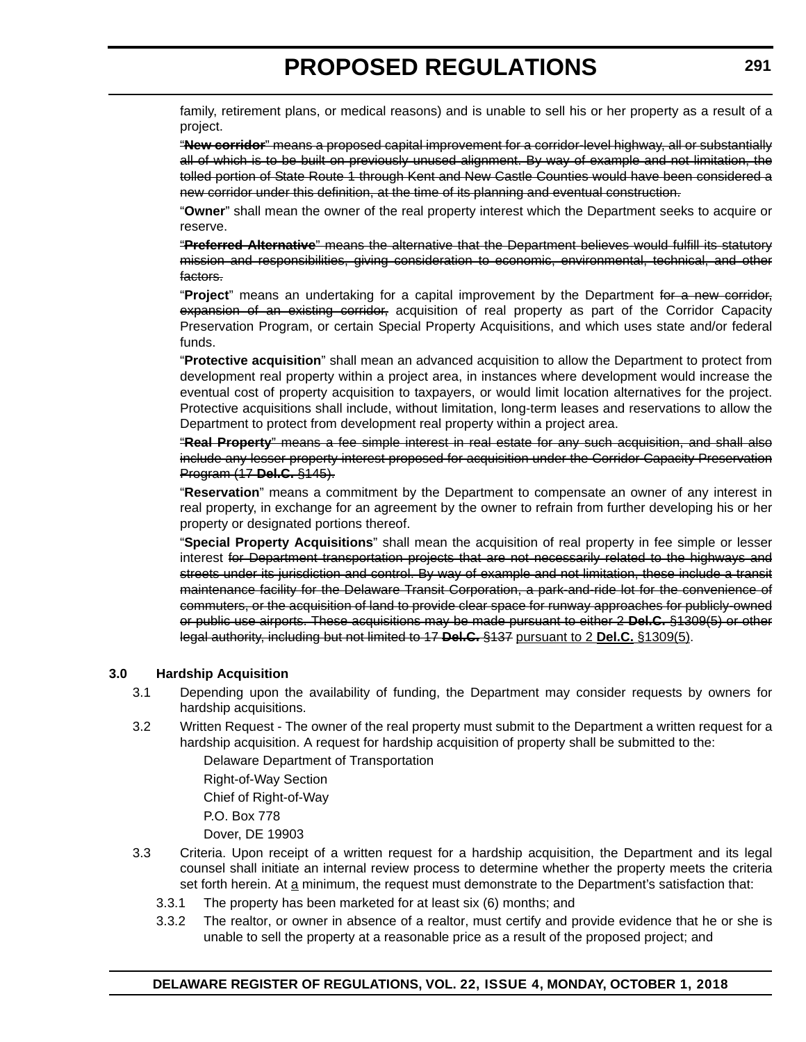family, retirement plans, or medical reasons) and is unable to sell his or her property as a result of a project.

~~"**New corridor**" means a proposed capital improvement for a corridor-level highway, all or substantially all of which is to be built on previously unused alignment. By way of example and not limitation, the tolled portion of State Route 1 through Kent and New Castle Counties would have been considered a new corridor under this definition, at the time of its planning and eventual construction.~~

"**Owner**" shall mean the owner of the real property interest which the Department seeks to acquire or reserve.

~~"**Preferred Alternative**" means the alternative that the Department believes would fulfill its statutory mission and responsibilities, giving consideration to economic, environmental, technical, and other factors.~~

"**Project**" means an undertaking for a capital improvement by the Department ~~for a new corridor, expansion of an existing corridor,~~ acquisition of real property as part of the Corridor Capacity Preservation Program, or certain Special Property Acquisitions, and which uses state and/or federal funds.

"**Protective acquisition**" shall mean an advanced acquisition to allow the Department to protect from development real property within a project area, in instances where development would increase the eventual cost of property acquisition to taxpayers, or would limit location alternatives for the project. Protective acquisitions shall include, without limitation, long-term leases and reservations to allow the Department to protect from development real property within a project area.

~~"**Real Property**" means a fee simple interest in real estate for any such acquisition, and shall also include any lesser property interest proposed for acquisition under the Corridor Capacity Preservation Program (17 **Del.C.** §145).~~

"**Reservation**" means a commitment by the Department to compensate an owner of any interest in real property, in exchange for an agreement by the owner to refrain from further developing his or her property or designated portions thereof.

"**Special Property Acquisitions**" shall mean the acquisition of real property in fee simple or lesser interest ~~for Department transportation projects that are not necessarily related to the highways and streets under its jurisdiction and control. By way of example and not limitation, these include a transit maintenance facility for the Delaware Transit Corporation, a park-and-ride lot for the convenience of commuters, or the acquisition of land to provide clear space for runway approaches for publicly-owned or public use airports. These acquisitions may be made pursuant to either 2 **Del.C.** §1309(5) or other legal authority, including but not limited to 17 **Del.C.** §137~~ <u>pursuant to 2 **Del.C.** §1309(5)</u>.

**3.0 Hardship Acquisition**

3.1 Depending upon the availability of funding, the Department may consider requests by owners for hardship acquisitions.

3.2 Written Request - The owner of the real property must submit to the Department a written request for a hardship acquisition. A request for hardship acquisition of property shall be submitted to the:

Delaware Department of Transportation
Right-of-Way Section
Chief of Right-of-Way
P.O. Box 778
Dover, DE 19903

3.3 Criteria. Upon receipt of a written request for a hardship acquisition, the Department and its legal counsel shall initiate an internal review process to determine whether the property meets the criteria set forth herein. At <u>a</u> minimum, the request must demonstrate to the Department's satisfaction that:

3.3.1 The property has been marketed for at least six (6) months; and

3.3.2 The realtor, or owner in absence of a realtor, must certify and provide evidence that he or she is unable to sell the property at a reasonable price as a result of the proposed project; and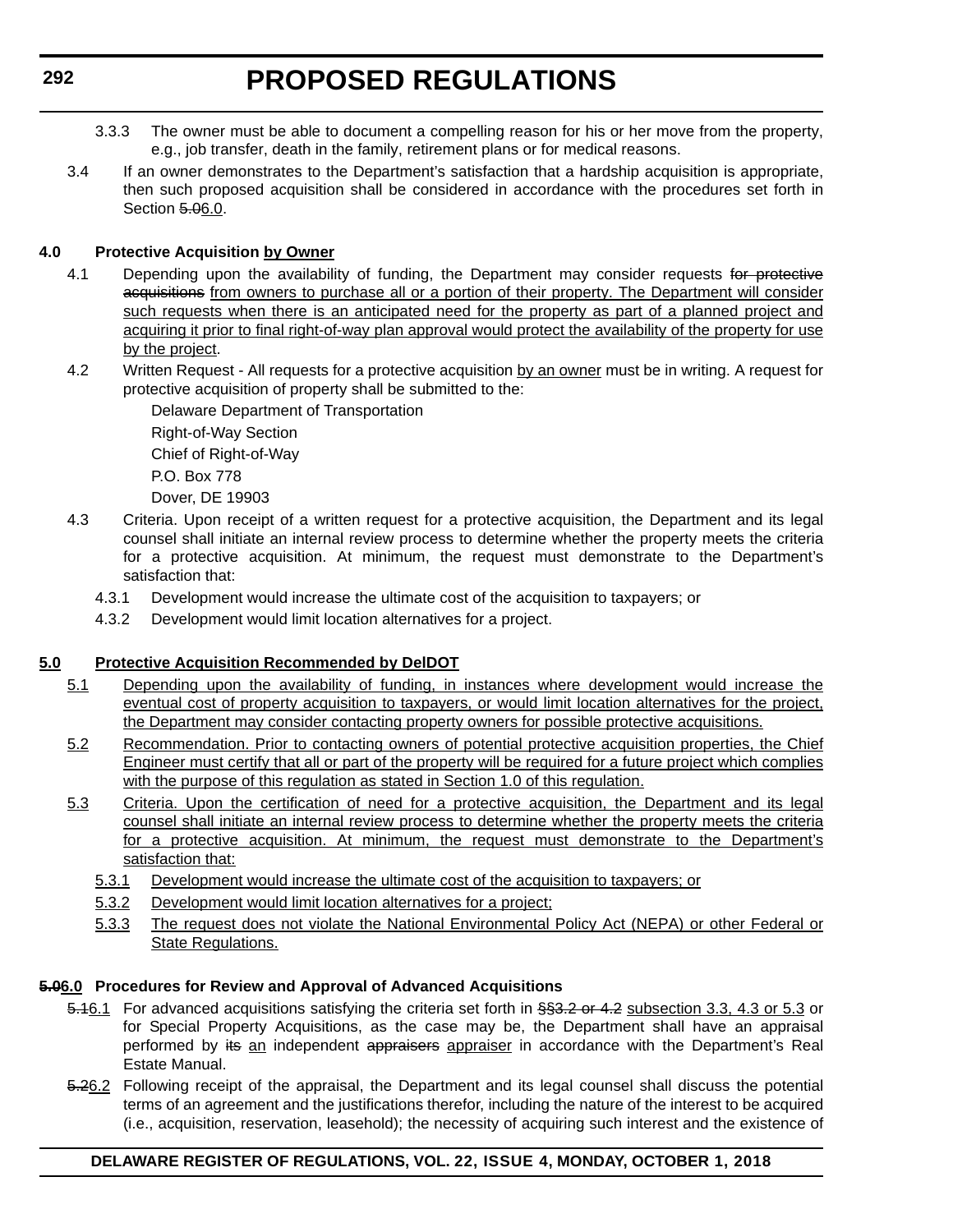3.3.3 The owner must be able to document a compelling reason for his or her move from the property, e.g., job transfer, death in the family, retirement plans or for medical reasons.

3.4 If an owner demonstrates to the Department's satisfaction that a hardship acquisition is appropriate, then such proposed acquisition shall be considered in accordance with the procedures set forth in Section ~~5.0~~6.0.

**4.0 Protective Acquisition by Owner**

4.1 Depending upon the availability of funding, the Department may consider requests ~~for protective acquisitions~~ from owners to purchase all or a portion of their property. The Department will consider such requests when there is an anticipated need for the property as part of a planned project and acquiring it prior to final right-of-way plan approval would protect the availability of the property for use by the project.

4.2 Written Request - All requests for a protective acquisition by an owner must be in writing. A request for protective acquisition of property shall be submitted to the:

Delaware Department of Transportation
Right-of-Way Section
Chief of Right-of-Way
P.O. Box 778
Dover, DE 19903

4.3 Criteria. Upon receipt of a written request for a protective acquisition, the Department and its legal counsel shall initiate an internal review process to determine whether the property meets the criteria for a protective acquisition. At minimum, the request must demonstrate to the Department's satisfaction that:

4.3.1 Development would increase the ultimate cost of the acquisition to taxpayers; or

4.3.2 Development would limit location alternatives for a project.

**5.0 Protective Acquisition Recommended by DelDOT**

5.1 Depending upon the availability of funding, in instances where development would increase the eventual cost of property acquisition to taxpayers, or would limit location alternatives for the project, the Department may consider contacting property owners for possible protective acquisitions.

5.2 Recommendation. Prior to contacting owners of potential protective acquisition properties, the Chief Engineer must certify that all or part of the property will be required for a future project which complies with the purpose of this regulation as stated in Section 1.0 of this regulation.

5.3 Criteria. Upon the certification of need for a protective acquisition, the Department and its legal counsel shall initiate an internal review process to determine whether the property meets the criteria for a protective acquisition. At minimum, the request must demonstrate to the Department's satisfaction that:

5.3.1 Development would increase the ultimate cost of the acquisition to taxpayers; or

5.3.2 Development would limit location alternatives for a project;

5.3.3 The request does not violate the National Environmental Policy Act (NEPA) or other Federal or State Regulations.

**~~5.0~~6.0 Procedures for Review and Approval of Advanced Acquisitions**

~~5.1~~6.1 For advanced acquisitions satisfying the criteria set forth in ~~§§3.2 or 4.2~~ subsection 3.3, 4.3 or 5.3 or for Special Property Acquisitions, as the case may be, the Department shall have an appraisal performed by ~~its~~ an independent ~~appraisers~~ appraiser in accordance with the Department's Real Estate Manual.

~~5.2~~6.2 Following receipt of the appraisal, the Department and its legal counsel shall discuss the potential terms of an agreement and the justifications therefor, including the nature of the interest to be acquired (i.e., acquisition, reservation, leasehold); the necessity of acquiring such interest and the existence of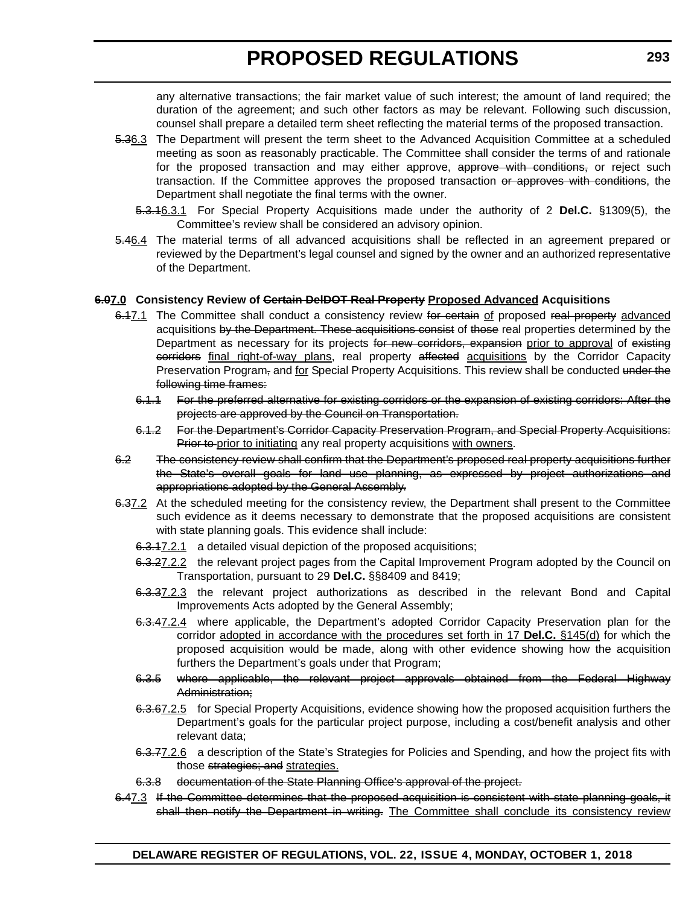any alternative transactions; the fair market value of such interest; the amount of land required; the duration of the agreement; and such other factors as may be relevant. Following such discussion, counsel shall prepare a detailed term sheet reflecting the material terms of the proposed transaction.

~~5.3~~6.3 The Department will present the term sheet to the Advanced Acquisition Committee at a scheduled meeting as soon as reasonably practicable. The Committee shall consider the terms of and rationale for the proposed transaction and may either approve, ~~approve with conditions,~~ or reject such transaction. If the Committee approves the proposed transaction ~~or approves with conditions~~, the Department shall negotiate the final terms with the owner.

~~5.3.1~~6.3.1 For Special Property Acquisitions made under the authority of 2 **Del.C.** §1309(5), the Committee's review shall be considered an advisory opinion.

~~5.4~~6.4 The material terms of all advanced acquisitions shall be reflected in an agreement prepared or reviewed by the Department's legal counsel and signed by the owner and an authorized representative of the Department.

**~~6.0~~7.0 Consistency Review of ~~Certain DelDOT Real Property~~ Proposed Advanced Acquisitions**

~~6.1~~7.1 The Committee shall conduct a consistency review ~~for certain~~ of proposed ~~real property~~ advanced acquisitions ~~by the Department. These acquisitions consist~~ of ~~those~~ real properties determined by the Department as necessary for its projects ~~for new corridors, expansion~~ prior to approval of ~~existing corridors~~ final right-of-way plans, real property ~~affected~~ acquisitions by the Corridor Capacity Preservation Program~~,~~ and for Special Property Acquisitions. This review shall be conducted ~~under the following time frames:~~

~~6.1.1 For the preferred alternative for existing corridors or the expansion of existing corridors: After the projects are approved by the Council on Transportation.~~

~~6.1.2 For the Department's Corridor Capacity Preservation Program, and Special Property Acquisitions: Prior to~~ prior to initiating any real property acquisitions with owners.

~~6.2 The consistency review shall confirm that the Department's proposed real property acquisitions further the State's overall goals for land use planning, as expressed by project authorizations and appropriations adopted by the General Assembly.~~

~~6.3~~7.2 At the scheduled meeting for the consistency review, the Department shall present to the Committee such evidence as it deems necessary to demonstrate that the proposed acquisitions are consistent with state planning goals. This evidence shall include:

~~6.3.1~~7.2.1 a detailed visual depiction of the proposed acquisitions;

~~6.3.2~~7.2.2 the relevant project pages from the Capital Improvement Program adopted by the Council on Transportation, pursuant to 29 **Del.C.** §§8409 and 8419;

~~6.3.3~~7.2.3 the relevant project authorizations as described in the relevant Bond and Capital Improvements Acts adopted by the General Assembly;

~~6.3.4~~7.2.4 where applicable, the Department's ~~adopted~~ Corridor Capacity Preservation plan for the corridor adopted in accordance with the procedures set forth in 17 **Del.C.** §145(d) for which the proposed acquisition would be made, along with other evidence showing how the acquisition furthers the Department's goals under that Program;

~~6.3.5 where applicable, the relevant project approvals obtained from the Federal Highway Administration;~~

~~6.3.6~~7.2.5 for Special Property Acquisitions, evidence showing how the proposed acquisition furthers the Department's goals for the particular project purpose, including a cost/benefit analysis and other relevant data;

~~6.3.7~~7.2.6 a description of the State's Strategies for Policies and Spending, and how the project fits with those ~~strategies; and~~ strategies.

~~6.3.8 documentation of the State Planning Office's approval of the project.~~

~~6.4~~7.3 ~~If the Committee determines that the proposed acquisition is consistent with state planning goals, it shall then notify the Department in writing.~~ The Committee shall conclude its consistency review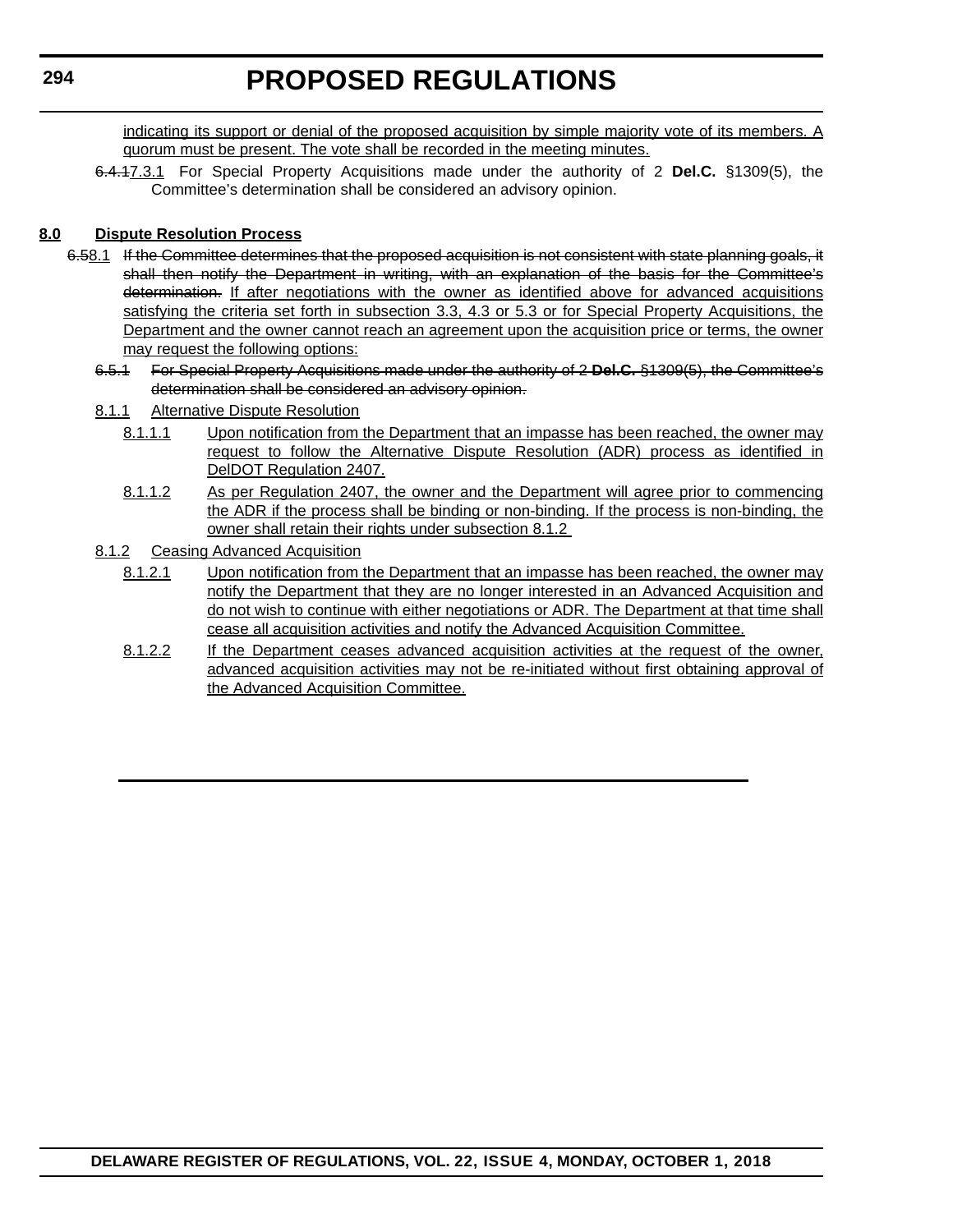indicating its support or denial of the proposed acquisition by simple majority vote of its members. A quorum must be present. The vote shall be recorded in the meeting minutes.

~~6.4.1~~7.3.1 For Special Property Acquisitions made under the authority of 2 **Del.C.** §1309(5), the Committee's determination shall be considered an advisory opinion.

**8.0 Dispute Resolution Process**

~~6.5~~8.1 ~~If the Committee determines that the proposed acquisition is not consistent with state planning goals, it shall then notify the Department in writing, with an explanation of the basis for the Committee's determination.~~ If after negotiations with the owner as identified above for advanced acquisitions satisfying the criteria set forth in subsection 3.3, 4.3 or 5.3 or for Special Property Acquisitions, the Department and the owner cannot reach an agreement upon the acquisition price or terms, the owner may request the following options:

~~6.5.1 For Special Property Acquisitions made under the authority of 2 **Del.C.** §1309(5), the Committee's determination shall be considered an advisory opinion.~~

8.1.1 Alternative Dispute Resolution

8.1.1.1 Upon notification from the Department that an impasse has been reached, the owner may request to follow the Alternative Dispute Resolution (ADR) process as identified in DelDOT Regulation 2407.

8.1.1.2 As per Regulation 2407, the owner and the Department will agree prior to commencing the ADR if the process shall be binding or non-binding. If the process is non-binding, the owner shall retain their rights under subsection 8.1.2

8.1.2 Ceasing Advanced Acquisition

8.1.2.1 Upon notification from the Department that an impasse has been reached, the owner may notify the Department that they are no longer interested in an Advanced Acquisition and do not wish to continue with either negotiations or ADR. The Department at that time shall cease all acquisition activities and notify the Advanced Acquisition Committee.

8.1.2.2 If the Department ceases advanced acquisition activities at the request of the owner, advanced acquisition activities may not be re-initiated without first obtaining approval of the Advanced Acquisition Committee.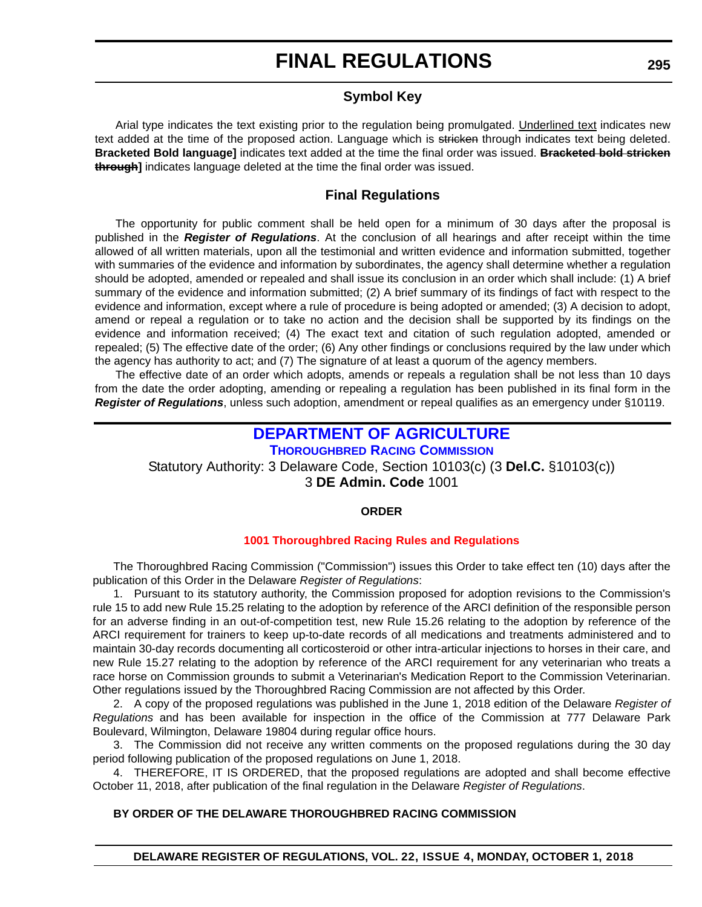# FINAL REGULATIONS

## Symbol Key

Arial type indicates the text existing prior to the regulation being promulgated. <u>Underlined text</u> indicates new text added at the time of the proposed action. Language which is ~~stricken~~ through indicates text being deleted. **Bracketed Bold language]** indicates text added at the time the final order was issued. **~~Bracketed bold stricken through~~]** indicates language deleted at the time the final order was issued.

## Final Regulations

The opportunity for public comment shall be held open for a minimum of 30 days after the proposal is published in the ***Register of Regulations***. At the conclusion of all hearings and after receipt within the time allowed of all written materials, upon all the testimonial and written evidence and information submitted, together with summaries of the evidence and information by subordinates, the agency shall determine whether a regulation should be adopted, amended or repealed and shall issue its conclusion in an order which shall include: (1) A brief summary of the evidence and information submitted; (2) A brief summary of its findings of fact with respect to the evidence and information, except where a rule of procedure is being adopted or amended; (3) A decision to adopt, amend or repeal a regulation or to take no action and the decision shall be supported by its findings on the evidence and information received; (4) The exact text and citation of such regulation adopted, amended or repealed; (5) The effective date of the order; (6) Any other findings or conclusions required by the law under which the agency has authority to act; and (7) The signature of at least a quorum of the agency members.

The effective date of an order which adopts, amends or repeals a regulation shall be not less than 10 days from the date the order adopting, amending or repealing a regulation has been published in its final form in the ***Register of Regulations***, unless such adoption, amendment or repeal qualifies as an emergency under §10119.

## DEPARTMENT OF AGRICULTURE

### THOROUGHBRED RACING COMMISSION

Statutory Authority: 3 Delaware Code, Section 10103(c) (3 **Del.C.** §10103(c))
3 **DE Admin. Code** 1001

**ORDER**

**1001 Thoroughbred Racing Rules and Regulations**

The Thoroughbred Racing Commission ("Commission") issues this Order to take effect ten (10) days after the publication of this Order in the Delaware *Register of Regulations*:

1. Pursuant to its statutory authority, the Commission proposed for adoption revisions to the Commission's rule 15 to add new Rule 15.25 relating to the adoption by reference of the ARCI definition of the responsible person for an adverse finding in an out-of-competition test, new Rule 15.26 relating to the adoption by reference of the ARCI requirement for trainers to keep up-to-date records of all medications and treatments administered and to maintain 30-day records documenting all corticosteroid or other intra-articular injections to horses in their care, and new Rule 15.27 relating to the adoption by reference of the ARCI requirement for any veterinarian who treats a race horse on Commission grounds to submit a Veterinarian's Medication Report to the Commission Veterinarian. Other regulations issued by the Thoroughbred Racing Commission are not affected by this Order.

2. A copy of the proposed regulations was published in the June 1, 2018 edition of the Delaware *Register of Regulations* and has been available for inspection in the office of the Commission at 777 Delaware Park Boulevard, Wilmington, Delaware 19804 during regular office hours.

3. The Commission did not receive any written comments on the proposed regulations during the 30 day period following publication of the proposed regulations on June 1, 2018.

4. THEREFORE, IT IS ORDERED, that the proposed regulations are adopted and shall become effective October 11, 2018, after publication of the final regulation in the Delaware *Register of Regulations*.

**BY ORDER OF THE DELAWARE THOROUGHBRED RACING COMMISSION**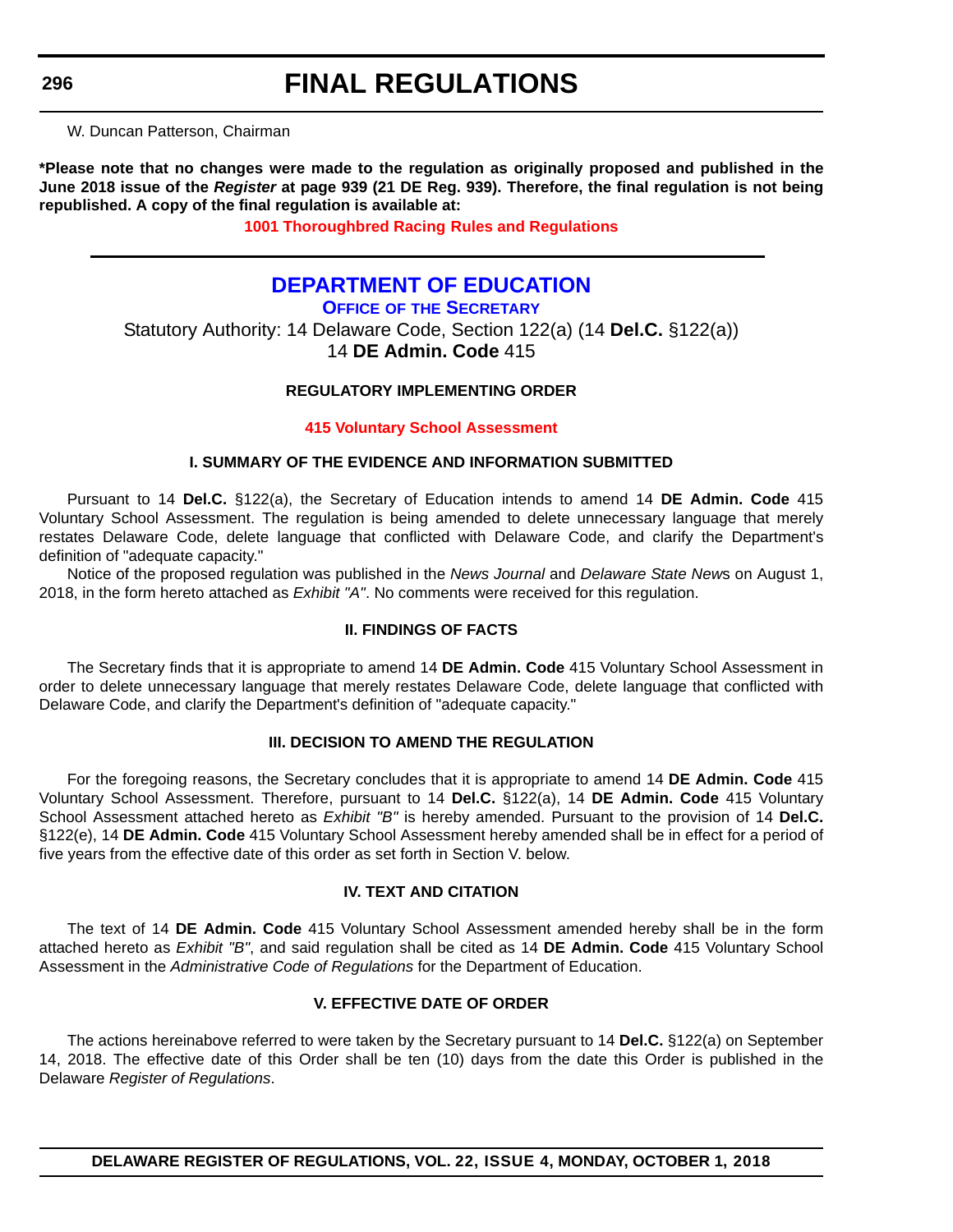W. Duncan Patterson, Chairman

**\*Please note that no changes were made to the regulation as originally proposed and published in the June 2018 issue of the *Register* at page 939 (21 DE Reg. 939). Therefore, the final regulation is not being republished. A copy of the final regulation is available at:**

**1001 Thoroughbred Racing Rules and Regulations**

---

## DEPARTMENT OF EDUCATION

### OFFICE OF THE SECRETARY

Statutory Authority: 14 Delaware Code, Section 122(a) (14 **Del.C.** §122(a))
14 **DE Admin. Code** 415

**REGULATORY IMPLEMENTING ORDER**

**415 Voluntary School Assessment**

**I. SUMMARY OF THE EVIDENCE AND INFORMATION SUBMITTED**

Pursuant to 14 **Del.C.** §122(a), the Secretary of Education intends to amend 14 **DE Admin. Code** 415 Voluntary School Assessment. The regulation is being amended to delete unnecessary language that merely restates Delaware Code, delete language that conflicted with Delaware Code, and clarify the Department's definition of "adequate capacity."

Notice of the proposed regulation was published in the *News Journal* and *Delaware State News* on August 1, 2018, in the form hereto attached as *Exhibit "A"*. No comments were received for this regulation.

**II. FINDINGS OF FACTS**

The Secretary finds that it is appropriate to amend 14 **DE Admin. Code** 415 Voluntary School Assessment in order to delete unnecessary language that merely restates Delaware Code, delete language that conflicted with Delaware Code, and clarify the Department's definition of "adequate capacity."

**III. DECISION TO AMEND THE REGULATION**

For the foregoing reasons, the Secretary concludes that it is appropriate to amend 14 **DE Admin. Code** 415 Voluntary School Assessment. Therefore, pursuant to 14 **Del.C.** §122(a), 14 **DE Admin. Code** 415 Voluntary School Assessment attached hereto as *Exhibit "B"* is hereby amended. Pursuant to the provision of 14 **Del.C.** §122(e), 14 **DE Admin. Code** 415 Voluntary School Assessment hereby amended shall be in effect for a period of five years from the effective date of this order as set forth in Section V. below.

**IV. TEXT AND CITATION**

The text of 14 **DE Admin. Code** 415 Voluntary School Assessment amended hereby shall be in the form attached hereto as *Exhibit "B"*, and said regulation shall be cited as 14 **DE Admin. Code** 415 Voluntary School Assessment in the *Administrative Code of Regulations* for the Department of Education.

**V. EFFECTIVE DATE OF ORDER**

The actions hereinabove referred to were taken by the Secretary pursuant to 14 **Del.C.** §122(a) on September 14, 2018. The effective date of this Order shall be ten (10) days from the date this Order is published in the Delaware *Register of Regulations*.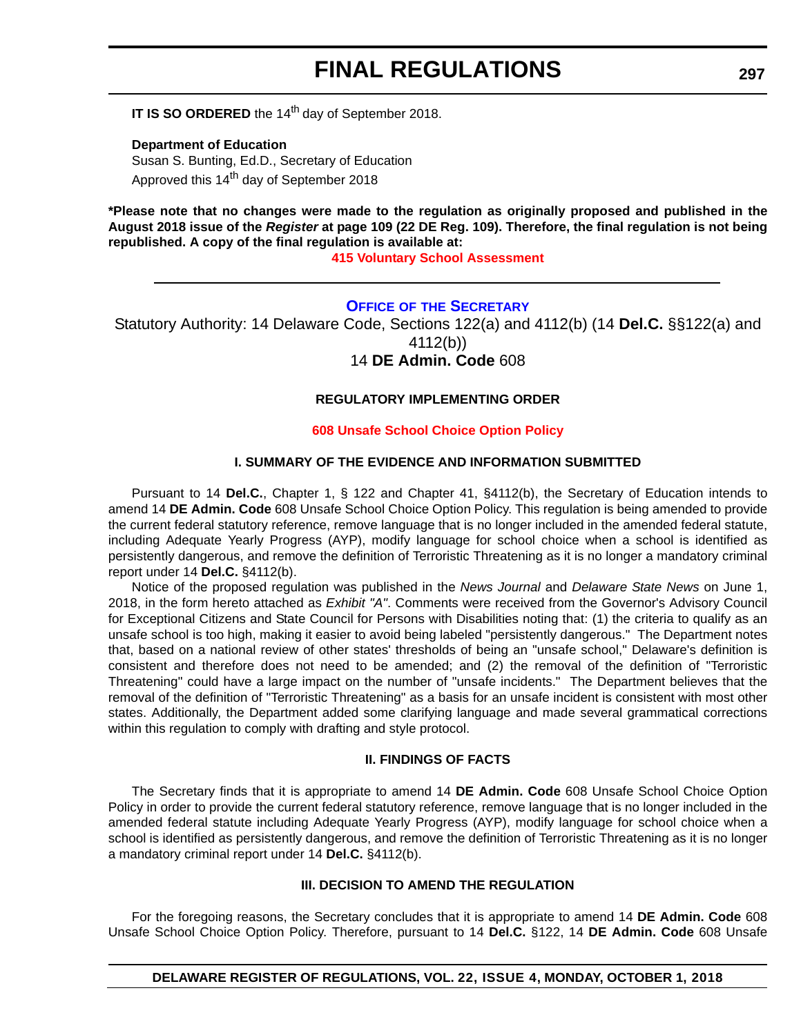**IT IS SO ORDERED** the 14th day of September 2018.

**Department of Education**
Susan S. Bunting, Ed.D., Secretary of Education
Approved this 14th day of September 2018

**\*Please note that no changes were made to the regulation as originally proposed and published in the August 2018 issue of the *Register* at page 109 (22 DE Reg. 109). Therefore, the final regulation is not being republished. A copy of the final regulation is available at:**

**415 Voluntary School Assessment**

---

## OFFICE OF THE SECRETARY

Statutory Authority: 14 Delaware Code, Sections 122(a) and 4112(b) (14 **Del.C.** §§122(a) and 4112(b))
14 **DE Admin. Code** 608

### REGULATORY IMPLEMENTING ORDER

**608 Unsafe School Choice Option Policy**

### I. SUMMARY OF THE EVIDENCE AND INFORMATION SUBMITTED

Pursuant to 14 **Del.C.**, Chapter 1, § 122 and Chapter 41, §4112(b), the Secretary of Education intends to amend 14 **DE Admin. Code** 608 Unsafe School Choice Option Policy. This regulation is being amended to provide the current federal statutory reference, remove language that is no longer included in the amended federal statute, including Adequate Yearly Progress (AYP), modify language for school choice when a school is identified as persistently dangerous, and remove the definition of Terroristic Threatening as it is no longer a mandatory criminal report under 14 **Del.C.** §4112(b).

Notice of the proposed regulation was published in the *News Journal* and *Delaware State News* on June 1, 2018, in the form hereto attached as *Exhibit "A"*. Comments were received from the Governor's Advisory Council for Exceptional Citizens and State Council for Persons with Disabilities noting that: (1) the criteria to qualify as an unsafe school is too high, making it easier to avoid being labeled "persistently dangerous." The Department notes that, based on a national review of other states' thresholds of being an "unsafe school," Delaware's definition is consistent and therefore does not need to be amended; and (2) the removal of the definition of "Terroristic Threatening" could have a large impact on the number of "unsafe incidents." The Department believes that the removal of the definition of "Terroristic Threatening" as a basis for an unsafe incident is consistent with most other states. Additionally, the Department added some clarifying language and made several grammatical corrections within this regulation to comply with drafting and style protocol.

### II. FINDINGS OF FACTS

The Secretary finds that it is appropriate to amend 14 **DE Admin. Code** 608 Unsafe School Choice Option Policy in order to provide the current federal statutory reference, remove language that is no longer included in the amended federal statute including Adequate Yearly Progress (AYP), modify language for school choice when a school is identified as persistently dangerous, and remove the definition of Terroristic Threatening as it is no longer a mandatory criminal report under 14 **Del.C.** §4112(b).

### III. DECISION TO AMEND THE REGULATION

For the foregoing reasons, the Secretary concludes that it is appropriate to amend 14 **DE Admin. Code** 608 Unsafe School Choice Option Policy. Therefore, pursuant to 14 **Del.C.** §122, 14 **DE Admin. Code** 608 Unsafe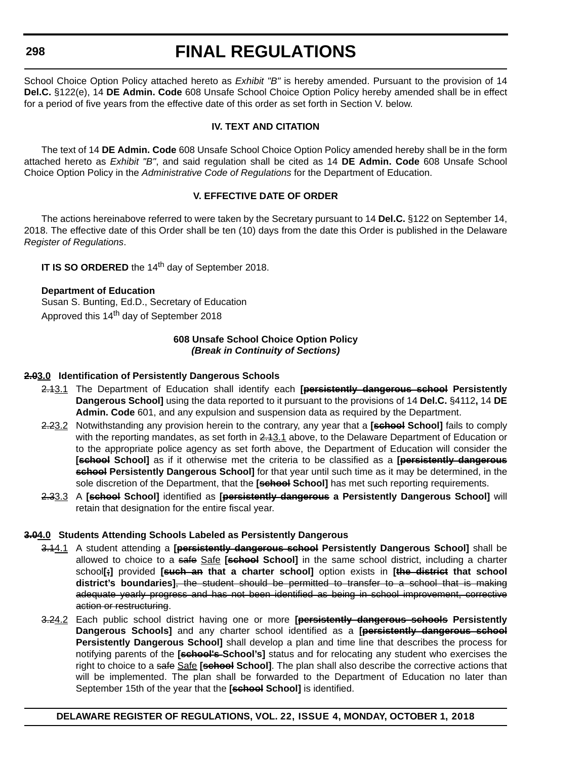School Choice Option Policy attached hereto as *Exhibit "B"* is hereby amended. Pursuant to the provision of 14 **Del.C.** §122(e), 14 **DE Admin. Code** 608 Unsafe School Choice Option Policy hereby amended shall be in effect for a period of five years from the effective date of this order as set forth in Section V. below.

### IV. TEXT AND CITATION

The text of 14 **DE Admin. Code** 608 Unsafe School Choice Option Policy amended hereby shall be in the form attached hereto as *Exhibit "B"*, and said regulation shall be cited as 14 **DE Admin. Code** 608 Unsafe School Choice Option Policy in the *Administrative Code of Regulations* for the Department of Education.

### V. EFFECTIVE DATE OF ORDER

The actions hereinabove referred to were taken by the Secretary pursuant to 14 **Del.C.** §122 on September 14, 2018. The effective date of this Order shall be ten (10) days from the date this Order is published in the Delaware *Register of Regulations*.

**IT IS SO ORDERED** the 14th day of September 2018.

**Department of Education**
Susan S. Bunting, Ed.D., Secretary of Education
Approved this 14th day of September 2018

**608 Unsafe School Choice Option Policy**
***(Break in Continuity of Sections)***

**~~2.0~~3.0 Identification of Persistently Dangerous Schools**

~~2.1~~3.1 The Department of Education shall identify each **[~~persistently dangerous school~~ Persistently Dangerous School]** using the data reported to it pursuant to the provisions of 14 **Del.C.** §4112**,** 14 **DE Admin. Code** 601, and any expulsion and suspension data as required by the Department.

~~2.2~~3.2 Notwithstanding any provision herein to the contrary, any year that a **[~~school~~ School]** fails to comply with the reporting mandates, as set forth in ~~2.1~~3.1 above, to the Delaware Department of Education or to the appropriate police agency as set forth above, the Department of Education will consider the **[~~school~~ School]** as if it otherwise met the criteria to be classified as a **[~~persistently dangerous school~~ Persistently Dangerous School]** for that year until such time as it may be determined, in the sole discretion of the Department, that the **[~~school~~ School]** has met such reporting requirements.

~~2.3~~3.3 A **[~~school~~ School]** identified as **[~~persistently dangerous~~ a Persistently Dangerous School]** will retain that designation for the entire fiscal year.

**~~3.0~~4.0 Students Attending Schools Labeled as Persistently Dangerous**

~~3.1~~4.1 A student attending a **[~~persistently dangerous school~~ Persistently Dangerous School]** shall be allowed to choice to a ~~safe~~ Safe **[~~school~~ School]** in the same school district, including a charter school**[~~,~~]** provided **[~~such an~~ that a charter school]** option exists in **[~~the district~~ that school district's boundaries]**~~, the student should be permitted to transfer to a school that is making adequate yearly progress and has not been identified as being in school improvement, corrective action or restructuring~~.

~~3.2~~4.2 Each public school district having one or more **[~~persistently dangerous schools~~ Persistently Dangerous Schools]** and any charter school identified as a **[~~persistently dangerous school~~ Persistently Dangerous School]** shall develop a plan and time line that describes the process for notifying parents of the **[~~school's~~ School's]** status and for relocating any student who exercises the right to choice to a ~~safe~~ Safe **[~~school~~ School]**. The plan shall also describe the corrective actions that will be implemented. The plan shall be forwarded to the Department of Education no later than September 15th of the year that the **[~~school~~ School]** is identified.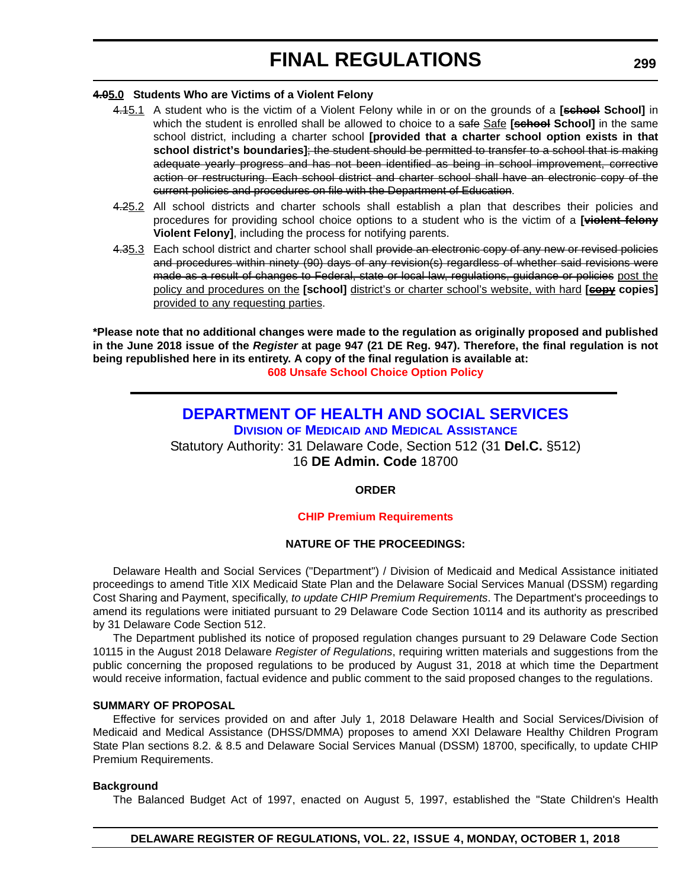**~~4.0~~<u>5.0</u> Students Who are Victims of a Violent Felony**

~~4.1~~<u>5.1</u> A student who is the victim of a Violent Felony while in or on the grounds of a **[~~school~~ School]** in which the student is enrolled shall be allowed to choice to a ~~safe~~ <u>Safe</u> **[~~school~~ School]** in the same school district, including a charter school **[provided that a charter school option exists in that school district's boundaries]**~~; the student should be permitted to transfer to a school that is making adequate yearly progress and has not been identified as being in school improvement, corrective action or restructuring. Each school district and charter school shall have an electronic copy of the current policies and procedures on file with the Department of Education~~.

~~4.2~~<u>5.2</u> All school districts and charter schools shall establish a plan that describes their policies and procedures for providing school choice options to a student who is the victim of a **[~~violent felony~~ Violent Felony]**, including the process for notifying parents.

~~4.3~~<u>5.3</u> Each school district and charter school shall ~~provide an electronic copy of any new or revised policies and procedures within ninety (90) days of any revision(s) regardless of whether said revisions were made as a result of changes to Federal, state or local law, regulations, guidance or policies~~ <u>post the policy and procedures on the</u> **[school]** <u>district's or charter school's website, with hard</u> **[~~copy~~ copies]** <u>provided to any requesting parties</u>.

**\*Please note that no additional changes were made to the regulation as originally proposed and published in the June 2018 issue of the *Register* at page 947 (21 DE Reg. 947). Therefore, the final regulation is not being republished here in its entirety. A copy of the final regulation is available at:**

**608 Unsafe School Choice Option Policy**

---

# DEPARTMENT OF HEALTH AND SOCIAL SERVICES

## DIVISION OF MEDICAID AND MEDICAL ASSISTANCE

Statutory Authority: 31 Delaware Code, Section 512 (31 **Del.C.** §512)
16 **DE Admin. Code** 18700

**ORDER**

**CHIP Premium Requirements**

**NATURE OF THE PROCEEDINGS:**

Delaware Health and Social Services ("Department") / Division of Medicaid and Medical Assistance initiated proceedings to amend Title XIX Medicaid State Plan and the Delaware Social Services Manual (DSSM) regarding Cost Sharing and Payment, specifically, *to update CHIP Premium Requirements*. The Department's proceedings to amend its regulations were initiated pursuant to 29 Delaware Code Section 10114 and its authority as prescribed by 31 Delaware Code Section 512.

The Department published its notice of proposed regulation changes pursuant to 29 Delaware Code Section 10115 in the August 2018 Delaware *Register of Regulations*, requiring written materials and suggestions from the public concerning the proposed regulations to be produced by August 31, 2018 at which time the Department would receive information, factual evidence and public comment to the said proposed changes to the regulations.

**SUMMARY OF PROPOSAL**

Effective for services provided on and after July 1, 2018 Delaware Health and Social Services/Division of Medicaid and Medical Assistance (DHSS/DMMA) proposes to amend XXI Delaware Healthy Children Program State Plan sections 8.2. & 8.5 and Delaware Social Services Manual (DSSM) 18700, specifically, to update CHIP Premium Requirements.

**Background**

The Balanced Budget Act of 1997, enacted on August 5, 1997, established the "State Children's Health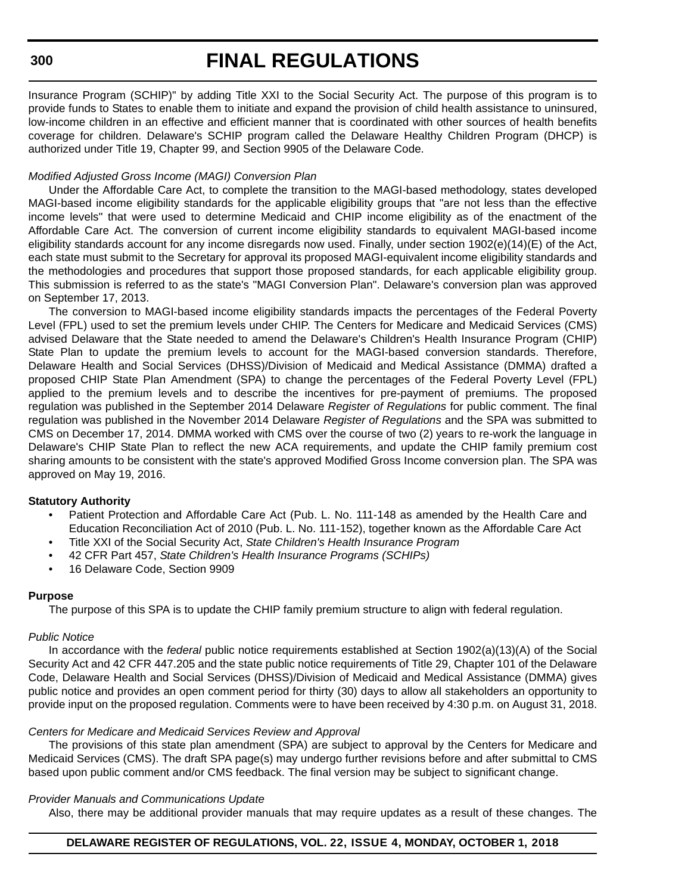Insurance Program (SCHIP)" by adding Title XXI to the Social Security Act. The purpose of this program is to provide funds to States to enable them to initiate and expand the provision of child health assistance to uninsured, low-income children in an effective and efficient manner that is coordinated with other sources of health benefits coverage for children. Delaware's SCHIP program called the Delaware Healthy Children Program (DHCP) is authorized under Title 19, Chapter 99, and Section 9905 of the Delaware Code.

*Modified Adjusted Gross Income (MAGI) Conversion Plan*

Under the Affordable Care Act, to complete the transition to the MAGI-based methodology, states developed MAGI-based income eligibility standards for the applicable eligibility groups that "are not less than the effective income levels" that were used to determine Medicaid and CHIP income eligibility as of the enactment of the Affordable Care Act. The conversion of current income eligibility standards to equivalent MAGI-based income eligibility standards account for any income disregards now used. Finally, under section 1902(e)(14)(E) of the Act, each state must submit to the Secretary for approval its proposed MAGI-equivalent income eligibility standards and the methodologies and procedures that support those proposed standards, for each applicable eligibility group. This submission is referred to as the state's "MAGI Conversion Plan". Delaware's conversion plan was approved on September 17, 2013.

The conversion to MAGI-based income eligibility standards impacts the percentages of the Federal Poverty Level (FPL) used to set the premium levels under CHIP. The Centers for Medicare and Medicaid Services (CMS) advised Delaware that the State needed to amend the Delaware's Children's Health Insurance Program (CHIP) State Plan to update the premium levels to account for the MAGI-based conversion standards. Therefore, Delaware Health and Social Services (DHSS)/Division of Medicaid and Medical Assistance (DMMA) drafted a proposed CHIP State Plan Amendment (SPA) to change the percentages of the Federal Poverty Level (FPL) applied to the premium levels and to describe the incentives for pre-payment of premiums. The proposed regulation was published in the September 2014 Delaware *Register of Regulations* for public comment. The final regulation was published in the November 2014 Delaware *Register of Regulations* and the SPA was submitted to CMS on December 17, 2014. DMMA worked with CMS over the course of two (2) years to re-work the language in Delaware's CHIP State Plan to reflect the new ACA requirements, and update the CHIP family premium cost sharing amounts to be consistent with the state's approved Modified Gross Income conversion plan. The SPA was approved on May 19, 2016.

**Statutory Authority**

- Patient Protection and Affordable Care Act (Pub. L. No. 111-148 as amended by the Health Care and Education Reconciliation Act of 2010 (Pub. L. No. 111-152), together known as the Affordable Care Act
- Title XXI of the Social Security Act, *State Children's Health Insurance Program*
- 42 CFR Part 457, *State Children's Health Insurance Programs (SCHIPs)*
- 16 Delaware Code, Section 9909

**Purpose**

The purpose of this SPA is to update the CHIP family premium structure to align with federal regulation.

*Public Notice*

In accordance with the *federal* public notice requirements established at Section 1902(a)(13)(A) of the Social Security Act and 42 CFR 447.205 and the state public notice requirements of Title 29, Chapter 101 of the Delaware Code, Delaware Health and Social Services (DHSS)/Division of Medicaid and Medical Assistance (DMMA) gives public notice and provides an open comment period for thirty (30) days to allow all stakeholders an opportunity to provide input on the proposed regulation. Comments were to have been received by 4:30 p.m. on August 31, 2018.

*Centers for Medicare and Medicaid Services Review and Approval*

The provisions of this state plan amendment (SPA) are subject to approval by the Centers for Medicare and Medicaid Services (CMS). The draft SPA page(s) may undergo further revisions before and after submittal to CMS based upon public comment and/or CMS feedback. The final version may be subject to significant change.

*Provider Manuals and Communications Update*

Also, there may be additional provider manuals that may require updates as a result of these changes. The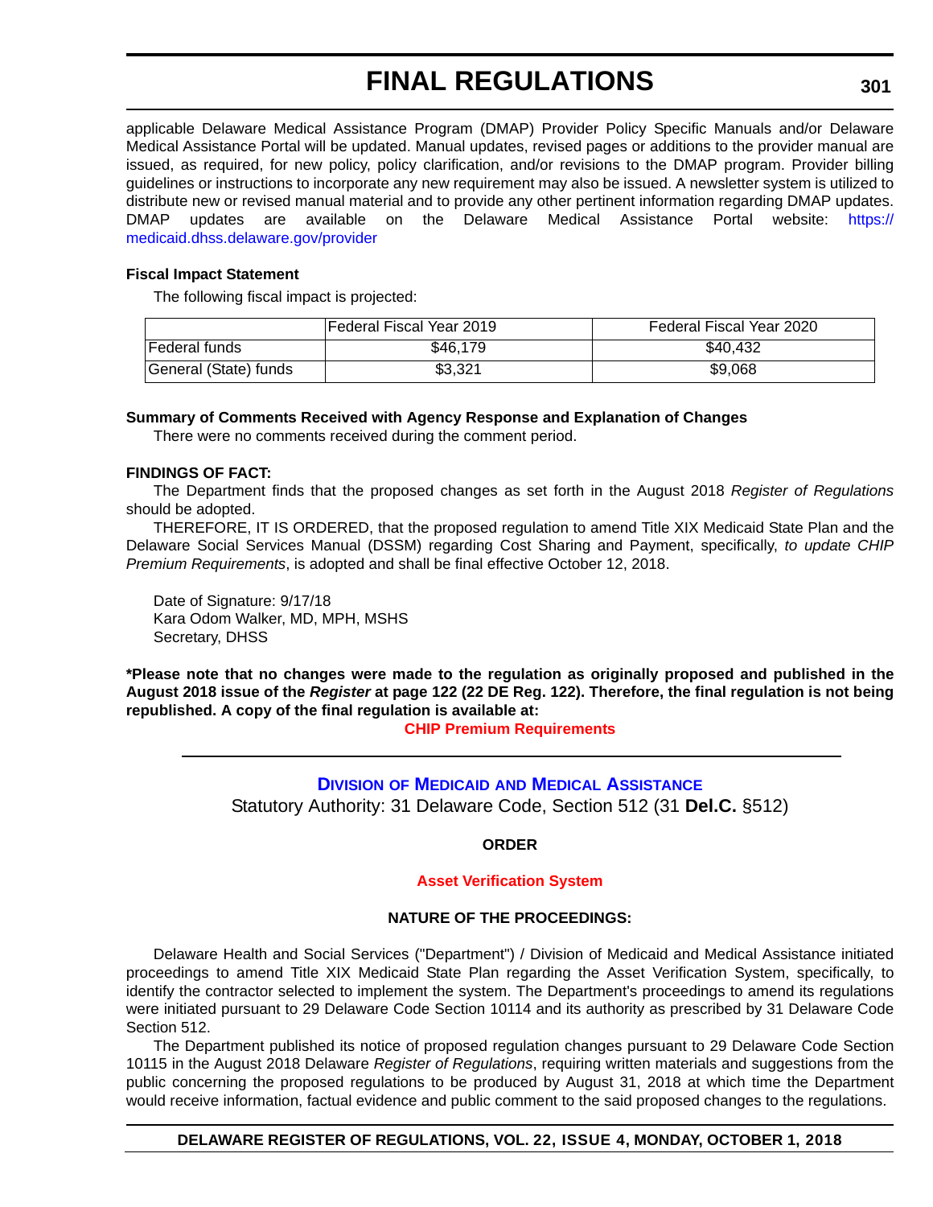applicable Delaware Medical Assistance Program (DMAP) Provider Policy Specific Manuals and/or Delaware Medical Assistance Portal will be updated. Manual updates, revised pages or additions to the provider manual are issued, as required, for new policy, policy clarification, and/or revisions to the DMAP program. Provider billing guidelines or instructions to incorporate any new requirement may also be issued. A newsletter system is utilized to distribute new or revised manual material and to provide any other pertinent information regarding DMAP updates. DMAP updates are available on the Delaware Medical Assistance Portal website: https://medicaid.dhss.delaware.gov/provider

**Fiscal Impact Statement**

The following fiscal impact is projected:

| | Federal Fiscal Year 2019 | Federal Fiscal Year 2020 |
|---|---|---|
| Federal funds | $46,179 | $40,432 |
| General (State) funds | $3,321 | $9,068 |

**Summary of Comments Received with Agency Response and Explanation of Changes**

There were no comments received during the comment period.

**FINDINGS OF FACT:**

The Department finds that the proposed changes as set forth in the August 2018 *Register of Regulations* should be adopted.

THEREFORE, IT IS ORDERED, that the proposed regulation to amend Title XIX Medicaid State Plan and the Delaware Social Services Manual (DSSM) regarding Cost Sharing and Payment, specifically, *to update CHIP Premium Requirements*, is adopted and shall be final effective October 12, 2018.

Date of Signature: 9/17/18
Kara Odom Walker, MD, MPH, MSHS
Secretary, DHSS

**\*Please note that no changes were made to the regulation as originally proposed and published in the August 2018 issue of the *Register* at page 122 (22 DE Reg. 122). Therefore, the final regulation is not being republished. A copy of the final regulation is available at:**

**CHIP Premium Requirements**

---

## Division of Medicaid and Medical Assistance

Statutory Authority: 31 Delaware Code, Section 512 (31 **Del.C.** §512)

**ORDER**

**Asset Verification System**

**NATURE OF THE PROCEEDINGS:**

Delaware Health and Social Services ("Department") / Division of Medicaid and Medical Assistance initiated proceedings to amend Title XIX Medicaid State Plan regarding the Asset Verification System, specifically, to identify the contractor selected to implement the system. The Department's proceedings to amend its regulations were initiated pursuant to 29 Delaware Code Section 10114 and its authority as prescribed by 31 Delaware Code Section 512.

The Department published its notice of proposed regulation changes pursuant to 29 Delaware Code Section 10115 in the August 2018 Delaware *Register of Regulations*, requiring written materials and suggestions from the public concerning the proposed regulations to be produced by August 31, 2018 at which time the Department would receive information, factual evidence and public comment to the said proposed changes to the regulations.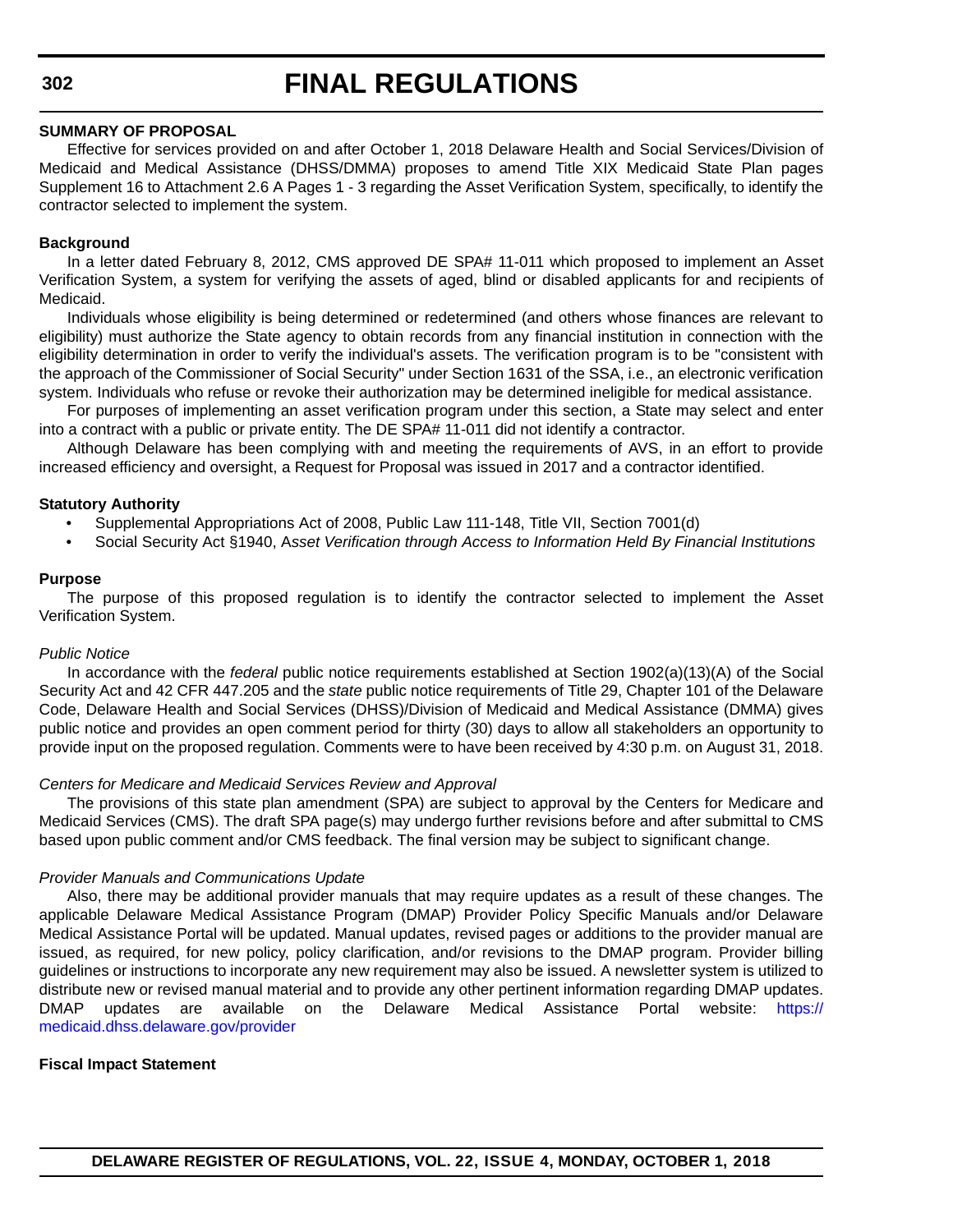**SUMMARY OF PROPOSAL**

Effective for services provided on and after October 1, 2018 Delaware Health and Social Services/Division of Medicaid and Medical Assistance (DHSS/DMMA) proposes to amend Title XIX Medicaid State Plan pages Supplement 16 to Attachment 2.6 A Pages 1 - 3 regarding the Asset Verification System, specifically, to identify the contractor selected to implement the system.

**Background**

In a letter dated February 8, 2012, CMS approved DE SPA# 11-011 which proposed to implement an Asset Verification System, a system for verifying the assets of aged, blind or disabled applicants for and recipients of Medicaid.

Individuals whose eligibility is being determined or redetermined (and others whose finances are relevant to eligibility) must authorize the State agency to obtain records from any financial institution in connection with the eligibility determination in order to verify the individual's assets. The verification program is to be "consistent with the approach of the Commissioner of Social Security" under Section 1631 of the SSA, i.e., an electronic verification system. Individuals who refuse or revoke their authorization may be determined ineligible for medical assistance.

For purposes of implementing an asset verification program under this section, a State may select and enter into a contract with a public or private entity. The DE SPA# 11-011 did not identify a contractor.

Although Delaware has been complying with and meeting the requirements of AVS, in an effort to provide increased efficiency and oversight, a Request for Proposal was issued in 2017 and a contractor identified.

**Statutory Authority**

- Supplemental Appropriations Act of 2008, Public Law 111-148, Title VII, Section 7001(d)
- Social Security Act §1940, A*sset Verification through Access to Information Held By Financial Institutions*

**Purpose**

The purpose of this proposed regulation is to identify the contractor selected to implement the Asset Verification System.

*Public Notice*

In accordance with the *federal* public notice requirements established at Section 1902(a)(13)(A) of the Social Security Act and 42 CFR 447.205 and the *state* public notice requirements of Title 29, Chapter 101 of the Delaware Code, Delaware Health and Social Services (DHSS)/Division of Medicaid and Medical Assistance (DMMA) gives public notice and provides an open comment period for thirty (30) days to allow all stakeholders an opportunity to provide input on the proposed regulation. Comments were to have been received by 4:30 p.m. on August 31, 2018.

*Centers for Medicare and Medicaid Services Review and Approval*

The provisions of this state plan amendment (SPA) are subject to approval by the Centers for Medicare and Medicaid Services (CMS). The draft SPA page(s) may undergo further revisions before and after submittal to CMS based upon public comment and/or CMS feedback. The final version may be subject to significant change.

*Provider Manuals and Communications Update*

Also, there may be additional provider manuals that may require updates as a result of these changes. The applicable Delaware Medical Assistance Program (DMAP) Provider Policy Specific Manuals and/or Delaware Medical Assistance Portal will be updated. Manual updates, revised pages or additions to the provider manual are issued, as required, for new policy, policy clarification, and/or revisions to the DMAP program. Provider billing guidelines or instructions to incorporate any new requirement may also be issued. A newsletter system is utilized to distribute new or revised manual material and to provide any other pertinent information regarding DMAP updates. DMAP updates are available on the Delaware Medical Assistance Portal website: https://medicaid.dhss.delaware.gov/provider

**Fiscal Impact Statement**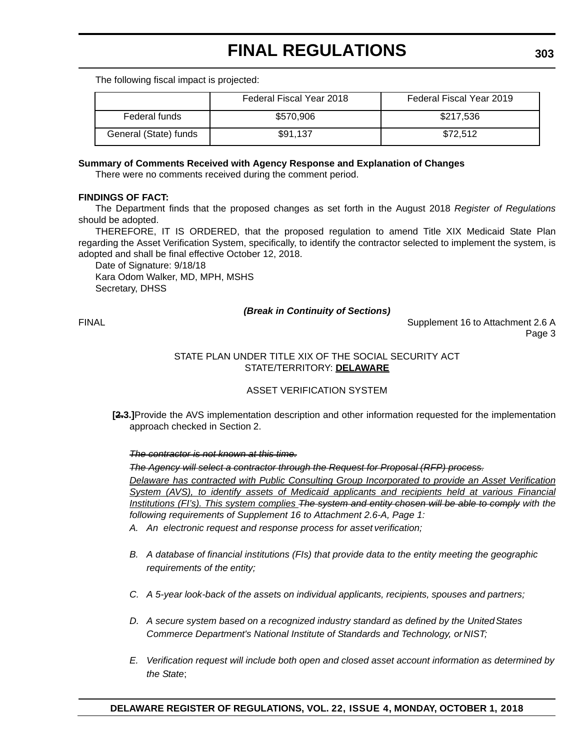The following fiscal impact is projected:

| | Federal Fiscal Year 2018 | Federal Fiscal Year 2019 |
|---|---|---|
| Federal funds | $570,906 | $217,536 |
| General (State) funds | $91,137 | $72,512 |

**Summary of Comments Received with Agency Response and Explanation of Changes**

There were no comments received during the comment period.

**FINDINGS OF FACT:**

The Department finds that the proposed changes as set forth in the August 2018 *Register of Regulations* should be adopted.

THEREFORE, IT IS ORDERED, that the proposed regulation to amend Title XIX Medicaid State Plan regarding the Asset Verification System, specifically, to identify the contractor selected to implement the system, is adopted and shall be final effective October 12, 2018.

Date of Signature: 9/18/18
Kara Odom Walker, MD, MPH, MSHS
Secretary, DHSS

***(Break in Continuity of Sections)***

FINAL

Supplement 16 to Attachment 2.6 A
Page 3

STATE PLAN UNDER TITLE XIX OF THE SOCIAL SECURITY ACT
STATE/TERRITORY: **DELAWARE**

ASSET VERIFICATION SYSTEM

**[~~2.~~3.]**Provide the AVS implementation description and other information requested for the implementation approach checked in Section 2.

~~*The contractor is not known at this time.*~~

~~*The Agency will select a contractor through the Request for Proposal (RFP) process.*~~

*Delaware has contracted with Public Consulting Group Incorporated to provide an Asset Verification System (AVS), to identify assets of Medicaid applicants and recipients held at various Financial Institutions (FI's). This system complies* ~~*The system and entity chosen will be able to comply*~~ *with the following requirements of Supplement 16 to Attachment 2.6-A, Page 1:*

A. *An electronic request and response process for asset verification;*

B. *A database of financial institutions (FIs) that provide data to the entity meeting the geographic requirements of the entity;*

C. *A 5-year look-back of the assets on individual applicants, recipients, spouses and partners;*

D. *A secure system based on a recognized industry standard as defined by the United States Commerce Department's National Institute of Standards and Technology, or NIST;*

E. *Verification request will include both open and closed asset account information as determined by the State*;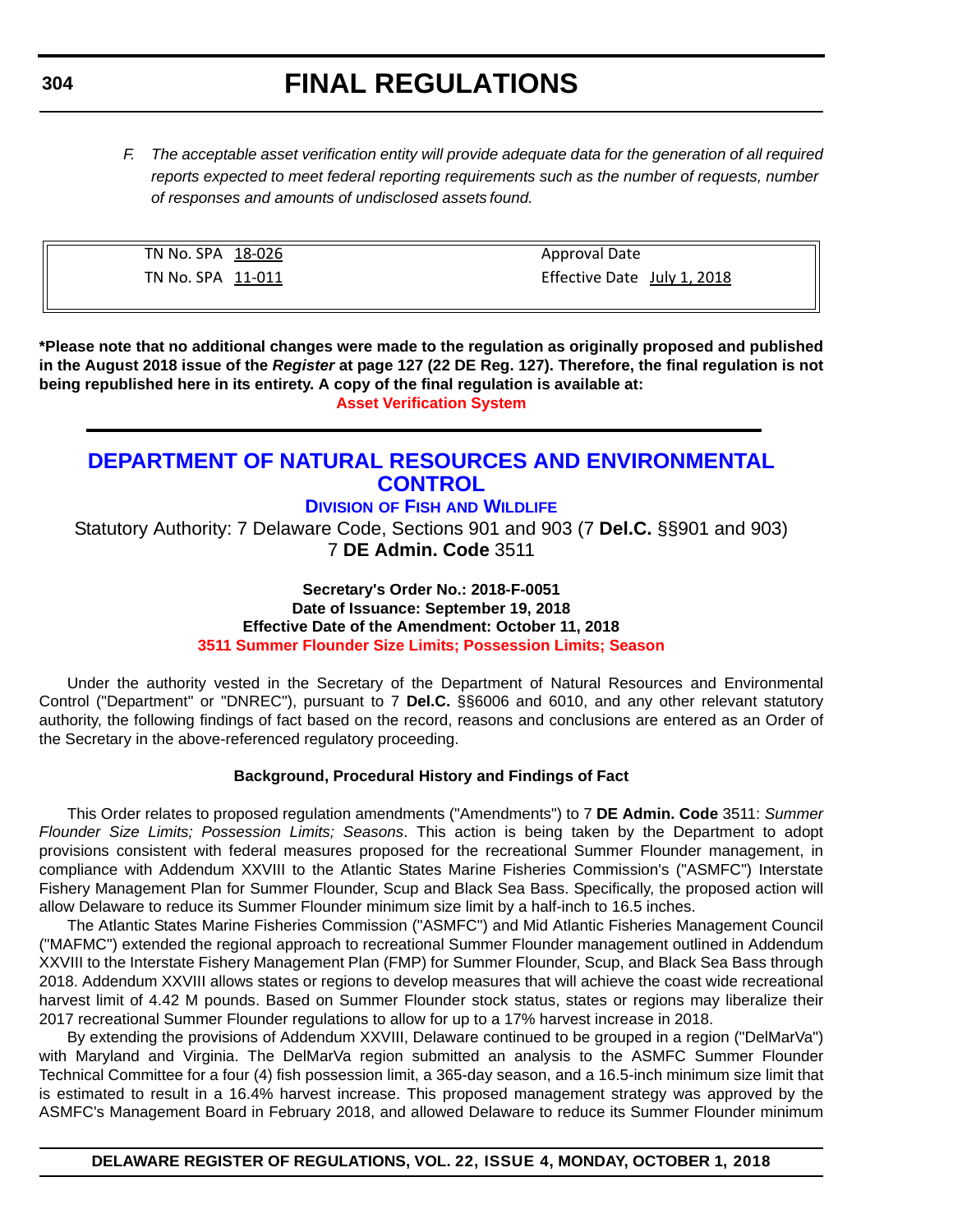*F. The acceptable asset verification entity will provide adequate data for the generation of all required reports expected to meet federal reporting requirements such as the number of requests, number of responses and amounts of undisclosed assets found.*

| | |
|---|---|
| TN No. SPA 18-026 | Approval Date |
| TN No. SPA 11-011 | Effective Date July 1, 2018 |

**\*Please note that no additional changes were made to the regulation as originally proposed and published in the August 2018 issue of the *Register* at page 127 (22 DE Reg. 127). Therefore, the final regulation is not being republished here in its entirety. A copy of the final regulation is available at:**

**Asset Verification System**

---

## DEPARTMENT OF NATURAL RESOURCES AND ENVIRONMENTAL CONTROL

### DIVISION OF FISH AND WILDLIFE

Statutory Authority: 7 Delaware Code, Sections 901 and 903 (7 **Del.C.** §§901 and 903)
7 **DE Admin. Code** 3511

**Secretary's Order No.: 2018-F-0051**
**Date of Issuance: September 19, 2018**
**Effective Date of the Amendment: October 11, 2018**
**3511 Summer Flounder Size Limits; Possession Limits; Season**

Under the authority vested in the Secretary of the Department of Natural Resources and Environmental Control ("Department" or "DNREC"), pursuant to 7 **Del.C.** §§6006 and 6010, and any other relevant statutory authority, the following findings of fact based on the record, reasons and conclusions are entered as an Order of the Secretary in the above-referenced regulatory proceeding.

**Background, Procedural History and Findings of Fact**

This Order relates to proposed regulation amendments ("Amendments") to 7 **DE Admin. Code** 3511: *Summer Flounder Size Limits; Possession Limits; Seasons*. This action is being taken by the Department to adopt provisions consistent with federal measures proposed for the recreational Summer Flounder management, in compliance with Addendum XXVIII to the Atlantic States Marine Fisheries Commission's ("ASMFC") Interstate Fishery Management Plan for Summer Flounder, Scup and Black Sea Bass. Specifically, the proposed action will allow Delaware to reduce its Summer Flounder minimum size limit by a half-inch to 16.5 inches.

The Atlantic States Marine Fisheries Commission ("ASMFC") and Mid Atlantic Fisheries Management Council ("MAFMC") extended the regional approach to recreational Summer Flounder management outlined in Addendum XXVIII to the Interstate Fishery Management Plan (FMP) for Summer Flounder, Scup, and Black Sea Bass through 2018. Addendum XXVIII allows states or regions to develop measures that will achieve the coast wide recreational harvest limit of 4.42 M pounds. Based on Summer Flounder stock status, states or regions may liberalize their 2017 recreational Summer Flounder regulations to allow for up to a 17% harvest increase in 2018.

By extending the provisions of Addendum XXVIII, Delaware continued to be grouped in a region ("DelMarVa") with Maryland and Virginia. The DelMarVa region submitted an analysis to the ASMFC Summer Flounder Technical Committee for a four (4) fish possession limit, a 365-day season, and a 16.5-inch minimum size limit that is estimated to result in a 16.4% harvest increase. This proposed management strategy was approved by the ASMFC's Management Board in February 2018, and allowed Delaware to reduce its Summer Flounder minimum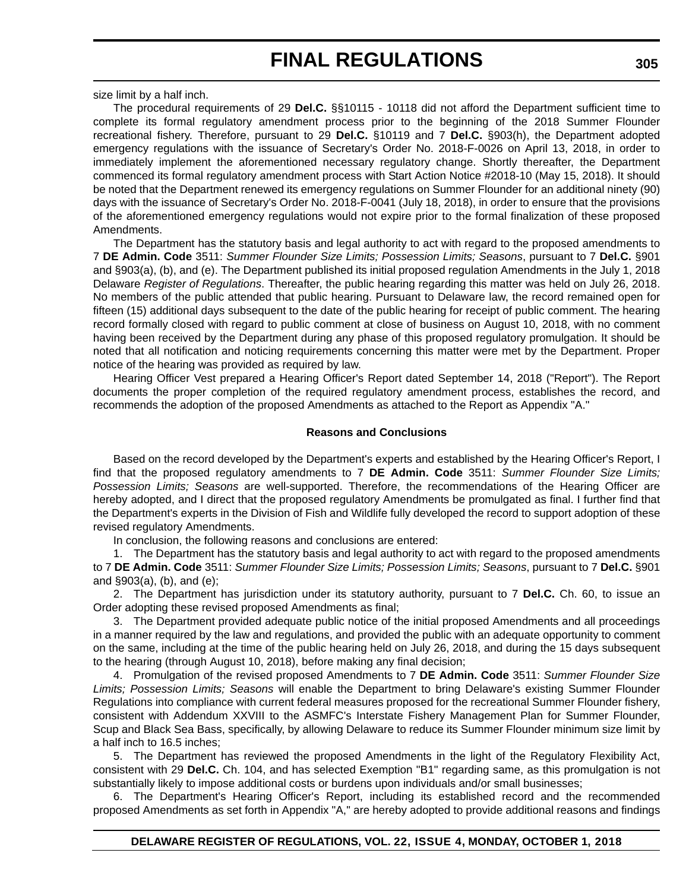size limit by a half inch.

The procedural requirements of 29 **Del.C.** §§10115 - 10118 did not afford the Department sufficient time to complete its formal regulatory amendment process prior to the beginning of the 2018 Summer Flounder recreational fishery. Therefore, pursuant to 29 **Del.C.** §10119 and 7 **Del.C.** §903(h), the Department adopted emergency regulations with the issuance of Secretary's Order No. 2018-F-0026 on April 13, 2018, in order to immediately implement the aforementioned necessary regulatory change. Shortly thereafter, the Department commenced its formal regulatory amendment process with Start Action Notice #2018-10 (May 15, 2018). It should be noted that the Department renewed its emergency regulations on Summer Flounder for an additional ninety (90) days with the issuance of Secretary's Order No. 2018-F-0041 (July 18, 2018), in order to ensure that the provisions of the aforementioned emergency regulations would not expire prior to the formal finalization of these proposed Amendments.

The Department has the statutory basis and legal authority to act with regard to the proposed amendments to 7 **DE Admin. Code** 3511: *Summer Flounder Size Limits; Possession Limits; Seasons*, pursuant to 7 **Del.C.** §901 and §903(a), (b), and (e). The Department published its initial proposed regulation Amendments in the July 1, 2018 Delaware *Register of Regulations*. Thereafter, the public hearing regarding this matter was held on July 26, 2018. No members of the public attended that public hearing. Pursuant to Delaware law, the record remained open for fifteen (15) additional days subsequent to the date of the public hearing for receipt of public comment. The hearing record formally closed with regard to public comment at close of business on August 10, 2018, with no comment having been received by the Department during any phase of this proposed regulatory promulgation. It should be noted that all notification and noticing requirements concerning this matter were met by the Department. Proper notice of the hearing was provided as required by law.

Hearing Officer Vest prepared a Hearing Officer's Report dated September 14, 2018 ("Report"). The Report documents the proper completion of the required regulatory amendment process, establishes the record, and recommends the adoption of the proposed Amendments as attached to the Report as Appendix "A."

**Reasons and Conclusions**

Based on the record developed by the Department's experts and established by the Hearing Officer's Report, I find that the proposed regulatory amendments to 7 **DE Admin. Code** 3511: *Summer Flounder Size Limits; Possession Limits; Seasons* are well-supported. Therefore, the recommendations of the Hearing Officer are hereby adopted, and I direct that the proposed regulatory Amendments be promulgated as final. I further find that the Department's experts in the Division of Fish and Wildlife fully developed the record to support adoption of these revised regulatory Amendments.

In conclusion, the following reasons and conclusions are entered:

1. The Department has the statutory basis and legal authority to act with regard to the proposed amendments to 7 **DE Admin. Code** 3511: *Summer Flounder Size Limits; Possession Limits; Seasons*, pursuant to 7 **Del.C.** §901 and §903(a), (b), and (e);

2. The Department has jurisdiction under its statutory authority, pursuant to 7 **Del.C.** Ch. 60, to issue an Order adopting these revised proposed Amendments as final;

3. The Department provided adequate public notice of the initial proposed Amendments and all proceedings in a manner required by the law and regulations, and provided the public with an adequate opportunity to comment on the same, including at the time of the public hearing held on July 26, 2018, and during the 15 days subsequent to the hearing (through August 10, 2018), before making any final decision;

4. Promulgation of the revised proposed Amendments to 7 **DE Admin. Code** 3511: *Summer Flounder Size Limits; Possession Limits; Seasons* will enable the Department to bring Delaware's existing Summer Flounder Regulations into compliance with current federal measures proposed for the recreational Summer Flounder fishery, consistent with Addendum XXVIII to the ASMFC's Interstate Fishery Management Plan for Summer Flounder, Scup and Black Sea Bass, specifically, by allowing Delaware to reduce its Summer Flounder minimum size limit by a half inch to 16.5 inches;

5. The Department has reviewed the proposed Amendments in the light of the Regulatory Flexibility Act, consistent with 29 **Del.C.** Ch. 104, and has selected Exemption "B1" regarding same, as this promulgation is not substantially likely to impose additional costs or burdens upon individuals and/or small businesses;

6. The Department's Hearing Officer's Report, including its established record and the recommended proposed Amendments as set forth in Appendix "A," are hereby adopted to provide additional reasons and findings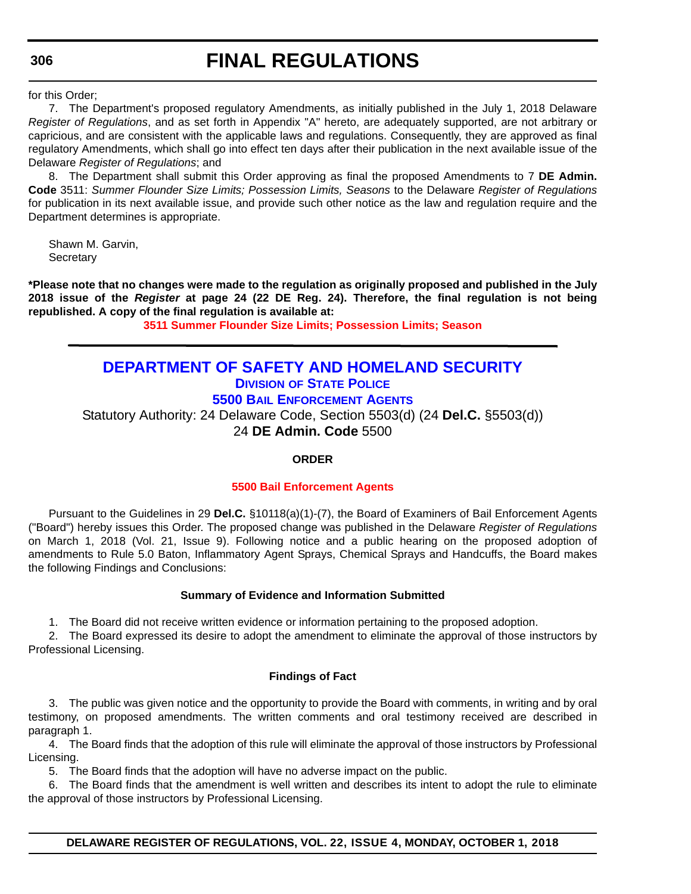for this Order;

7. The Department's proposed regulatory Amendments, as initially published in the July 1, 2018 Delaware *Register of Regulations*, and as set forth in Appendix "A" hereto, are adequately supported, are not arbitrary or capricious, and are consistent with the applicable laws and regulations. Consequently, they are approved as final regulatory Amendments, which shall go into effect ten days after their publication in the next available issue of the Delaware *Register of Regulations*; and

8. The Department shall submit this Order approving as final the proposed Amendments to 7 **DE Admin. Code** 3511: *Summer Flounder Size Limits; Possession Limits, Seasons* to the Delaware *Register of Regulations* for publication in its next available issue, and provide such other notice as the law and regulation require and the Department determines is appropriate.

Shawn M. Garvin,
Secretary

**\*Please note that no changes were made to the regulation as originally proposed and published in the July 2018 issue of the *Register* at page 24 (22 DE Reg. 24). Therefore, the final regulation is not being republished. A copy of the final regulation is available at:**

**3511 Summer Flounder Size Limits; Possession Limits; Season**

---

## DEPARTMENT OF SAFETY AND HOMELAND SECURITY

### DIVISION OF STATE POLICE

### 5500 BAIL ENFORCEMENT AGENTS

Statutory Authority: 24 Delaware Code, Section 5503(d) (24 **Del.C.** §5503(d))
24 **DE Admin. Code** 5500

**ORDER**

**5500 Bail Enforcement Agents**

Pursuant to the Guidelines in 29 **Del.C.** §10118(a)(1)-(7), the Board of Examiners of Bail Enforcement Agents ("Board") hereby issues this Order. The proposed change was published in the Delaware *Register of Regulations* on March 1, 2018 (Vol. 21, Issue 9). Following notice and a public hearing on the proposed adoption of amendments to Rule 5.0 Baton, Inflammatory Agent Sprays, Chemical Sprays and Handcuffs, the Board makes the following Findings and Conclusions:

**Summary of Evidence and Information Submitted**

1. The Board did not receive written evidence or information pertaining to the proposed adoption.

2. The Board expressed its desire to adopt the amendment to eliminate the approval of those instructors by Professional Licensing.

**Findings of Fact**

3. The public was given notice and the opportunity to provide the Board with comments, in writing and by oral testimony, on proposed amendments. The written comments and oral testimony received are described in paragraph 1.

4. The Board finds that the adoption of this rule will eliminate the approval of those instructors by Professional Licensing.

5. The Board finds that the adoption will have no adverse impact on the public.

6. The Board finds that the amendment is well written and describes its intent to adopt the rule to eliminate the approval of those instructors by Professional Licensing.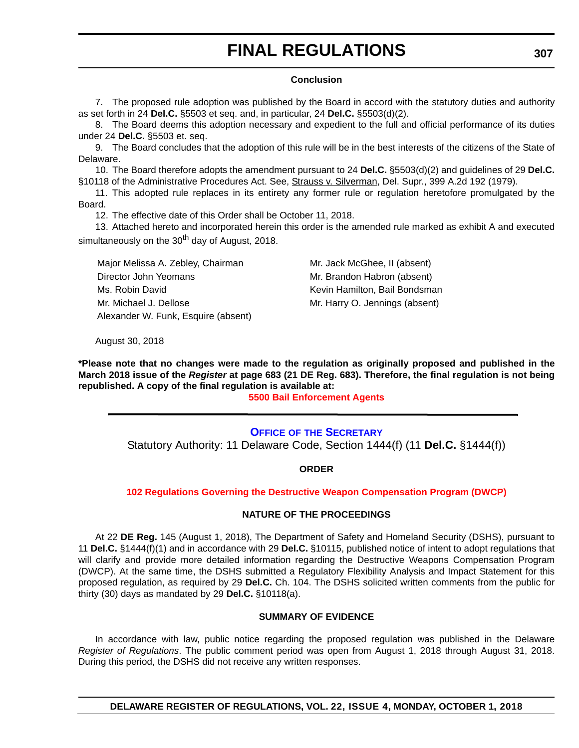### Conclusion

7. The proposed rule adoption was published by the Board in accord with the statutory duties and authority as set forth in 24 **Del.C.** §5503 et seq. and, in particular, 24 **Del.C.** §5503(d)(2).

8. The Board deems this adoption necessary and expedient to the full and official performance of its duties under 24 **Del.C.** §5503 et. seq.

9. The Board concludes that the adoption of this rule will be in the best interests of the citizens of the State of Delaware.

10. The Board therefore adopts the amendment pursuant to 24 **Del.C.** §5503(d)(2) and guidelines of 29 **Del.C.** §10118 of the Administrative Procedures Act. See, Strauss v. Silverman, Del. Supr., 399 A.2d 192 (1979).

11. This adopted rule replaces in its entirety any former rule or regulation heretofore promulgated by the Board.

12. The effective date of this Order shall be October 11, 2018.

13. Attached hereto and incorporated herein this order is the amended rule marked as exhibit A and executed simultaneously on the 30th day of August, 2018.

Major Melissa A. Zebley, Chairman
Director John Yeomans
Ms. Robin David
Mr. Michael J. Dellose
Alexander W. Funk, Esquire (absent)
Mr. Jack McGhee, II (absent)
Mr. Brandon Habron (absent)
Kevin Hamilton, Bail Bondsman
Mr. Harry O. Jennings (absent)

August 30, 2018

**\*Please note that no changes were made to the regulation as originally proposed and published in the March 2018 issue of the *Register* at page 683 (21 DE Reg. 683). Therefore, the final regulation is not being republished. A copy of the final regulation is available at:**

**5500 Bail Enforcement Agents**

---

## Office of the Secretary

Statutory Authority: 11 Delaware Code, Section 1444(f) (11 **Del.C.** §1444(f))

### ORDER

**102 Regulations Governing the Destructive Weapon Compensation Program (DWCP)**

### NATURE OF THE PROCEEDINGS

At 22 **DE Reg.** 145 (August 1, 2018), The Department of Safety and Homeland Security (DSHS), pursuant to 11 **Del.C.** §1444(f)(1) and in accordance with 29 **Del.C.** §10115, published notice of intent to adopt regulations that will clarify and provide more detailed information regarding the Destructive Weapons Compensation Program (DWCP). At the same time, the DSHS submitted a Regulatory Flexibility Analysis and Impact Statement for this proposed regulation, as required by 29 **Del.C.** Ch. 104. The DSHS solicited written comments from the public for thirty (30) days as mandated by 29 **Del.C.** §10118(a).

### SUMMARY OF EVIDENCE

In accordance with law, public notice regarding the proposed regulation was published in the Delaware *Register of Regulations*. The public comment period was open from August 1, 2018 through August 31, 2018. During this period, the DSHS did not receive any written responses.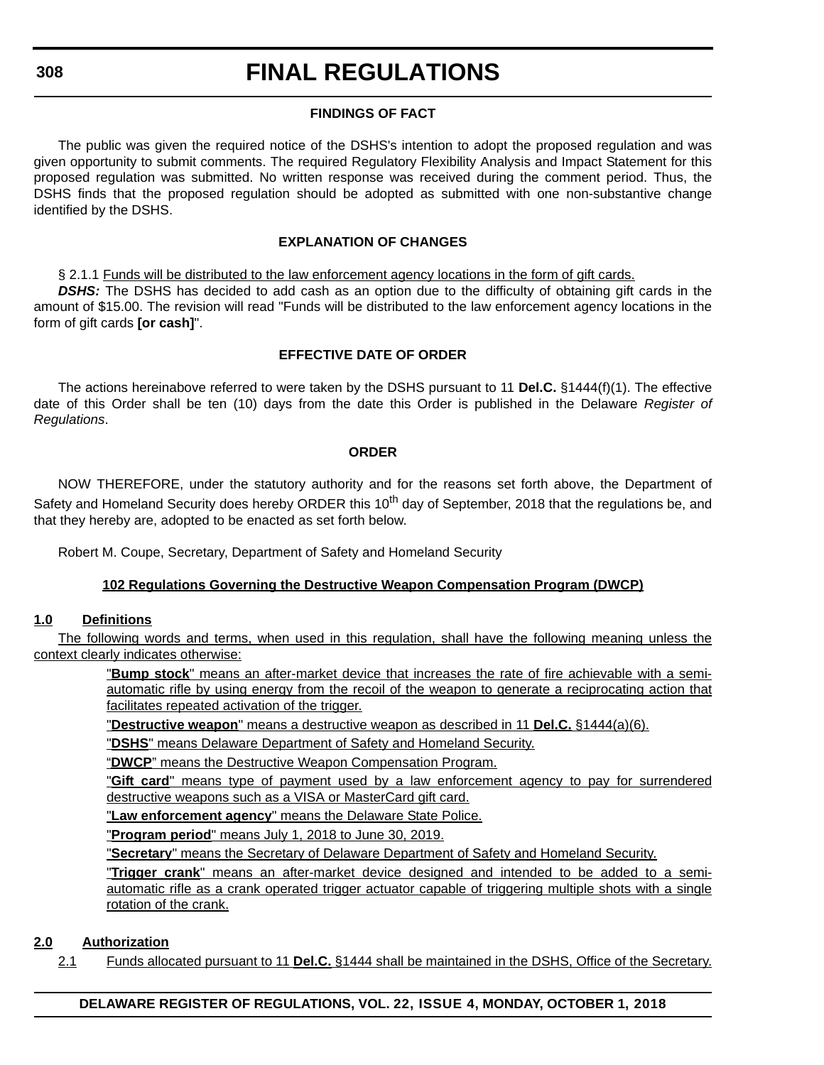#### FINDINGS OF FACT

The public was given the required notice of the DSHS's intention to adopt the proposed regulation and was given opportunity to submit comments. The required Regulatory Flexibility Analysis and Impact Statement for this proposed regulation was submitted. No written response was received during the comment period. Thus, the DSHS finds that the proposed regulation should be adopted as submitted with one non-substantive change identified by the DSHS.

#### EXPLANATION OF CHANGES

§ 2.1.1 Funds will be distributed to the law enforcement agency locations in the form of gift cards.

***DSHS:*** The DSHS has decided to add cash as an option due to the difficulty of obtaining gift cards in the amount of $15.00. The revision will read "Funds will be distributed to the law enforcement agency locations in the form of gift cards **[or cash]**".

#### EFFECTIVE DATE OF ORDER

The actions hereinabove referred to were taken by the DSHS pursuant to 11 **Del.C.** §1444(f)(1). The effective date of this Order shall be ten (10) days from the date this Order is published in the Delaware *Register of Regulations*.

#### ORDER

NOW THEREFORE, under the statutory authority and for the reasons set forth above, the Department of Safety and Homeland Security does hereby ORDER this 10th day of September, 2018 that the regulations be, and that they hereby are, adopted to be enacted as set forth below.

Robert M. Coupe, Secretary, Department of Safety and Homeland Security

#### 102 Regulations Governing the Destructive Weapon Compensation Program (DWCP)

**1.0 Definitions**

The following words and terms, when used in this regulation, shall have the following meaning unless the context clearly indicates otherwise:

"**Bump stock**" means an after-market device that increases the rate of fire achievable with a semi-automatic rifle by using energy from the recoil of the weapon to generate a reciprocating action that facilitates repeated activation of the trigger.

"**Destructive weapon**" means a destructive weapon as described in 11 **Del.C.** §1444(a)(6).

"**DSHS**" means Delaware Department of Safety and Homeland Security.

"**DWCP**" means the Destructive Weapon Compensation Program.

"**Gift card**" means type of payment used by a law enforcement agency to pay for surrendered destructive weapons such as a VISA or MasterCard gift card.

"**Law enforcement agency**" means the Delaware State Police.

"**Program period**" means July 1, 2018 to June 30, 2019.

"**Secretary**" means the Secretary of Delaware Department of Safety and Homeland Security.

"**Trigger crank**" means an after-market device designed and intended to be added to a semi-automatic rifle as a crank operated trigger actuator capable of triggering multiple shots with a single rotation of the crank.

**2.0 Authorization**

2.1 Funds allocated pursuant to 11 **Del.C.** §1444 shall be maintained in the DSHS, Office of the Secretary.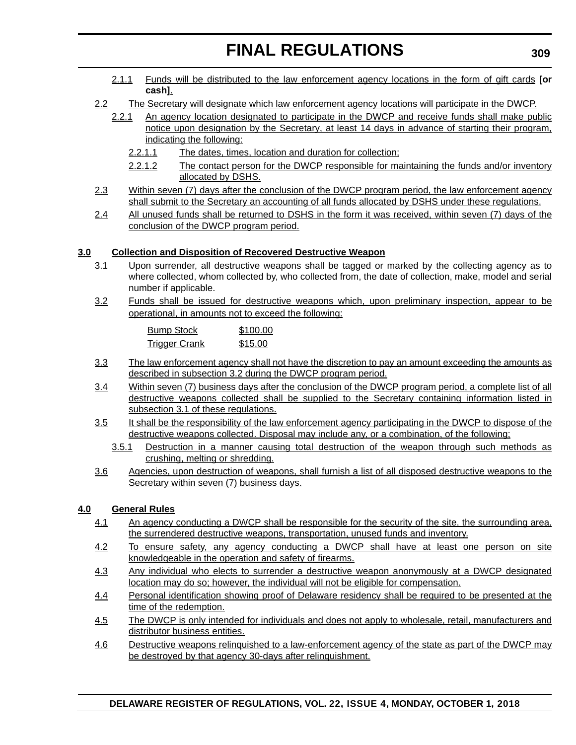2.1.1 Funds will be distributed to the law enforcement agency locations in the form of gift cards **[or cash]**.

2.2 The Secretary will designate which law enforcement agency locations will participate in the DWCP.

2.2.1 An agency location designated to participate in the DWCP and receive funds shall make public notice upon designation by the Secretary, at least 14 days in advance of starting their program, indicating the following:

2.2.1.1 The dates, times, location and duration for collection;

2.2.1.2 The contact person for the DWCP responsible for maintaining the funds and/or inventory allocated by DSHS.

2.3 Within seven (7) days after the conclusion of the DWCP program period, the law enforcement agency shall submit to the Secretary an accounting of all funds allocated by DSHS under these regulations.

2.4 All unused funds shall be returned to DSHS in the form it was received, within seven (7) days of the conclusion of the DWCP program period.

**3.0 Collection and Disposition of Recovered Destructive Weapon**

3.1 Upon surrender, all destructive weapons shall be tagged or marked by the collecting agency as to where collected, whom collected by, who collected from, the date of collection, make, model and serial number if applicable.

3.2 Funds shall be issued for destructive weapons which, upon preliminary inspection, appear to be operational, in amounts not to exceed the following:

| | |
|---|---|
| Bump Stock | $100.00 |
| Trigger Crank | $15.00 |

3.3 The law enforcement agency shall not have the discretion to pay an amount exceeding the amounts as described in subsection 3.2 during the DWCP program period.

3.4 Within seven (7) business days after the conclusion of the DWCP program period, a complete list of all destructive weapons collected shall be supplied to the Secretary containing information listed in subsection 3.1 of these regulations.

3.5 It shall be the responsibility of the law enforcement agency participating in the DWCP to dispose of the destructive weapons collected. Disposal may include any, or a combination, of the following;

3.5.1 Destruction in a manner causing total destruction of the weapon through such methods as crushing, melting or shredding.

3.6 Agencies, upon destruction of weapons, shall furnish a list of all disposed destructive weapons to the Secretary within seven (7) business days.

**4.0 General Rules**

4.1 An agency conducting a DWCP shall be responsible for the security of the site, the surrounding area, the surrendered destructive weapons, transportation, unused funds and inventory.

4.2 To ensure safety, any agency conducting a DWCP shall have at least one person on site knowledgeable in the operation and safety of firearms.

4.3 Any individual who elects to surrender a destructive weapon anonymously at a DWCP designated location may do so; however, the individual will not be eligible for compensation.

4.4 Personal identification showing proof of Delaware residency shall be required to be presented at the time of the redemption.

4.5 The DWCP is only intended for individuals and does not apply to wholesale, retail, manufacturers and distributor business entities.

4.6 Destructive weapons relinquished to a law-enforcement agency of the state as part of the DWCP may be destroyed by that agency 30-days after relinquishment.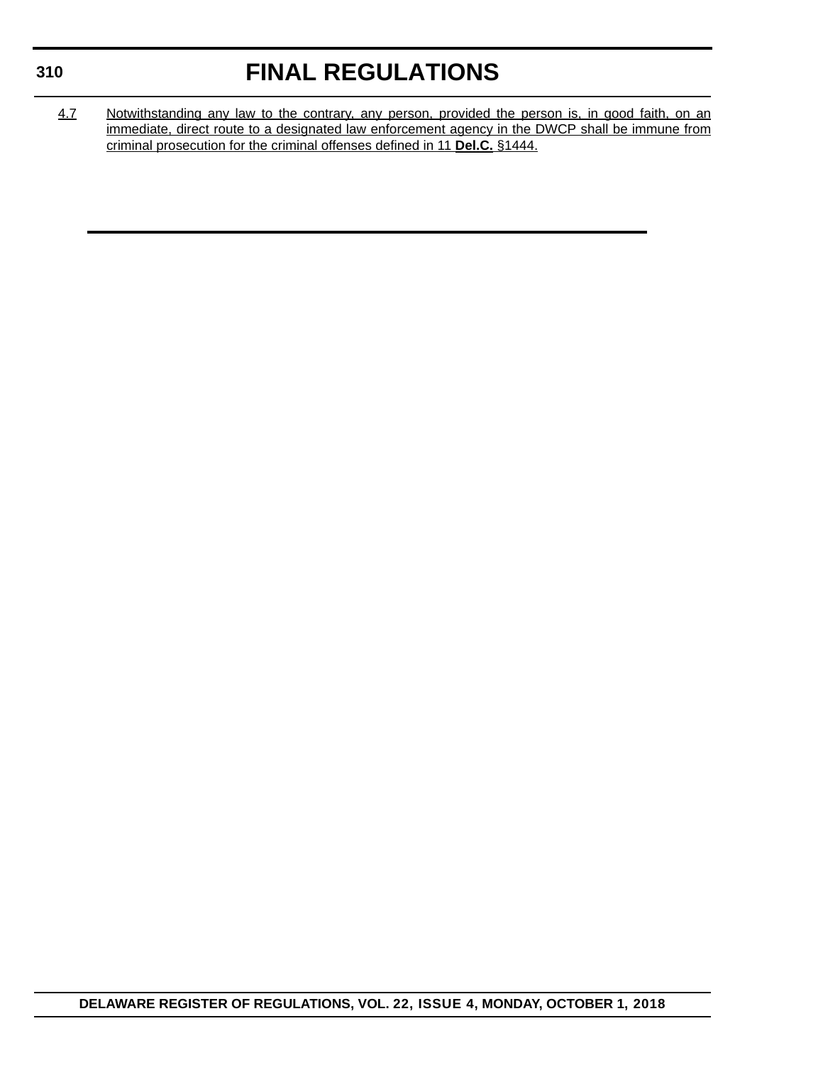4.7 Notwithstanding any law to the contrary, any person, provided the person is, in good faith, on an immediate, direct route to a designated law enforcement agency in the DWCP shall be immune from criminal prosecution for the criminal offenses defined in 11 **Del.C.** §1444.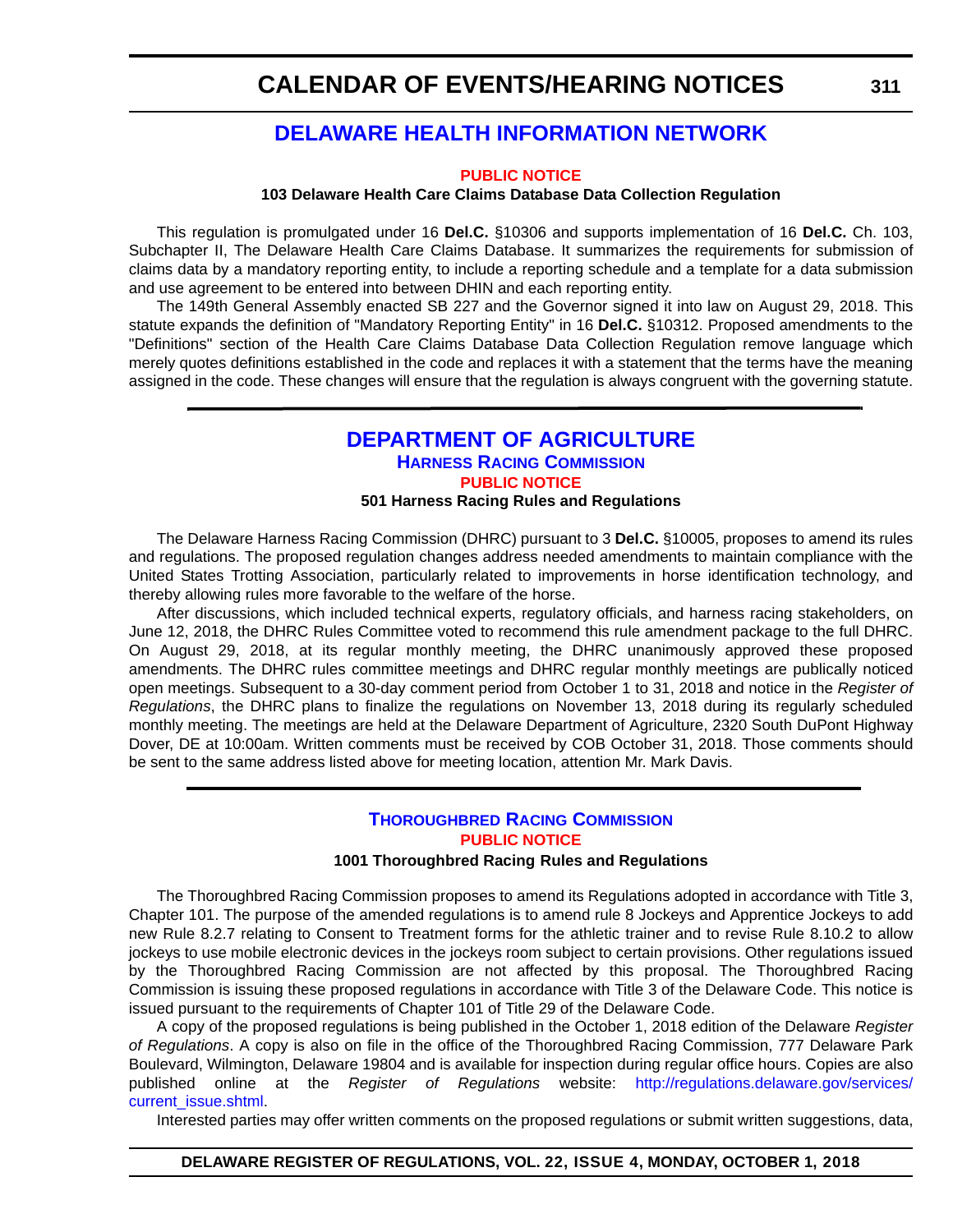## DELAWARE HEALTH INFORMATION NETWORK

**PUBLIC NOTICE**

**103 Delaware Health Care Claims Database Data Collection Regulation**

This regulation is promulgated under 16 **Del.C.** §10306 and supports implementation of 16 **Del.C.** Ch. 103, Subchapter II, The Delaware Health Care Claims Database. It summarizes the requirements for submission of claims data by a mandatory reporting entity, to include a reporting schedule and a template for a data submission and use agreement to be entered into between DHIN and each reporting entity.

The 149th General Assembly enacted SB 227 and the Governor signed it into law on August 29, 2018. This statute expands the definition of "Mandatory Reporting Entity" in 16 **Del.C.** §10312. Proposed amendments to the "Definitions" section of the Health Care Claims Database Data Collection Regulation remove language which merely quotes definitions established in the code and replaces it with a statement that the terms have the meaning assigned in the code. These changes will ensure that the regulation is always congruent with the governing statute.

---

## DEPARTMENT OF AGRICULTURE

### HARNESS RACING COMMISSION

**PUBLIC NOTICE**

**501 Harness Racing Rules and Regulations**

The Delaware Harness Racing Commission (DHRC) pursuant to 3 **Del.C.** §10005, proposes to amend its rules and regulations. The proposed regulation changes address needed amendments to maintain compliance with the United States Trotting Association, particularly related to improvements in horse identification technology, and thereby allowing rules more favorable to the welfare of the horse.

After discussions, which included technical experts, regulatory officials, and harness racing stakeholders, on June 12, 2018, the DHRC Rules Committee voted to recommend this rule amendment package to the full DHRC. On August 29, 2018, at its regular monthly meeting, the DHRC unanimously approved these proposed amendments. The DHRC rules committee meetings and DHRC regular monthly meetings are publically noticed open meetings. Subsequent to a 30-day comment period from October 1 to 31, 2018 and notice in the *Register of Regulations*, the DHRC plans to finalize the regulations on November 13, 2018 during its regularly scheduled monthly meeting. The meetings are held at the Delaware Department of Agriculture, 2320 South DuPont Highway Dover, DE at 10:00am. Written comments must be received by COB October 31, 2018. Those comments should be sent to the same address listed above for meeting location, attention Mr. Mark Davis.

---

### THOROUGHBRED RACING COMMISSION

**PUBLIC NOTICE**

**1001 Thoroughbred Racing Rules and Regulations**

The Thoroughbred Racing Commission proposes to amend its Regulations adopted in accordance with Title 3, Chapter 101. The purpose of the amended regulations is to amend rule 8 Jockeys and Apprentice Jockeys to add new Rule 8.2.7 relating to Consent to Treatment forms for the athletic trainer and to revise Rule 8.10.2 to allow jockeys to use mobile electronic devices in the jockeys room subject to certain provisions. Other regulations issued by the Thoroughbred Racing Commission are not affected by this proposal. The Thoroughbred Racing Commission is issuing these proposed regulations in accordance with Title 3 of the Delaware Code. This notice is issued pursuant to the requirements of Chapter 101 of Title 29 of the Delaware Code.

A copy of the proposed regulations is being published in the October 1, 2018 edition of the Delaware *Register of Regulations*. A copy is also on file in the office of the Thoroughbred Racing Commission, 777 Delaware Park Boulevard, Wilmington, Delaware 19804 and is available for inspection during regular office hours. Copies are also published online at the *Register of Regulations* website: http://regulations.delaware.gov/services/current_issue.shtml.

Interested parties may offer written comments on the proposed regulations or submit written suggestions, data,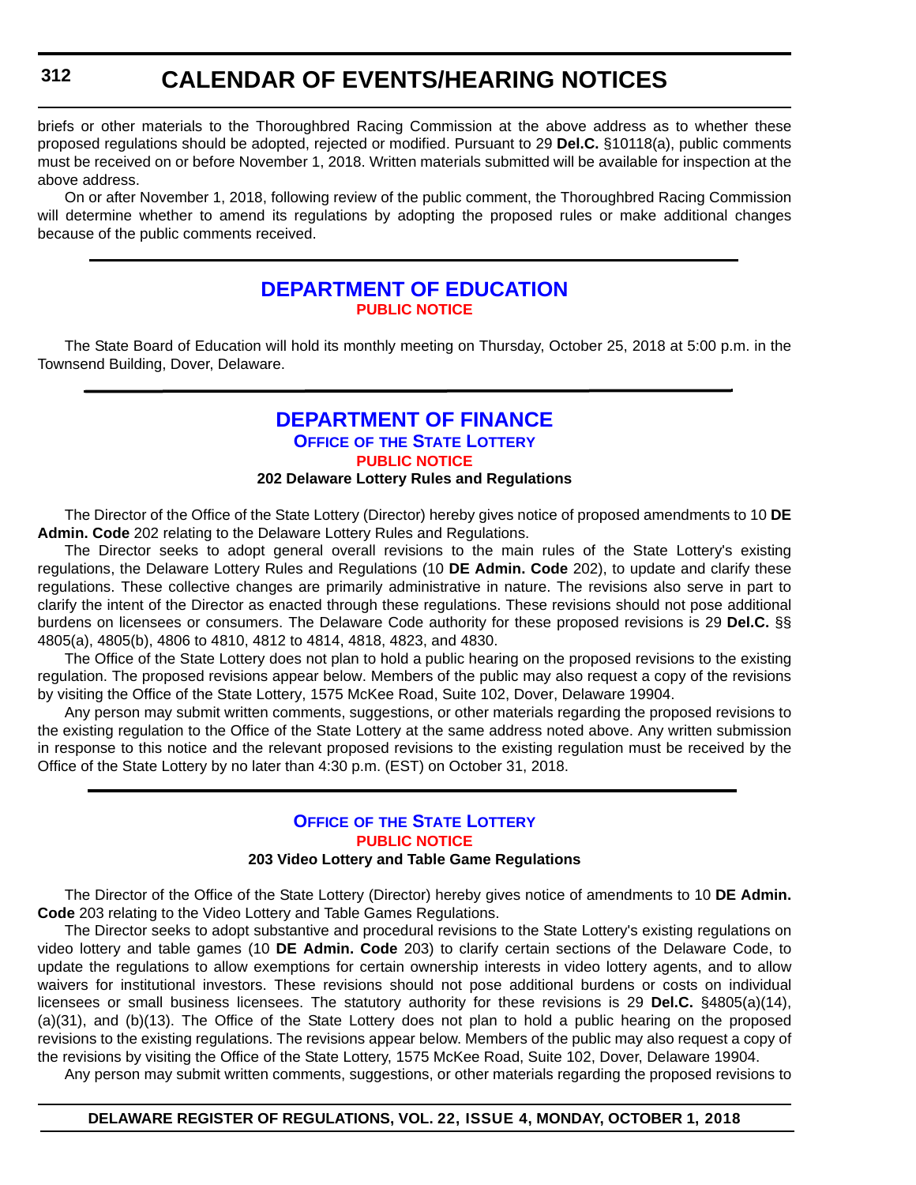briefs or other materials to the Thoroughbred Racing Commission at the above address as to whether these proposed regulations should be adopted, rejected or modified. Pursuant to 29 **Del.C.** §10118(a), public comments must be received on or before November 1, 2018. Written materials submitted will be available for inspection at the above address.

On or after November 1, 2018, following review of the public comment, the Thoroughbred Racing Commission will determine whether to amend its regulations by adopting the proposed rules or make additional changes because of the public comments received.

## DEPARTMENT OF EDUCATION

### PUBLIC NOTICE

The State Board of Education will hold its monthly meeting on Thursday, October 25, 2018 at 5:00 p.m. in the Townsend Building, Dover, Delaware.

## DEPARTMENT OF FINANCE

### OFFICE OF THE STATE LOTTERY

### PUBLIC NOTICE

**202 Delaware Lottery Rules and Regulations**

The Director of the Office of the State Lottery (Director) hereby gives notice of proposed amendments to 10 **DE Admin. Code** 202 relating to the Delaware Lottery Rules and Regulations.

The Director seeks to adopt general overall revisions to the main rules of the State Lottery's existing regulations, the Delaware Lottery Rules and Regulations (10 **DE Admin. Code** 202), to update and clarify these regulations. These collective changes are primarily administrative in nature. The revisions also serve in part to clarify the intent of the Director as enacted through these regulations. These revisions should not pose additional burdens on licensees or consumers. The Delaware Code authority for these proposed revisions is 29 **Del.C.** §§ 4805(a), 4805(b), 4806 to 4810, 4812 to 4814, 4818, 4823, and 4830.

The Office of the State Lottery does not plan to hold a public hearing on the proposed revisions to the existing regulation. The proposed revisions appear below. Members of the public may also request a copy of the revisions by visiting the Office of the State Lottery, 1575 McKee Road, Suite 102, Dover, Delaware 19904.

Any person may submit written comments, suggestions, or other materials regarding the proposed revisions to the existing regulation to the Office of the State Lottery at the same address noted above. Any written submission in response to this notice and the relevant proposed revisions to the existing regulation must be received by the Office of the State Lottery by no later than 4:30 p.m. (EST) on October 31, 2018.

### OFFICE OF THE STATE LOTTERY

### PUBLIC NOTICE

**203 Video Lottery and Table Game Regulations**

The Director of the Office of the State Lottery (Director) hereby gives notice of amendments to 10 **DE Admin. Code** 203 relating to the Video Lottery and Table Games Regulations.

The Director seeks to adopt substantive and procedural revisions to the State Lottery's existing regulations on video lottery and table games (10 **DE Admin. Code** 203) to clarify certain sections of the Delaware Code, to update the regulations to allow exemptions for certain ownership interests in video lottery agents, and to allow waivers for institutional investors. These revisions should not pose additional burdens or costs on individual licensees or small business licensees. The statutory authority for these revisions is 29 **Del.C.** §4805(a)(14), (a)(31), and (b)(13). The Office of the State Lottery does not plan to hold a public hearing on the proposed revisions to the existing regulations. The revisions appear below. Members of the public may also request a copy of the revisions by visiting the Office of the State Lottery, 1575 McKee Road, Suite 102, Dover, Delaware 19904.

Any person may submit written comments, suggestions, or other materials regarding the proposed revisions to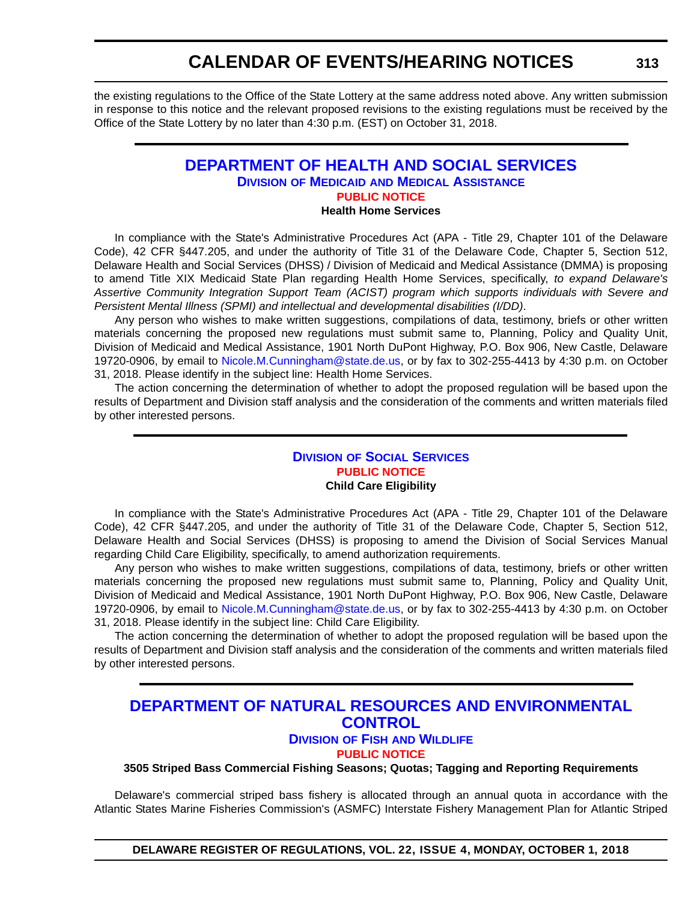the existing regulations to the Office of the State Lottery at the same address noted above. Any written submission in response to this notice and the relevant proposed revisions to the existing regulations must be received by the Office of the State Lottery by no later than 4:30 p.m. (EST) on October 31, 2018.

## DEPARTMENT OF HEALTH AND SOCIAL SERVICES

### Division of Medicaid and Medical Assistance

#### PUBLIC NOTICE

**Health Home Services**

In compliance with the State's Administrative Procedures Act (APA - Title 29, Chapter 101 of the Delaware Code), 42 CFR §447.205, and under the authority of Title 31 of the Delaware Code, Chapter 5, Section 512, Delaware Health and Social Services (DHSS) / Division of Medicaid and Medical Assistance (DMMA) is proposing to amend Title XIX Medicaid State Plan regarding Health Home Services, specifically, *to expand Delaware's Assertive Community Integration Support Team (ACIST) program which supports individuals with Severe and Persistent Mental Illness (SPMI) and intellectual and developmental disabilities (I/DD)*.

Any person who wishes to make written suggestions, compilations of data, testimony, briefs or other written materials concerning the proposed new regulations must submit same to, Planning, Policy and Quality Unit, Division of Medicaid and Medical Assistance, 1901 North DuPont Highway, P.O. Box 906, New Castle, Delaware 19720-0906, by email to Nicole.M.Cunningham@state.de.us, or by fax to 302-255-4413 by 4:30 p.m. on October 31, 2018. Please identify in the subject line: Health Home Services.

The action concerning the determination of whether to adopt the proposed regulation will be based upon the results of Department and Division staff analysis and the consideration of the comments and written materials filed by other interested persons.

### Division of Social Services

#### PUBLIC NOTICE

**Child Care Eligibility**

In compliance with the State's Administrative Procedures Act (APA - Title 29, Chapter 101 of the Delaware Code), 42 CFR §447.205, and under the authority of Title 31 of the Delaware Code, Chapter 5, Section 512, Delaware Health and Social Services (DHSS) is proposing to amend the Division of Social Services Manual regarding Child Care Eligibility, specifically, to amend authorization requirements.

Any person who wishes to make written suggestions, compilations of data, testimony, briefs or other written materials concerning the proposed new regulations must submit same to, Planning, Policy and Quality Unit, Division of Medicaid and Medical Assistance, 1901 North DuPont Highway, P.O. Box 906, New Castle, Delaware 19720-0906, by email to Nicole.M.Cunningham@state.de.us, or by fax to 302-255-4413 by 4:30 p.m. on October 31, 2018. Please identify in the subject line: Child Care Eligibility.

The action concerning the determination of whether to adopt the proposed regulation will be based upon the results of Department and Division staff analysis and the consideration of the comments and written materials filed by other interested persons.

## DEPARTMENT OF NATURAL RESOURCES AND ENVIRONMENTAL CONTROL

### Division of Fish and Wildlife

#### PUBLIC NOTICE

**3505 Striped Bass Commercial Fishing Seasons; Quotas; Tagging and Reporting Requirements**

Delaware's commercial striped bass fishery is allocated through an annual quota in accordance with the Atlantic States Marine Fisheries Commission's (ASMFC) Interstate Fishery Management Plan for Atlantic Striped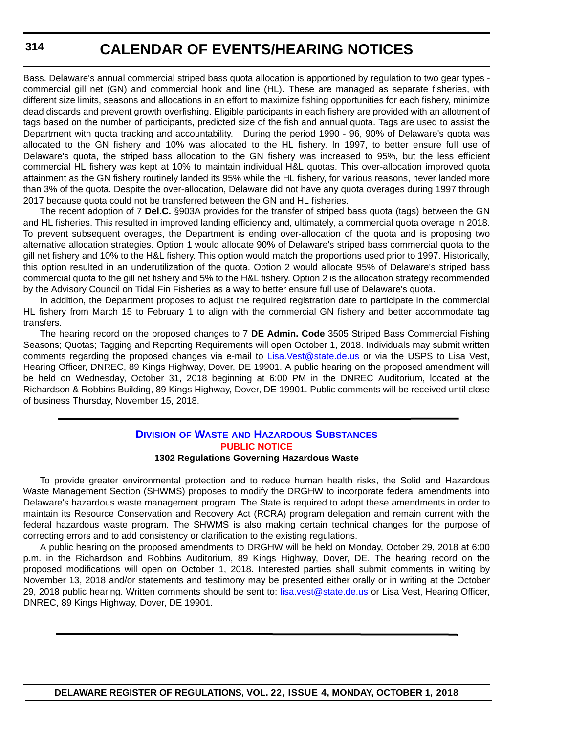Bass. Delaware's annual commercial striped bass quota allocation is apportioned by regulation to two gear types - commercial gill net (GN) and commercial hook and line (HL). These are managed as separate fisheries, with different size limits, seasons and allocations in an effort to maximize fishing opportunities for each fishery, minimize dead discards and prevent growth overfishing. Eligible participants in each fishery are provided with an allotment of tags based on the number of participants, predicted size of the fish and annual quota. Tags are used to assist the Department with quota tracking and accountability. During the period 1990 - 96, 90% of Delaware's quota was allocated to the GN fishery and 10% was allocated to the HL fishery. In 1997, to better ensure full use of Delaware's quota, the striped bass allocation to the GN fishery was increased to 95%, but the less efficient commercial HL fishery was kept at 10% to maintain individual H&L quotas. This over-allocation improved quota attainment as the GN fishery routinely landed its 95% while the HL fishery, for various reasons, never landed more than 3% of the quota. Despite the over-allocation, Delaware did not have any quota overages during 1997 through 2017 because quota could not be transferred between the GN and HL fisheries.

The recent adoption of 7 **Del.C.** §903A provides for the transfer of striped bass quota (tags) between the GN and HL fisheries. This resulted in improved landing efficiency and, ultimately, a commercial quota overage in 2018. To prevent subsequent overages, the Department is ending over-allocation of the quota and is proposing two alternative allocation strategies. Option 1 would allocate 90% of Delaware's striped bass commercial quota to the gill net fishery and 10% to the H&L fishery. This option would match the proportions used prior to 1997. Historically, this option resulted in an underutilization of the quota. Option 2 would allocate 95% of Delaware's striped bass commercial quota to the gill net fishery and 5% to the H&L fishery. Option 2 is the allocation strategy recommended by the Advisory Council on Tidal Fin Fisheries as a way to better ensure full use of Delaware's quota.

In addition, the Department proposes to adjust the required registration date to participate in the commercial HL fishery from March 15 to February 1 to align with the commercial GN fishery and better accommodate tag transfers.

The hearing record on the proposed changes to 7 **DE Admin. Code** 3505 Striped Bass Commercial Fishing Seasons; Quotas; Tagging and Reporting Requirements will open October 1, 2018. Individuals may submit written comments regarding the proposed changes via e-mail to Lisa.Vest@state.de.us or via the USPS to Lisa Vest, Hearing Officer, DNREC, 89 Kings Highway, Dover, DE 19901. A public hearing on the proposed amendment will be held on Wednesday, October 31, 2018 beginning at 6:00 PM in the DNREC Auditorium, located at the Richardson & Robbins Building, 89 Kings Highway, Dover, DE 19901. Public comments will be received until close of business Thursday, November 15, 2018.

---

## Division of Waste and Hazardous Substances

### PUBLIC NOTICE

**1302 Regulations Governing Hazardous Waste**

To provide greater environmental protection and to reduce human health risks, the Solid and Hazardous Waste Management Section (SHWMS) proposes to modify the DRGHW to incorporate federal amendments into Delaware's hazardous waste management program. The State is required to adopt these amendments in order to maintain its Resource Conservation and Recovery Act (RCRA) program delegation and remain current with the federal hazardous waste program. The SHWMS is also making certain technical changes for the purpose of correcting errors and to add consistency or clarification to the existing regulations.

A public hearing on the proposed amendments to DRGHW will be held on Monday, October 29, 2018 at 6:00 p.m. in the Richardson and Robbins Auditorium, 89 Kings Highway, Dover, DE. The hearing record on the proposed modifications will open on October 1, 2018. Interested parties shall submit comments in writing by November 13, 2018 and/or statements and testimony may be presented either orally or in writing at the October 29, 2018 public hearing. Written comments should be sent to: lisa.vest@state.de.us or Lisa Vest, Hearing Officer, DNREC, 89 Kings Highway, Dover, DE 19901.

---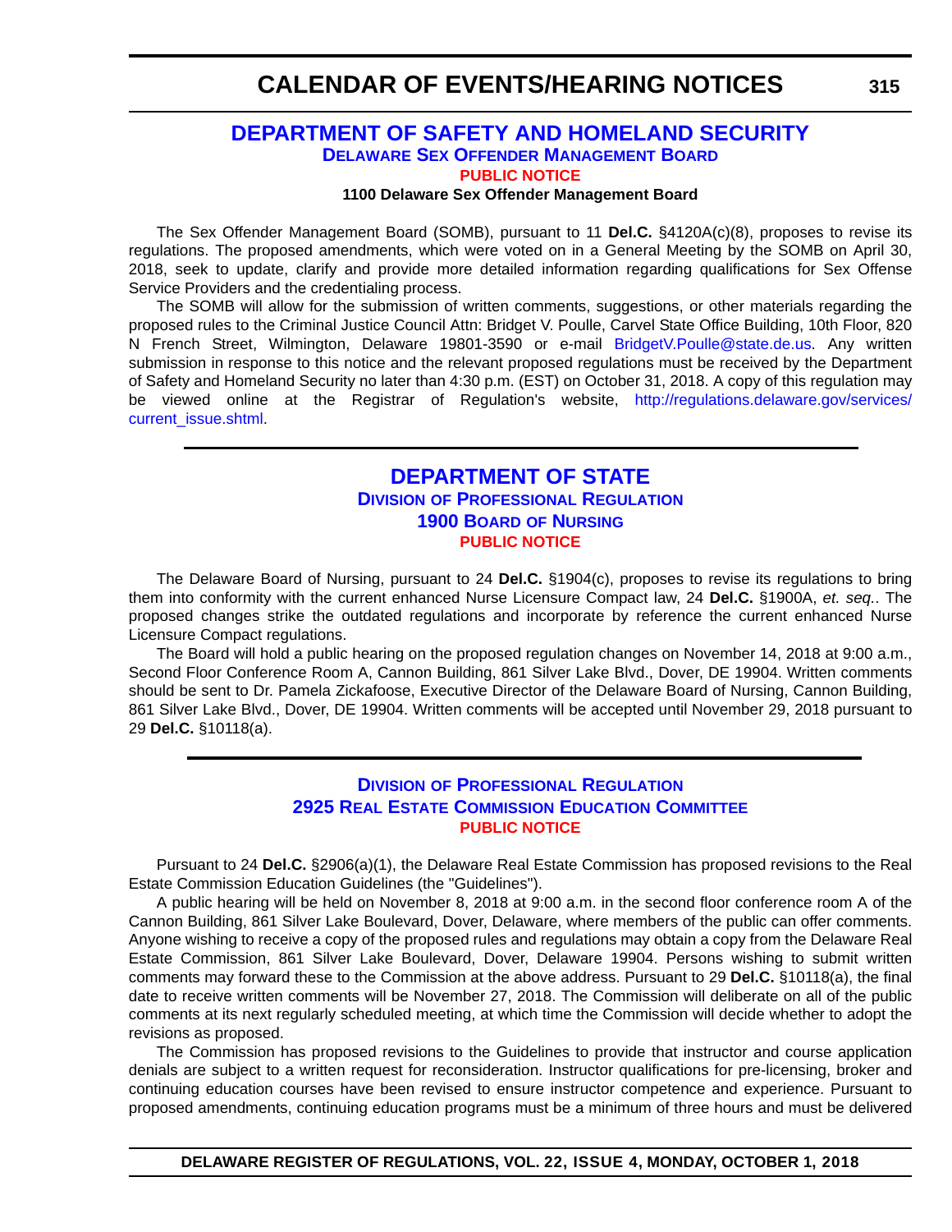# CALENDAR OF EVENTS/HEARING NOTICES

## DEPARTMENT OF SAFETY AND HOMELAND SECURITY

### Delaware Sex Offender Management Board

**PUBLIC NOTICE**

**1100 Delaware Sex Offender Management Board**

The Sex Offender Management Board (SOMB), pursuant to 11 **Del.C.** §4120A(c)(8), proposes to revise its regulations. The proposed amendments, which were voted on in a General Meeting by the SOMB on April 30, 2018, seek to update, clarify and provide more detailed information regarding qualifications for Sex Offense Service Providers and the credentialing process.

The SOMB will allow for the submission of written comments, suggestions, or other materials regarding the proposed rules to the Criminal Justice Council Attn: Bridget V. Poulle, Carvel State Office Building, 10th Floor, 820 N French Street, Wilmington, Delaware 19801-3590 or e-mail BridgetV.Poulle@state.de.us. Any written submission in response to this notice and the relevant proposed regulations must be received by the Department of Safety and Homeland Security no later than 4:30 p.m. (EST) on October 31, 2018. A copy of this regulation may be viewed online at the Registrar of Regulation's website, http://regulations.delaware.gov/services/current_issue.shtml.

---

## DEPARTMENT OF STATE

### Division of Professional Regulation

### 1900 Board of Nursing

**PUBLIC NOTICE**

The Delaware Board of Nursing, pursuant to 24 **Del.C.** §1904(c), proposes to revise its regulations to bring them into conformity with the current enhanced Nurse Licensure Compact law, 24 **Del.C.** §1900A, *et. seq.*. The proposed changes strike the outdated regulations and incorporate by reference the current enhanced Nurse Licensure Compact regulations.

The Board will hold a public hearing on the proposed regulation changes on November 14, 2018 at 9:00 a.m., Second Floor Conference Room A, Cannon Building, 861 Silver Lake Blvd., Dover, DE 19904. Written comments should be sent to Dr. Pamela Zickafoose, Executive Director of the Delaware Board of Nursing, Cannon Building, 861 Silver Lake Blvd., Dover, DE 19904. Written comments will be accepted until November 29, 2018 pursuant to 29 **Del.C.** §10118(a).

---

### Division of Professional Regulation

### 2925 Real Estate Commission Education Committee

**PUBLIC NOTICE**

Pursuant to 24 **Del.C.** §2906(a)(1), the Delaware Real Estate Commission has proposed revisions to the Real Estate Commission Education Guidelines (the "Guidelines").

A public hearing will be held on November 8, 2018 at 9:00 a.m. in the second floor conference room A of the Cannon Building, 861 Silver Lake Boulevard, Dover, Delaware, where members of the public can offer comments. Anyone wishing to receive a copy of the proposed rules and regulations may obtain a copy from the Delaware Real Estate Commission, 861 Silver Lake Boulevard, Dover, Delaware 19904. Persons wishing to submit written comments may forward these to the Commission at the above address. Pursuant to 29 **Del.C.** §10118(a), the final date to receive written comments will be November 27, 2018. The Commission will deliberate on all of the public comments at its next regularly scheduled meeting, at which time the Commission will decide whether to adopt the revisions as proposed.

The Commission has proposed revisions to the Guidelines to provide that instructor and course application denials are subject to a written request for reconsideration. Instructor qualifications for pre-licensing, broker and continuing education courses have been revised to ensure instructor competence and experience. Pursuant to proposed amendments, continuing education programs must be a minimum of three hours and must be delivered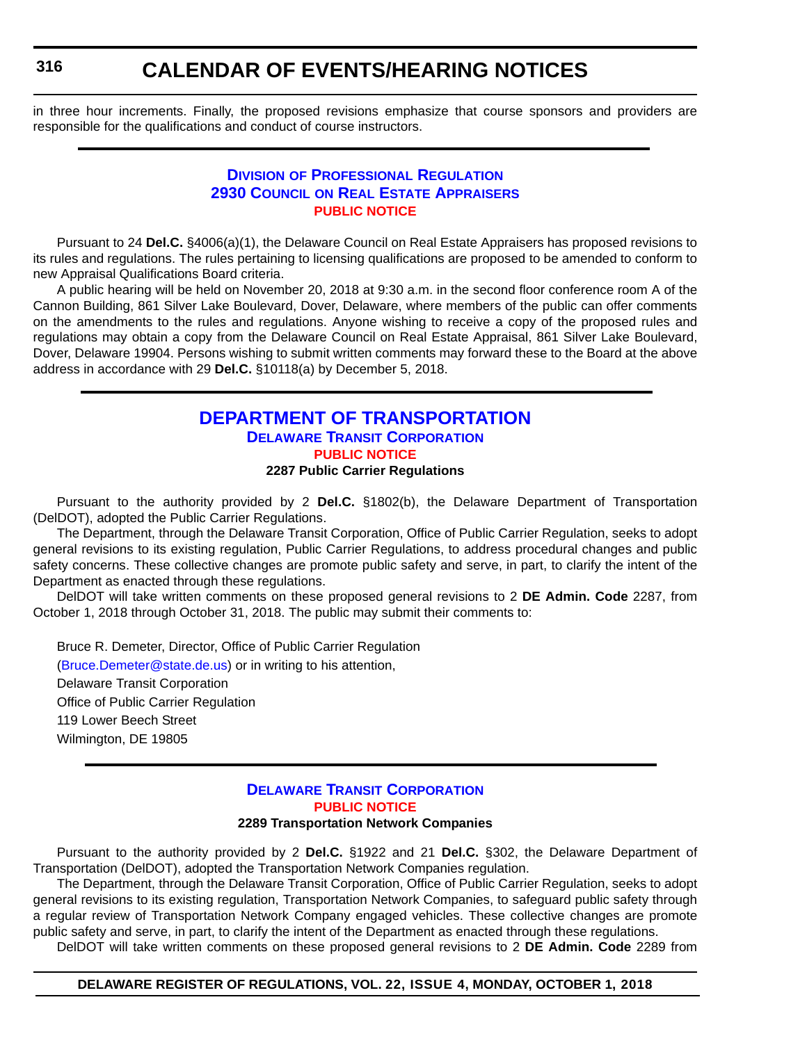in three hour increments. Finally, the proposed revisions emphasize that course sponsors and providers are responsible for the qualifications and conduct of course instructors.

---

### Division of Professional Regulation
### 2930 Council on Real Estate Appraisers
### Public Notice

Pursuant to 24 **Del.C.** §4006(a)(1), the Delaware Council on Real Estate Appraisers has proposed revisions to its rules and regulations. The rules pertaining to licensing qualifications are proposed to be amended to conform to new Appraisal Qualifications Board criteria.

A public hearing will be held on November 20, 2018 at 9:30 a.m. in the second floor conference room A of the Cannon Building, 861 Silver Lake Boulevard, Dover, Delaware, where members of the public can offer comments on the amendments to the rules and regulations. Anyone wishing to receive a copy of the proposed rules and regulations may obtain a copy from the Delaware Council on Real Estate Appraisal, 861 Silver Lake Boulevard, Dover, Delaware 19904. Persons wishing to submit written comments may forward these to the Board at the above address in accordance with 29 **Del.C.** §10118(a) by December 5, 2018.

---

## Department of Transportation
### Delaware Transit Corporation
### Public Notice
**2287 Public Carrier Regulations**

Pursuant to the authority provided by 2 **Del.C.** §1802(b), the Delaware Department of Transportation (DelDOT), adopted the Public Carrier Regulations.

The Department, through the Delaware Transit Corporation, Office of Public Carrier Regulation, seeks to adopt general revisions to its existing regulation, Public Carrier Regulations, to address procedural changes and public safety concerns. These collective changes are promote public safety and serve, in part, to clarify the intent of the Department as enacted through these regulations.

DelDOT will take written comments on these proposed general revisions to 2 **DE Admin. Code** 2287, from October 1, 2018 through October 31, 2018. The public may submit their comments to:

Bruce R. Demeter, Director, Office of Public Carrier Regulation
(Bruce.Demeter@state.de.us) or in writing to his attention,
Delaware Transit Corporation
Office of Public Carrier Regulation
119 Lower Beech Street
Wilmington, DE 19805

---

### Delaware Transit Corporation
### Public Notice
**2289 Transportation Network Companies**

Pursuant to the authority provided by 2 **Del.C.** §1922 and 21 **Del.C.** §302, the Delaware Department of Transportation (DelDOT), adopted the Transportation Network Companies regulation.

The Department, through the Delaware Transit Corporation, Office of Public Carrier Regulation, seeks to adopt general revisions to its existing regulation, Transportation Network Companies, to safeguard public safety through a regular review of Transportation Network Company engaged vehicles. These collective changes are promote public safety and serve, in part, to clarify the intent of the Department as enacted through these regulations.

DelDOT will take written comments on these proposed general revisions to 2 **DE Admin. Code** 2289 from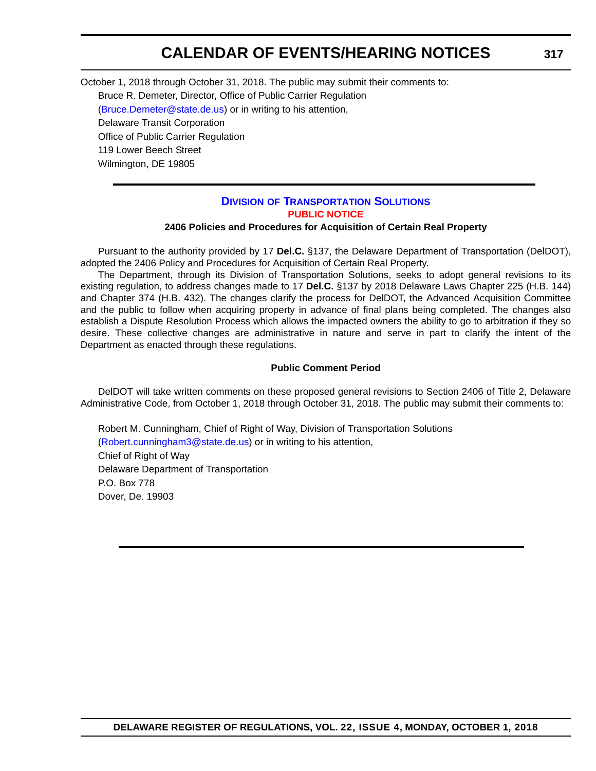October 1, 2018 through October 31, 2018. The public may submit their comments to:

Bruce R. Demeter, Director, Office of Public Carrier Regulation
(Bruce.Demeter@state.de.us) or in writing to his attention,
Delaware Transit Corporation
Office of Public Carrier Regulation
119 Lower Beech Street
Wilmington, DE 19805

---

## DIVISION OF TRANSPORTATION SOLUTIONS

### PUBLIC NOTICE

**2406 Policies and Procedures for Acquisition of Certain Real Property**

Pursuant to the authority provided by 17 **Del.C.** §137, the Delaware Department of Transportation (DelDOT), adopted the 2406 Policy and Procedures for Acquisition of Certain Real Property.

The Department, through its Division of Transportation Solutions, seeks to adopt general revisions to its existing regulation, to address changes made to 17 **Del.C.** §137 by 2018 Delaware Laws Chapter 225 (H.B. 144) and Chapter 374 (H.B. 432). The changes clarify the process for DelDOT, the Advanced Acquisition Committee and the public to follow when acquiring property in advance of final plans being completed. The changes also establish a Dispute Resolution Process which allows the impacted owners the ability to go to arbitration if they so desire. These collective changes are administrative in nature and serve in part to clarify the intent of the Department as enacted through these regulations.

**Public Comment Period**

DelDOT will take written comments on these proposed general revisions to Section 2406 of Title 2, Delaware Administrative Code, from October 1, 2018 through October 31, 2018. The public may submit their comments to:

Robert M. Cunningham, Chief of Right of Way, Division of Transportation Solutions
(Robert.cunningham3@state.de.us) or in writing to his attention,
Chief of Right of Way
Delaware Department of Transportation
P.O. Box 778
Dover, De. 19903